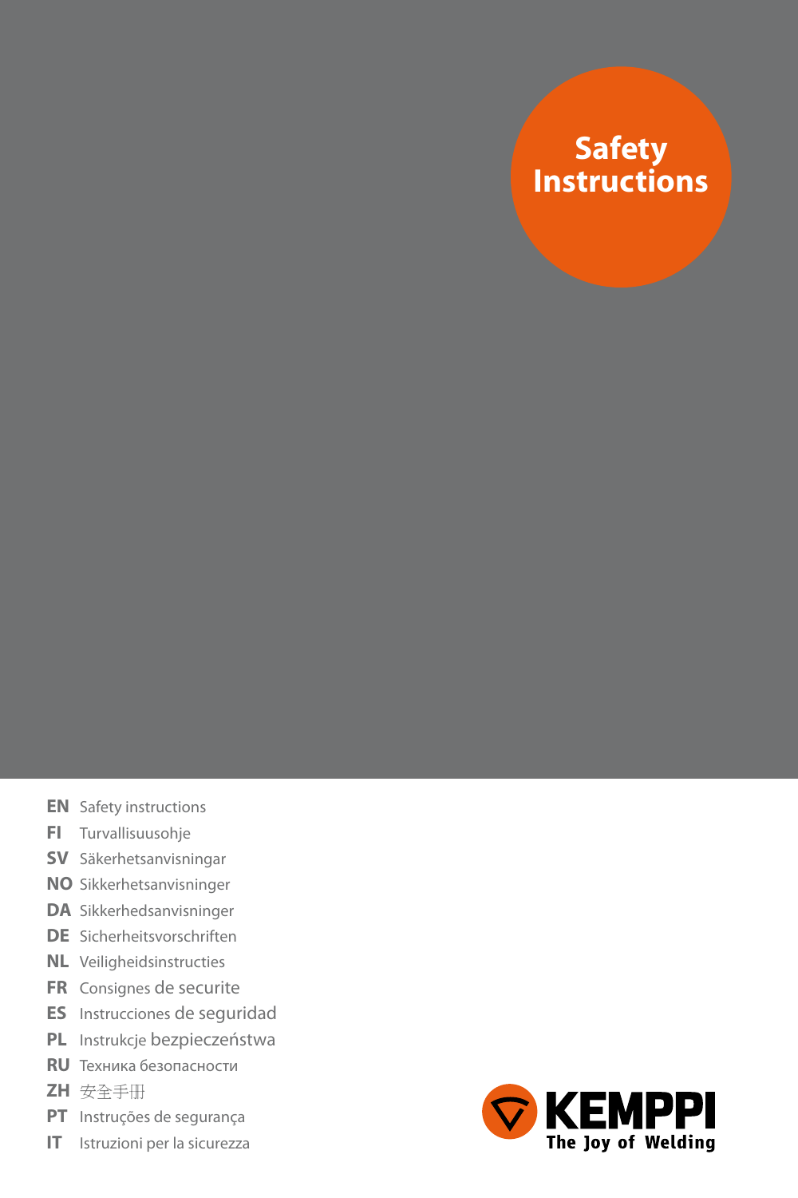# Safety Instructions

**EN** Safety instructions
**FI** Turvallisuusohje
**SV** Säkerhetsanvisningar
**NO** Sikkerhetsanvisninger
**DA** Sikkerhedsanvisninger
**DE** Sicherheitsvorschriften
**NL** Veiligheidsinstructies
**FR** Consignes de securite
**ES** Instrucciones de seguridad
**PL** Instrukcje bezpieczeństwa
**RU** Техника безопасности
**ZH** 安全手册
**PT** Instruções de segurança
**IT** Istruzioni per la sicurezza

KEMPPI
The Joy of Welding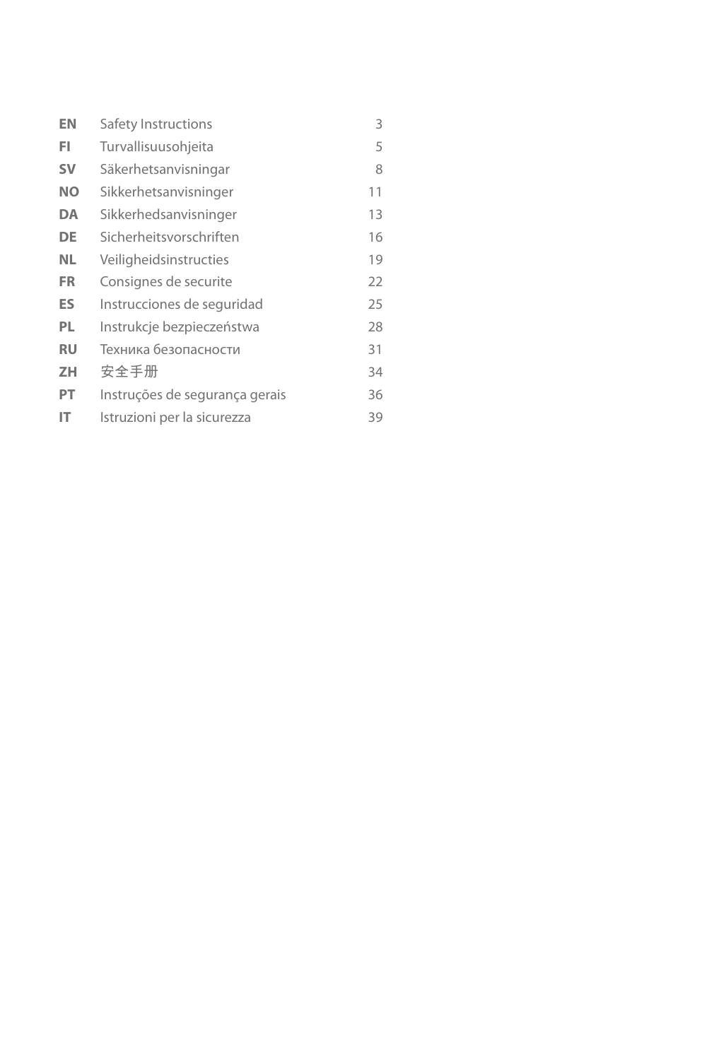| | | |
|---|---|---|
| **EN** | Safety Instructions | 3 |
| **FI** | Turvallisuusohjeita | 5 |
| **SV** | Säkerhetsanvisningar | 8 |
| **NO** | Sikkerhetsanvisninger | 11 |
| **DA** | Sikkerhedsanvisninger | 13 |
| **DE** | Sicherheitsvorschriften | 16 |
| **NL** | Veiligheidsinstructies | 19 |
| **FR** | Consignes de securite | 22 |
| **ES** | Instrucciones de seguridad | 25 |
| **PL** | Instrukcje bezpieczeństwa | 28 |
| **RU** | Техника безопасности | 31 |
| **ZH** | 安全手册 | 34 |
| **PT** | Instruções de segurança gerais | 36 |
| **IT** | Istruzioni per la sicurezza | 39 |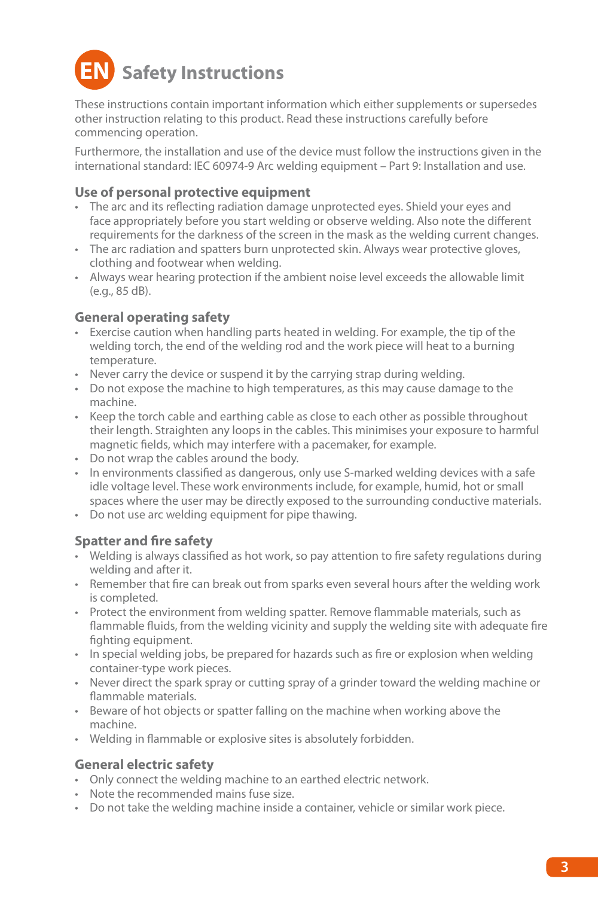# EN Safety Instructions

These instructions contain important information which either supplements or supersedes other instruction relating to this product. Read these instructions carefully before commencing operation.

Furthermore, the installation and use of the device must follow the instructions given in the international standard: IEC 60974-9 Arc welding equipment – Part 9: Installation and use.

## Use of personal protective equipment

- The arc and its reflecting radiation damage unprotected eyes. Shield your eyes and face appropriately before you start welding or observe welding. Also note the different requirements for the darkness of the screen in the mask as the welding current changes.
- The arc radiation and spatters burn unprotected skin. Always wear protective gloves, clothing and footwear when welding.
- Always wear hearing protection if the ambient noise level exceeds the allowable limit (e.g., 85 dB).

## General operating safety

- Exercise caution when handling parts heated in welding. For example, the tip of the welding torch, the end of the welding rod and the work piece will heat to a burning temperature.
- Never carry the device or suspend it by the carrying strap during welding.
- Do not expose the machine to high temperatures, as this may cause damage to the machine.
- Keep the torch cable and earthing cable as close to each other as possible throughout their length. Straighten any loops in the cables. This minimises your exposure to harmful magnetic fields, which may interfere with a pacemaker, for example.
- Do not wrap the cables around the body.
- In environments classified as dangerous, only use S-marked welding devices with a safe idle voltage level. These work environments include, for example, humid, hot or small spaces where the user may be directly exposed to the surrounding conductive materials.
- Do not use arc welding equipment for pipe thawing.

## Spatter and fire safety

- Welding is always classified as hot work, so pay attention to fire safety regulations during welding and after it.
- Remember that fire can break out from sparks even several hours after the welding work is completed.
- Protect the environment from welding spatter. Remove flammable materials, such as flammable fluids, from the welding vicinity and supply the welding site with adequate fire fighting equipment.
- In special welding jobs, be prepared for hazards such as fire or explosion when welding container-type work pieces.
- Never direct the spark spray or cutting spray of a grinder toward the welding machine or flammable materials.
- Beware of hot objects or spatter falling on the machine when working above the machine.
- Welding in flammable or explosive sites is absolutely forbidden.

## General electric safety

- Only connect the welding machine to an earthed electric network.
- Note the recommended mains fuse size.
- Do not take the welding machine inside a container, vehicle or similar work piece.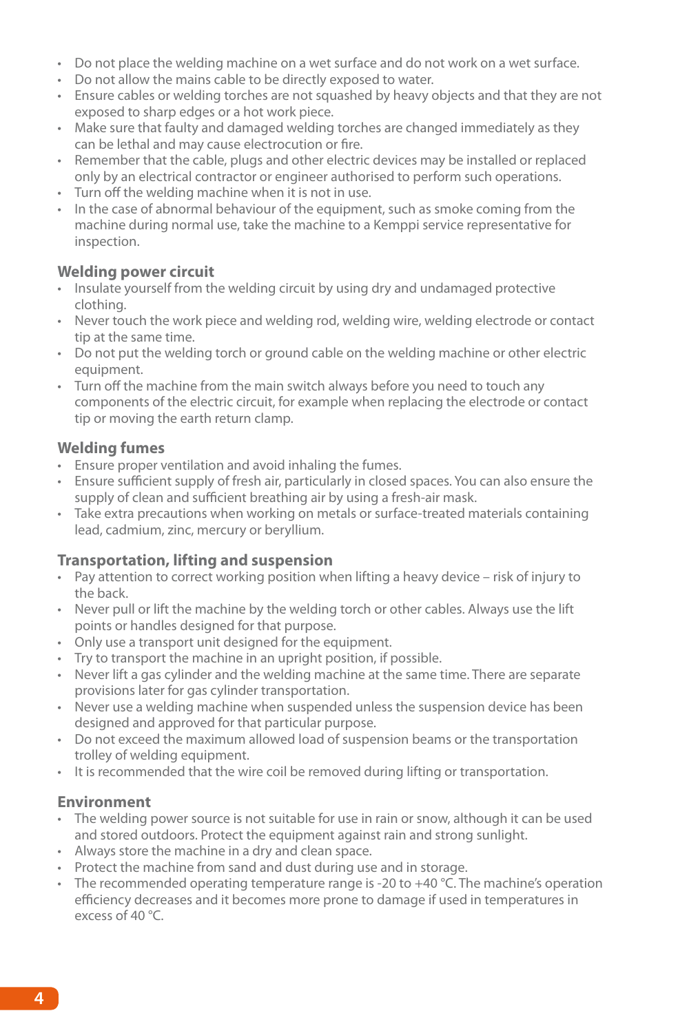- Do not place the welding machine on a wet surface and do not work on a wet surface.
- Do not allow the mains cable to be directly exposed to water.
- Ensure cables or welding torches are not squashed by heavy objects and that they are not exposed to sharp edges or a hot work piece.
- Make sure that faulty and damaged welding torches are changed immediately as they can be lethal and may cause electrocution or fire.
- Remember that the cable, plugs and other electric devices may be installed or replaced only by an electrical contractor or engineer authorised to perform such operations.
- Turn off the welding machine when it is not in use.
- In the case of abnormal behaviour of the equipment, such as smoke coming from the machine during normal use, take the machine to a Kemppi service representative for inspection.

### Welding power circuit

- Insulate yourself from the welding circuit by using dry and undamaged protective clothing.
- Never touch the work piece and welding rod, welding wire, welding electrode or contact tip at the same time.
- Do not put the welding torch or ground cable on the welding machine or other electric equipment.
- Turn off the machine from the main switch always before you need to touch any components of the electric circuit, for example when replacing the electrode or contact tip or moving the earth return clamp.

### Welding fumes

- Ensure proper ventilation and avoid inhaling the fumes.
- Ensure sufficient supply of fresh air, particularly in closed spaces. You can also ensure the supply of clean and sufficient breathing air by using a fresh-air mask.
- Take extra precautions when working on metals or surface-treated materials containing lead, cadmium, zinc, mercury or beryllium.

### Transportation, lifting and suspension

- Pay attention to correct working position when lifting a heavy device – risk of injury to the back.
- Never pull or lift the machine by the welding torch or other cables. Always use the lift points or handles designed for that purpose.
- Only use a transport unit designed for the equipment.
- Try to transport the machine in an upright position, if possible.
- Never lift a gas cylinder and the welding machine at the same time. There are separate provisions later for gas cylinder transportation.
- Never use a welding machine when suspended unless the suspension device has been designed and approved for that particular purpose.
- Do not exceed the maximum allowed load of suspension beams or the transportation trolley of welding equipment.
- It is recommended that the wire coil be removed during lifting or transportation.

### Environment

- The welding power source is not suitable for use in rain or snow, although it can be used and stored outdoors. Protect the equipment against rain and strong sunlight.
- Always store the machine in a dry and clean space.
- Protect the machine from sand and dust during use and in storage.
- The recommended operating temperature range is -20 to +40 °C. The machine's operation efficiency decreases and it becomes more prone to damage if used in temperatures in excess of 40 °C.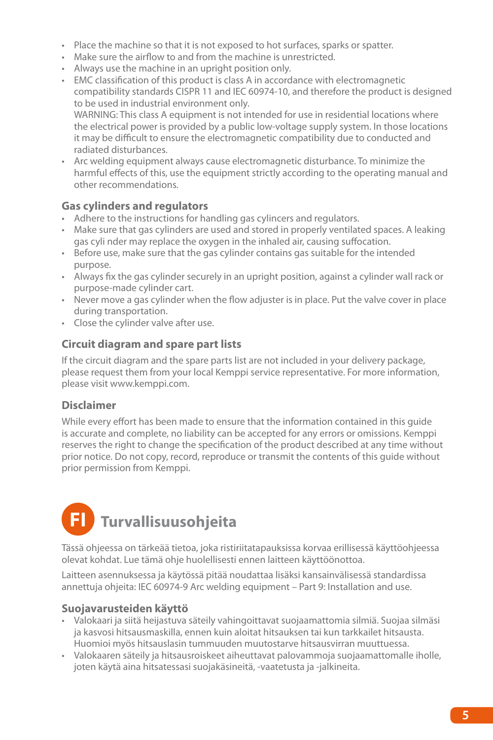- Place the machine so that it is not exposed to hot surfaces, sparks or spatter.
- Make sure the airflow to and from the machine is unrestricted.
- Always use the machine in an upright position only.
- EMC classification of this product is class A in accordance with electromagnetic compatibility standards CISPR 11 and IEC 60974-10, and therefore the product is designed to be used in industrial environment only.
  WARNING: This class A equipment is not intended for use in residential locations where the electrical power is provided by a public low-voltage supply system. In those locations it may be difficult to ensure the electromagnetic compatibility due to conducted and radiated disturbances.
- Arc welding equipment always cause electromagnetic disturbance. To minimize the harmful effects of this, use the equipment strictly according to the operating manual and other recommendations.

### Gas cylinders and regulators

- Adhere to the instructions for handling gas cylincers and regulators.
- Make sure that gas cylinders are used and stored in properly ventilated spaces. A leaking gas cyli nder may replace the oxygen in the inhaled air, causing suffocation.
- Before use, make sure that the gas cylinder contains gas suitable for the intended purpose.
- Always fix the gas cylinder securely in an upright position, against a cylinder wall rack or purpose-made cylinder cart.
- Never move a gas cylinder when the flow adjuster is in place. Put the valve cover in place during transportation.
- Close the cylinder valve after use.

### Circuit diagram and spare part lists

If the circuit diagram and the spare parts list are not included in your delivery package, please request them from your local Kemppi service representative. For more information, please visit www.kemppi.com.

### Disclaimer

While every effort has been made to ensure that the information contained in this guide is accurate and complete, no liability can be accepted for any errors or omissions. Kemppi reserves the right to change the specification of the product described at any time without prior notice. Do not copy, record, reproduce or transmit the contents of this guide without prior permission from Kemppi.

## FI Turvallisuusohjeita

Tässä ohjeessa on tärkeää tietoa, joka ristiriitatapauksissa korvaa erillisessä käyttöohjeessa olevat kohdat. Lue tämä ohje huolellisesti ennen laitteen käyttöönottoa.

Laitteen asennuksessa ja käytössä pitää noudattaa lisäksi kansainvälisessä standardissa annettuja ohjeita: IEC 60974-9 Arc welding equipment – Part 9: Installation and use.

### Suojavarusteiden käyttö

- Valokaari ja siitä heijastuva säteily vahingoittavat suojaamattomia silmiä. Suojaa silmäsi ja kasvosi hitsausmaskilla, ennen kuin aloitat hitsauksen tai kun tarkkailet hitsausta. Huomioi myös hitsauslasin tummuuden muutostarve hitsausvirran muuttuessa.
- Valokaaren säteily ja hitsausroiskeet aiheuttavat palovammoja suojaamattomalle iholle, joten käytä aina hitsatessasi suojakäsineitä, -vaatetusta ja -jalkineita.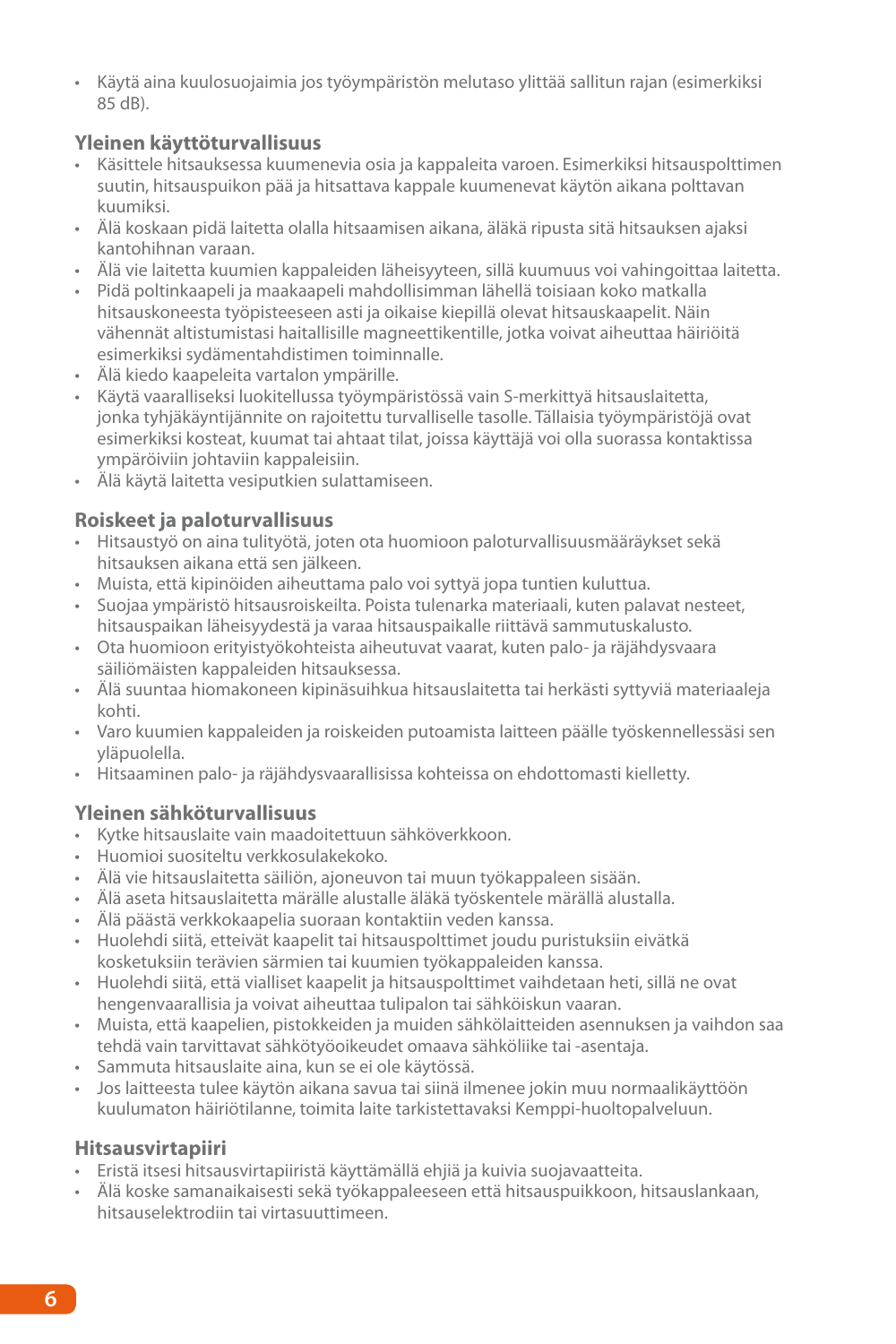- Käytä aina kuulosuojaimia jos työympäristön melutaso ylittää sallitun rajan (esimerkiksi 85 dB).

### Yleinen käyttöturvallisuus

- Käsittele hitsauksessa kuumenevia osia ja kappaleita varoen. Esimerkiksi hitsauspolttimen suutin, hitsauspuikon pää ja hitsattava kappale kuumenevat käytön aikana polttavan kuumiksi.
- Älä koskaan pidä laitetta olalla hitsaamisen aikana, äläkä ripusta sitä hitsauksen ajaksi kantohihnan varaan.
- Älä vie laitetta kuumien kappaleiden läheisyyteen, sillä kuumuus voi vahingoittaa laitetta.
- Pidä poltinkaapeli ja maakaapeli mahdollisimman lähellä toisiaan koko matkalla hitsauskoneesta työpisteeseen asti ja oikaise kiepillä olevat hitsauskaapelit. Näin vähennät altistumistasi haitallisille magneettikentille, jotka voivat aiheuttaa häiriöitä esimerkiksi sydämentahdistimen toiminnalle.
- Älä kiedo kaapeleita vartalon ympärille.
- Käytä vaaralliseksi luokitellussa työympäristössä vain S-merkittyä hitsauslaitetta, jonka tyhjäkäyntijännite on rajoitettu turvalliselle tasolle. Tällaisia työympäristöjä ovat esimerkiksi kosteat, kuumat tai ahtaat tilat, joissa käyttäjä voi olla suorassa kontaktissa ympäröiviin johtaviin kappaleisiin.
- Älä käytä laitetta vesiputkien sulattamiseen.

### Roiskeet ja paloturvallisuus

- Hitsaustyö on aina tulityötä, joten ota huomioon paloturvallisuusmääräykset sekä hitsauksen aikana että sen jälkeen.
- Muista, että kipinöiden aiheuttama palo voi syttyä jopa tuntien kuluttua.
- Suojaa ympäristö hitsausroiskeilta. Poista tulenarka materiaali, kuten palavat nesteet, hitsauspaikan läheisyydestä ja varaa hitsauspaikalle riittävä sammutuskalusto.
- Ota huomioon erityistyökohteista aiheutuvat vaarat, kuten palo- ja räjähdysvaara säiliömäisten kappaleiden hitsauksessa.
- Älä suuntaa hiomakoneen kipinäsuihkua hitsauslaitetta tai herkästi syttyviä materiaaleja kohti.
- Varo kuumien kappaleiden ja roiskeiden putoamista laitteen päälle työskennellessäsi sen yläpuolella.
- Hitsaaminen palo- ja räjähdysvaarallisissa kohteissa on ehdottomasti kielletty.

### Yleinen sähköturvallisuus

- Kytke hitsauslaite vain maadoitettuun sähköverkkoon.
- Huomioi suositeltu verkkosulakekoko.
- Älä vie hitsauslaitetta säiliön, ajoneuvon tai muun työkappaleen sisään.
- Älä aseta hitsauslaitetta märälle alustalle äläkä työskentele märällä alustalla.
- Älä päästä verkkokaapelia suoraan kontaktiin veden kanssa.
- Huolehdi siitä, etteivät kaapelit tai hitsauspolttimet joudu puristuksiin eivätkä kosketuksiin terävien särmien tai kuumien työkappaleiden kanssa.
- Huolehdi siitä, että vialliset kaapelit ja hitsauspolttimet vaihdetaan heti, sillä ne ovat hengenvaarallisia ja voivat aiheuttaa tulipalon tai sähköiskun vaaran.
- Muista, että kaapelien, pistokkeiden ja muiden sähkölaitteiden asennuksen ja vaihdon saa tehdä vain tarvittavat sähkötyöoikeudet omaava sähköliike tai -asentaja.
- Sammuta hitsauslaite aina, kun se ei ole käytössä.
- Jos laitteesta tulee käytön aikana savua tai siinä ilmenee jokin muu normaalikäyttöön kuulumaton häiriötilanne, toimita laite tarkistettavaksi Kemppi-huoltopalveluun.

### Hitsausvirtapiiri

- Eristä itsesi hitsausvirtapiiristä käyttämällä ehjiä ja kuivia suojavaatteita.
- Älä koske samanaikaisesti sekä työkappaleeseen että hitsauspuikkoon, hitsauslankaan, hitsauselektrodiin tai virtasuuttimeen.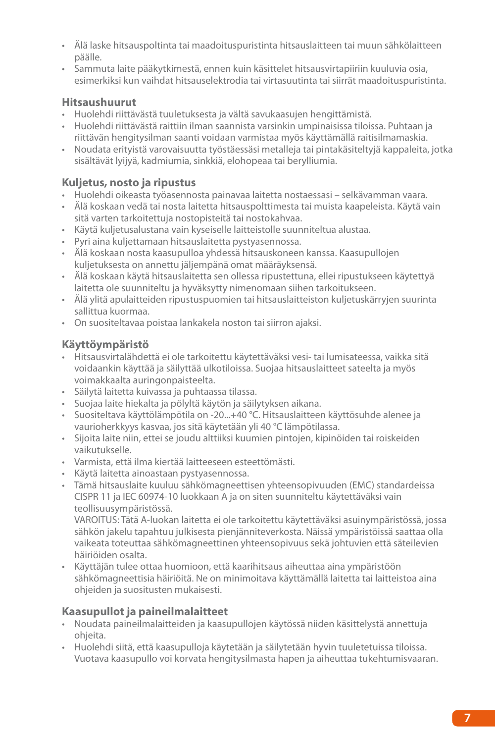- Älä laske hitsauspoltinta tai maadoituspuristinta hitsauslaitteen tai muun sähkölaitteen päälle.
- Sammuta laite pääkytkimestä, ennen kuin käsittelet hitsausvirtapiiriin kuuluvia osia, esimerkiksi kun vaihdat hitsauselektrodia tai virtasuutinta tai siirrät maadoituspuristinta.

### Hitsaushuurut

- Huolehdi riittävästä tuuletuksesta ja vältä savukaasujen hengittämistä.
- Huolehdi riittävästä raittiin ilman saannista varsinkin umpinaisissa tiloissa. Puhtaan ja riittävän hengitysilman saanti voidaan varmistaa myös käyttämällä raitisilmamaskia.
- Noudata erityistä varovaisuutta työstäessäsi metalleja tai pintakäsiteltyjä kappaleita, jotka sisältävät lyijyä, kadmiumia, sinkkiä, elohopeaa tai berylliumia.

### Kuljetus, nosto ja ripustus

- Huolehdi oikeasta työasennosta painavaa laitetta nostaessasi – selkävamman vaara.
- Älä koskaan vedä tai nosta laitetta hitsauspolttimesta tai muista kaapeleista. Käytä vain sitä varten tarkoitettuja nostopisteitä tai nostokahvaa.
- Käytä kuljetusalustana vain kyseiselle laitteistolle suunniteltua alustaa.
- Pyri aina kuljettamaan hitsauslaitetta pystyasennossa.
- Älä koskaan nosta kaasupulloa yhdessä hitsauskoneen kanssa. Kaasupullojen kuljetuksesta on annettu jäljempänä omat määräyksensä.
- Älä koskaan käytä hitsauslaitetta sen ollessa ripustettuna, ellei ripustukseen käytettyä laitetta ole suunniteltu ja hyväksytty nimenomaan siihen tarkoitukseen.
- Älä ylitä apulaitteiden ripustuspuomien tai hitsauslaitteiston kuljetuskärryjen suurinta sallittua kuormaa.
- On suositeltavaa poistaa lankakela noston tai siirron ajaksi.

### Käyttöympäristö

- Hitsausvirtalähdettä ei ole tarkoitettu käytettäväksi vesi- tai lumisateessa, vaikka sitä voidaankin käyttää ja säilyttää ulkotiloissa. Suojaa hitsauslaitteet sateelta ja myös voimakkaalta auringonpaisteelta.
- Säilytä laitetta kuivassa ja puhtaassa tilassa.
- Suojaa laite hiekalta ja pölyltä käytön ja säilytyksen aikana.
- Suositeltava käyttölämpötila on -20...+40 °C. Hitsauslaitteen käyttösuhde alenee ja vaurioherkkyys kasvaa, jos sitä käytetään yli 40 °C lämpötilassa.
- Sijoita laite niin, ettei se joudu alttiiksi kuumien pintojen, kipinöiden tai roiskeiden vaikutukselle.
- Varmista, että ilma kiertää laitteeseen esteettömästi.
- Käytä laitetta ainoastaan pystyasennossa.
- Tämä hitsauslaite kuuluu sähkömagneettisen yhteensopivuuden (EMC) standardeissa CISPR 11 ja IEC 60974-10 luokkaan A ja on siten suunniteltu käytettäväksi vain teollisuusympäristössä.
  VAROITUS: Tätä A-luokan laitetta ei ole tarkoitettu käytettäväksi asuinympäristössä, jossa sähkön jakelu tapahtuu julkisesta pienjänniteverkosta. Näissä ympäristöissä saattaa olla vaikeata toteuttaa sähkömagneettinen yhteensopivuus sekä johtuvien että säteilevien häiriöiden osalta.
- Käyttäjän tulee ottaa huomioon, että kaarihitsaus aiheuttaa aina ympäristöön sähkömagneettisia häiriöitä. Ne on minimoitava käyttämällä laitetta tai laitteistoa aina ohjeiden ja suositusten mukaisesti.

### Kaasupullot ja paineilmalaitteet

- Noudata paineilmalaitteiden ja kaasupullojen käytössä niiden käsittelystä annettuja ohjeita.
- Huolehdi siitä, että kaasupulloja käytetään ja säilytetään hyvin tuuletetuissa tiloissa. Vuotava kaasupullo voi korvata hengitysilmasta hapen ja aiheuttaa tukehtumisvaaran.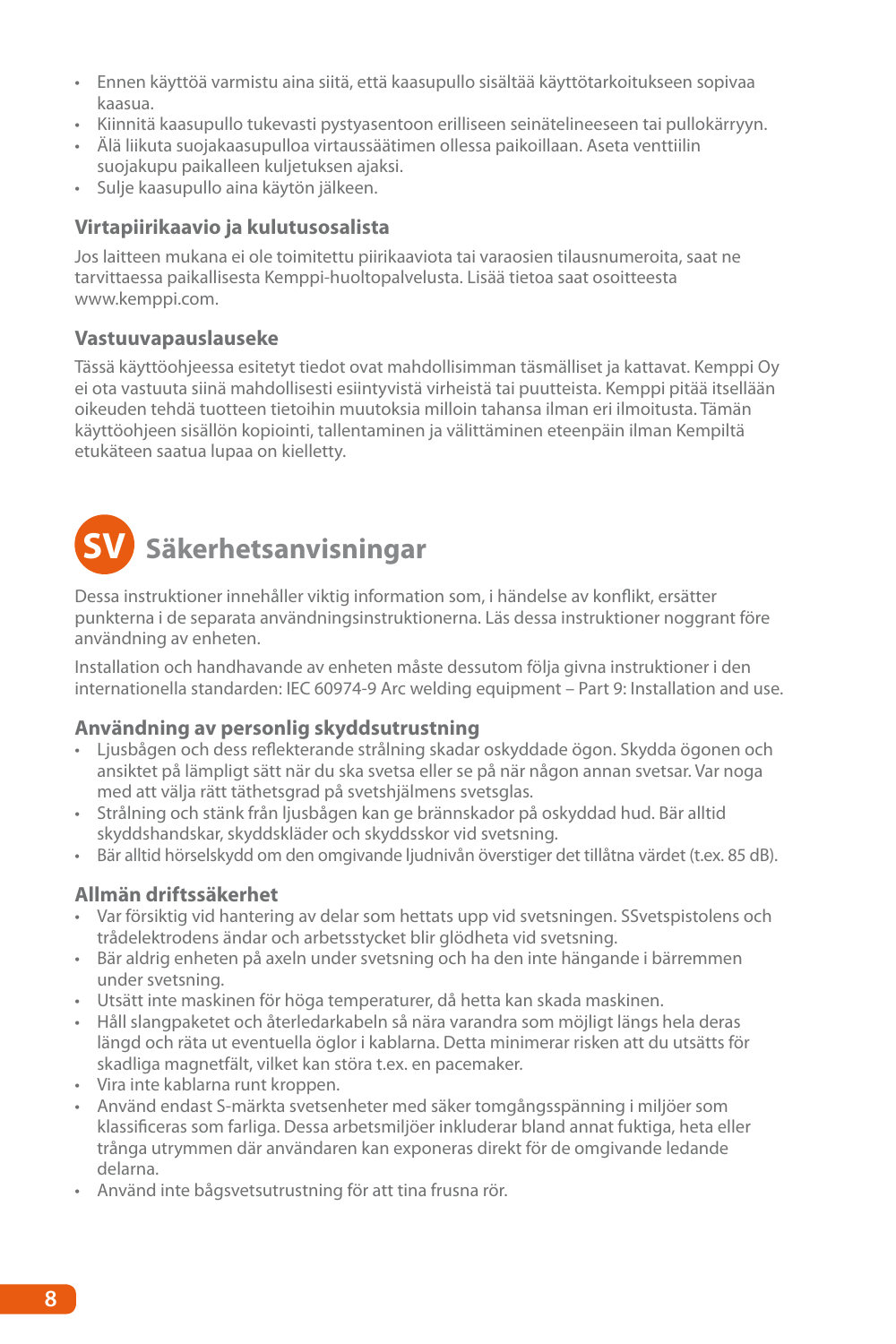- Ennen käyttöä varmistu aina siitä, että kaasupullo sisältää käyttötarkoitukseen sopivaa kaasua.
- Kiinnitä kaasupullo tukevasti pystyasentoon erilliseen seinätelineeseen tai pullokärryyn.
- Älä liikuta suojakaasupulloa virtaussäätimen ollessa paikoillaan. Aseta venttiilin suojakupu paikalleen kuljetuksen ajaksi.
- Sulje kaasupullo aina käytön jälkeen.

### Virtapiirikaavio ja kulutusosalista

Jos laitteen mukana ei ole toimitettu piirikaaviota tai varaosien tilausnumeroita, saat ne tarvittaessa paikallisesta Kemppi-huoltopalvelusta. Lisää tietoa saat osoitteesta www.kemppi.com.

### Vastuuvapauslauseke

Tässä käyttöohjeessa esitetyt tiedot ovat mahdollisimman täsmälliset ja kattavat. Kemppi Oy ei ota vastuuta siinä mahdollisesti esiintyvistä virheistä tai puutteista. Kemppi pitää itsellään oikeuden tehdä tuotteen tietoihin muutoksia milloin tahansa ilman eri ilmoitusta. Tämän käyttöohjeen sisällön kopiointi, tallentaminen ja välittäminen eteenpäin ilman Kempiltä etukäteen saatua lupaa on kielletty.

## SV Säkerhetsanvisningar

Dessa instruktioner innehåller viktig information som, i händelse av konflikt, ersätter punkterna i de separata användningsinstruktionerna. Läs dessa instruktioner noggrant före användning av enheten.

Installation och handhavande av enheten måste dessutom följa givna instruktioner i den internationella standarden: IEC 60974-9 Arc welding equipment – Part 9: Installation and use.

### Användning av personlig skyddsutrustning

- Ljusbågen och dess reflekterande strålning skadar oskyddade ögon. Skydda ögonen och ansiktet på lämpligt sätt när du ska svetsa eller se på när någon annan svetsar. Var noga med att välja rätt täthetsgrad på svetshjälmens svetsglas.
- Strålning och stänk från ljusbågen kan ge brännskador på oskyddad hud. Bär alltid skyddshandskar, skyddskläder och skyddsskor vid svetsning.
- Bär alltid hörselskydd om den omgivande ljudnivån överstiger det tillåtna värdet (t.ex. 85 dB).

### Allmän driftssäkerhet

- Var försiktig vid hantering av delar som hettats upp vid svetsningen. SSvetspistolens och trådelektrodens ändar och arbetsstycket blir glödheta vid svetsning.
- Bär aldrig enheten på axeln under svetsning och ha den inte hängande i bärremmen under svetsning.
- Utsätt inte maskinen för höga temperaturer, då hetta kan skada maskinen.
- Håll slangpaketet och återledarkabeln så nära varandra som möjligt längs hela deras längd och räta ut eventuella öglor i kablarna. Detta minimerar risken att du utsätts för skadliga magnetfält, vilket kan störa t.ex. en pacemaker.
- Vira inte kablarna runt kroppen.
- Använd endast S-märkta svetsenheter med säker tomgångsspänning i miljöer som klassificeras som farliga. Dessa arbetsmiljöer inkluderar bland annat fuktiga, heta eller trånga utrymmen där användaren kan exponeras direkt för de omgivande ledande delarna.
- Använd inte bågsvetsutrustning för att tina frusna rör.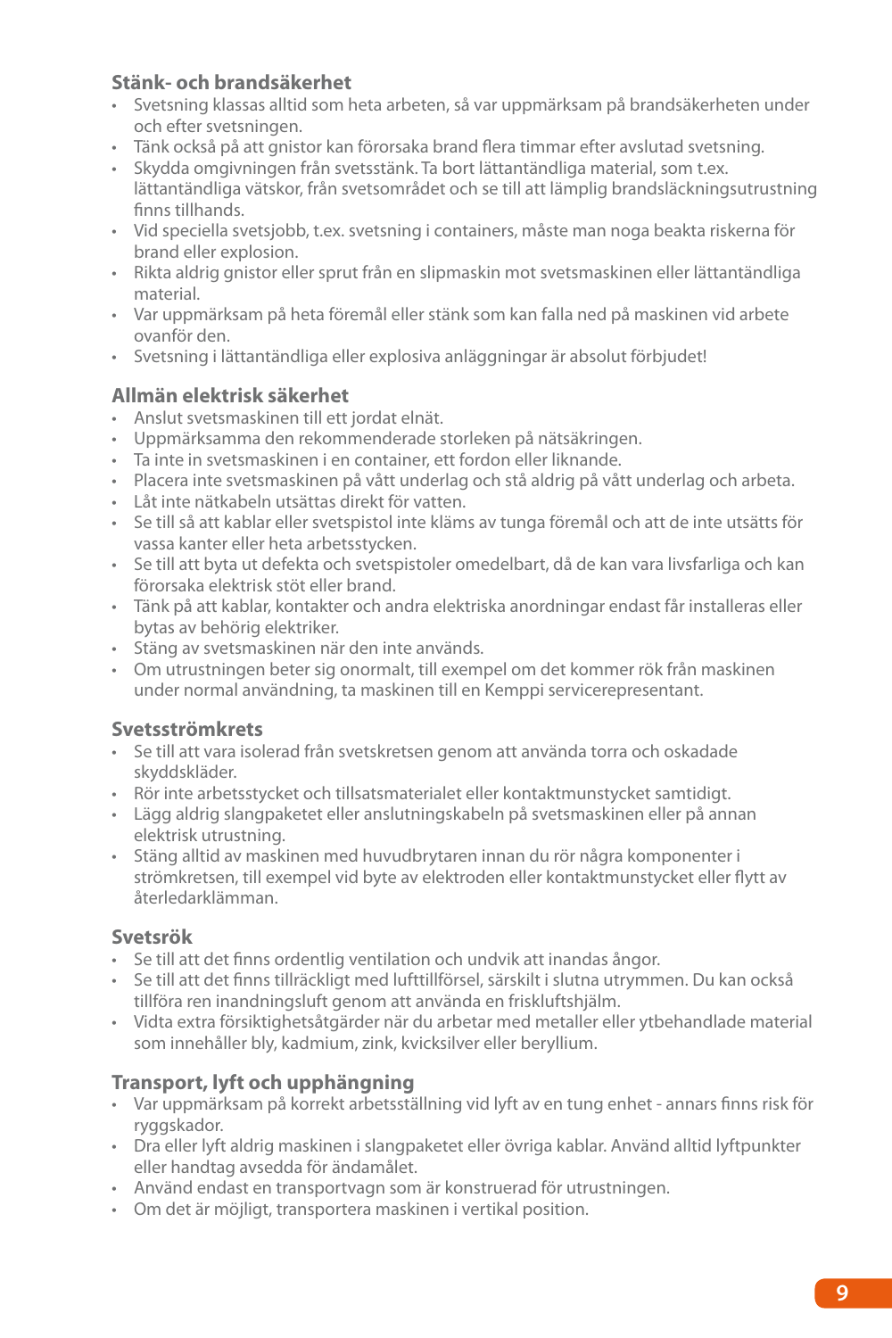### Stänk- och brandsäkerhet

- Svetsning klassas alltid som heta arbeten, så var uppmärksam på brandsäkerheten under och efter svetsningen.
- Tänk också på att gnistor kan förorsaka brand flera timmar efter avslutad svetsning.
- Skydda omgivningen från svetsstänk. Ta bort lättantändliga material, som t.ex. lättantändliga vätskor, från svetsområdet och se till att lämplig brandsläckningsutrustning finns tillhands.
- Vid speciella svetsjobb, t.ex. svetsning i containers, måste man noga beakta riskerna för brand eller explosion.
- Rikta aldrig gnistor eller sprut från en slipmaskin mot svetsmaskinen eller lättantändliga material.
- Var uppmärksam på heta föremål eller stänk som kan falla ned på maskinen vid arbete ovanför den.
- Svetsning i lättantändliga eller explosiva anläggningar är absolut förbjudet!

### Allmän elektrisk säkerhet

- Anslut svetsmaskinen till ett jordat elnät.
- Uppmärksamma den rekommenderade storleken på nätsäkringen.
- Ta inte in svetsmaskinen i en container, ett fordon eller liknande.
- Placera inte svetsmaskinen på vått underlag och stå aldrig på vått underlag och arbeta.
- Låt inte nätkabeln utsättas direkt för vatten.
- Se till så att kablar eller svetspistol inte kläms av tunga föremål och att de inte utsätts för vassa kanter eller heta arbetsstycken.
- Se till att byta ut defekta och svetspistoler omedelbart, då de kan vara livsfarliga och kan förorsaka elektrisk stöt eller brand.
- Tänk på att kablar, kontakter och andra elektriska anordningar endast får installeras eller bytas av behörig elektriker.
- Stäng av svetsmaskinen när den inte används.
- Om utrustningen beter sig onormalt, till exempel om det kommer rök från maskinen under normal användning, ta maskinen till en Kemppi servicerepresentant.

### Svetsströmkrets

- Se till att vara isolerad från svetskretsen genom att använda torra och oskadade skyddskläder.
- Rör inte arbetsstycket och tillsatsmaterialet eller kontaktmunstycket samtidigt.
- Lägg aldrig slangpaketet eller anslutningskabeln på svetsmaskinen eller på annan elektrisk utrustning.
- Stäng alltid av maskinen med huvudbrytaren innan du rör några komponenter i strömkretsen, till exempel vid byte av elektroden eller kontaktmunstycket eller flytt av återledarklämman.

### Svetsrök

- Se till att det finns ordentlig ventilation och undvik att inandas ångor.
- Se till att det finns tillräckligt med lufttillförsel, särskilt i slutna utrymmen. Du kan också tillföra ren inandningsluft genom att använda en friskluftshjälm.
- Vidta extra försiktighetsåtgärder när du arbetar med metaller eller ytbehandlade material som innehåller bly, kadmium, zink, kvicksilver eller beryllium.

### Transport, lyft och upphängning

- Var uppmärksam på korrekt arbetsställning vid lyft av en tung enhet - annars finns risk för ryggskador.
- Dra eller lyft aldrig maskinen i slangpaketet eller övriga kablar. Använd alltid lyftpunkter eller handtag avsedda för ändamålet.
- Använd endast en transportvagn som är konstruerad för utrustningen.
- Om det är möjligt, transportera maskinen i vertikal position.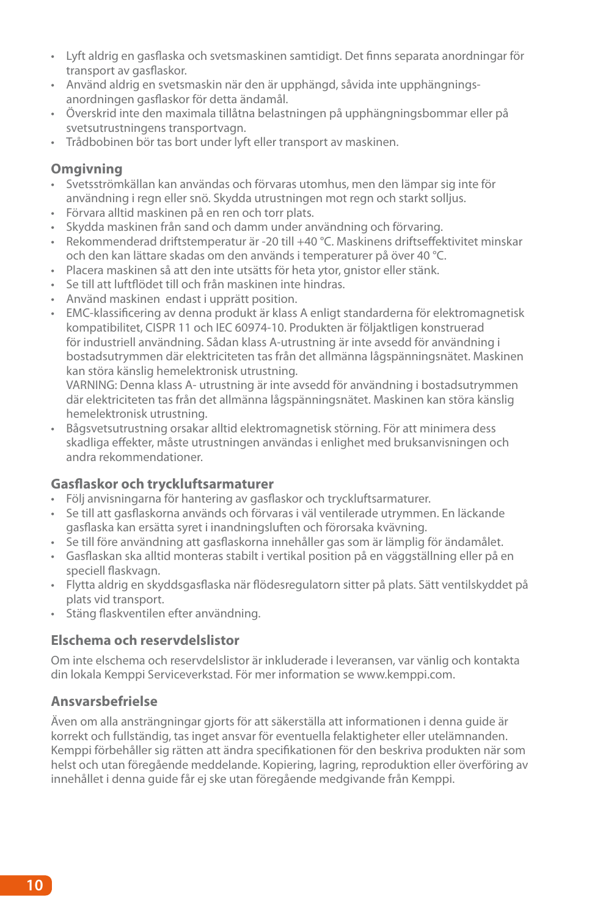- Lyft aldrig en gasflaska och svetsmaskinen samtidigt. Det finns separata anordningar för transport av gasflaskor.
- Använd aldrig en svetsmaskin när den är upphängd, såvida inte upphängnings-anordningen gasflaskor för detta ändamål.
- Överskrid inte den maximala tillåtna belastningen på upphängningsbommar eller på svetsutrustningens transportvagn.
- Trådbobinen bör tas bort under lyft eller transport av maskinen.

## Omgivning

- Svetsströmkällan kan användas och förvaras utomhus, men den lämpar sig inte för användning i regn eller snö. Skydda utrustningen mot regn och starkt solljus.
- Förvara alltid maskinen på en ren och torr plats.
- Skydda maskinen från sand och damm under användning och förvaring.
- Rekommenderad driftstemperatur är -20 till +40 °C. Maskinens driftseffektivitet minskar och den kan lättare skadas om den används i temperaturer på över 40 °C.
- Placera maskinen så att den inte utsätts för heta ytor, gnistor eller stänk.
- Se till att luftflödet till och från maskinen inte hindras.
- Använd maskinen endast i upprätt position.
- EMC-klassificering av denna produkt är klass A enligt standarderna för elektromagnetisk kompatibilitet, CISPR 11 och IEC 60974-10. Produkten är följaktligen konstruerad för industriell användning. Sådan klass A-utrustning är inte avsedd för användning i bostadsutrymmen där elektriciteten tas från det allmänna lågspänningsnätet. Maskinen kan störa känslig hemelektronisk utrustning.
  VARNING: Denna klass A- utrustning är inte avsedd för användning i bostadsutrymmen där elektriciteten tas från det allmänna lågspänningsnätet. Maskinen kan störa känslig hemelektronisk utrustning.
- Bågsvetsutrustning orsakar alltid elektromagnetisk störning. För att minimera dess skadliga effekter, måste utrustningen användas i enlighet med bruksanvisningen och andra rekommendationer.

## Gasflaskor och tryckluftsarmaturer

- Följ anvisningarna för hantering av gasflaskor och tryckluftsarmaturer.
- Se till att gasflaskorna används och förvaras i väl ventilerade utrymmen. En läckande gasflaska kan ersätta syret i inandningsluften och förorsaka kvävning.
- Se till före användning att gasflaskorna innehåller gas som är lämplig för ändamålet.
- Gasflaskan ska alltid monteras stabilt i vertikal position på en väggställning eller på en speciell flaskvagn.
- Flytta aldrig en skyddsgasflaska när flödesregulatorn sitter på plats. Sätt ventilskyddet på plats vid transport.
- Stäng flaskventilen efter användning.

## Elschema och reservdelslistor

Om inte elschema och reservdelslistor är inkluderade i leveransen, var vänlig och kontakta din lokala Kemppi Serviceverkstad. För mer information se www.kemppi.com.

## Ansvarsbefrielse

Även om alla ansträngningar gjorts för att säkerställa att informationen i denna guide är korrekt och fullständig, tas inget ansvar för eventuella felaktigheter eller utelämnanden. Kemppi förbehåller sig rätten att ändra specifikationen för den beskriva produkten när som helst och utan föregående meddelande. Kopiering, lagring, reproduktion eller överföring av innehållet i denna guide får ej ske utan föregående medgivande från Kemppi.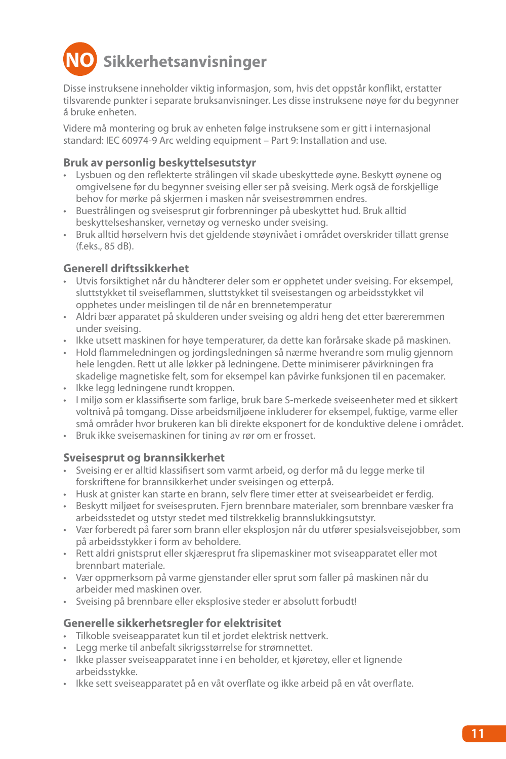# NO Sikkerhetsanvisninger

Disse instruksene inneholder viktig informasjon, som, hvis det oppstår konflikt, erstatter tilsvarende punkter i separate bruksanvisninger. Les disse instruksene nøye før du begynner å bruke enheten.

Videre må montering og bruk av enheten følge instruksene som er gitt i internasjonal standard: IEC 60974-9 Arc welding equipment – Part 9: Installation and use.

## Bruk av personlig beskyttelsesutstyr

- Lysbuen og den reflekterte strålingen vil skade ubeskyttede øyne. Beskytt øynene og omgivelsene før du begynner sveising eller ser på sveising. Merk også de forskjellige behov for mørke på skjermen i masken når sveisestrømmen endres.
- Buestrålingen og sveisesprut gir forbrenninger på ubeskyttet hud. Bruk alltid beskyttelseshansker, vernetøy og vernesko under sveising.
- Bruk alltid hørselvern hvis det gjeldende støynivået i området overskrider tillatt grense (f.eks., 85 dB).

## Generell driftssikkerhet

- Utvis forsiktighet når du håndterer deler som er opphetet under sveising. For eksempel, sluttstykket til sveiseflammen, sluttstykket til sveisestangen og arbeidsstykket vil opphetes under meislingen til de når en brennetemperatur
- Aldri bær apparatet på skulderen under sveising og aldri heng det etter bæreremmen under sveising.
- Ikke utsett maskinen for høye temperaturer, da dette kan forårsake skade på maskinen.
- Hold flammeledningen og jordingsledningen så nærme hverandre som mulig gjennom hele lengden. Rett ut alle løkker på ledningene. Dette minimiserer påvirkningen fra skadelige magnetiske felt, som for eksempel kan påvirke funksjonen til en pacemaker.
- Ikke legg ledningene rundt kroppen.
- I miljø som er klassifiserte som farlige, bruk bare S-merkede sveiseenheter med et sikkert voltnivå på tomgang. Disse arbeidsmiljøene inkluderer for eksempel, fuktige, varme eller små områder hvor brukeren kan bli direkte eksponert for de konduktive delene i området.
- Bruk ikke sveisemaskinen for tining av rør om er frosset.

## Sveisesprut og brannsikkerhet

- Sveising er er alltid klassifisert som varmt arbeid, og derfor må du legge merke til forskriftene for brannsikkerhet under sveisingen og etterpå.
- Husk at gnister kan starte en brann, selv flere timer etter at sveisearbeidet er ferdig.
- Beskytt miljøet for sveisespruten. Fjern brennbare materialer, som brennbare væsker fra arbeidsstedet og utstyr stedet med tilstrekkelig brannslukkingsutstyr.
- Vær forberedt på farer som brann eller eksplosjon når du utfører spesialsveisejobber, som på arbeidsstykker i form av beholdere.
- Rett aldri gnistsprut eller skjæresprut fra slipemaskiner mot sviseapparatet eller mot brennbart materiale.
- Vær oppmerksom på varme gjenstander eller sprut som faller på maskinen når du arbeider med maskinen over.
- Sveising på brennbare eller eksplosive steder er absolutt forbudt!

## Generelle sikkerhetsregler for elektrisitet

- Tilkoble sveiseapparatet kun til et jordet elektrisk nettverk.
- Legg merke til anbefalt sikrigsstørrelse for strømnettet.
- Ikke plasser sveiseapparatet inne i en beholder, et kjøretøy, eller et lignende arbeidsstykke.
- Ikke sett sveiseapparatet på en våt overflate og ikke arbeid på en våt overflate.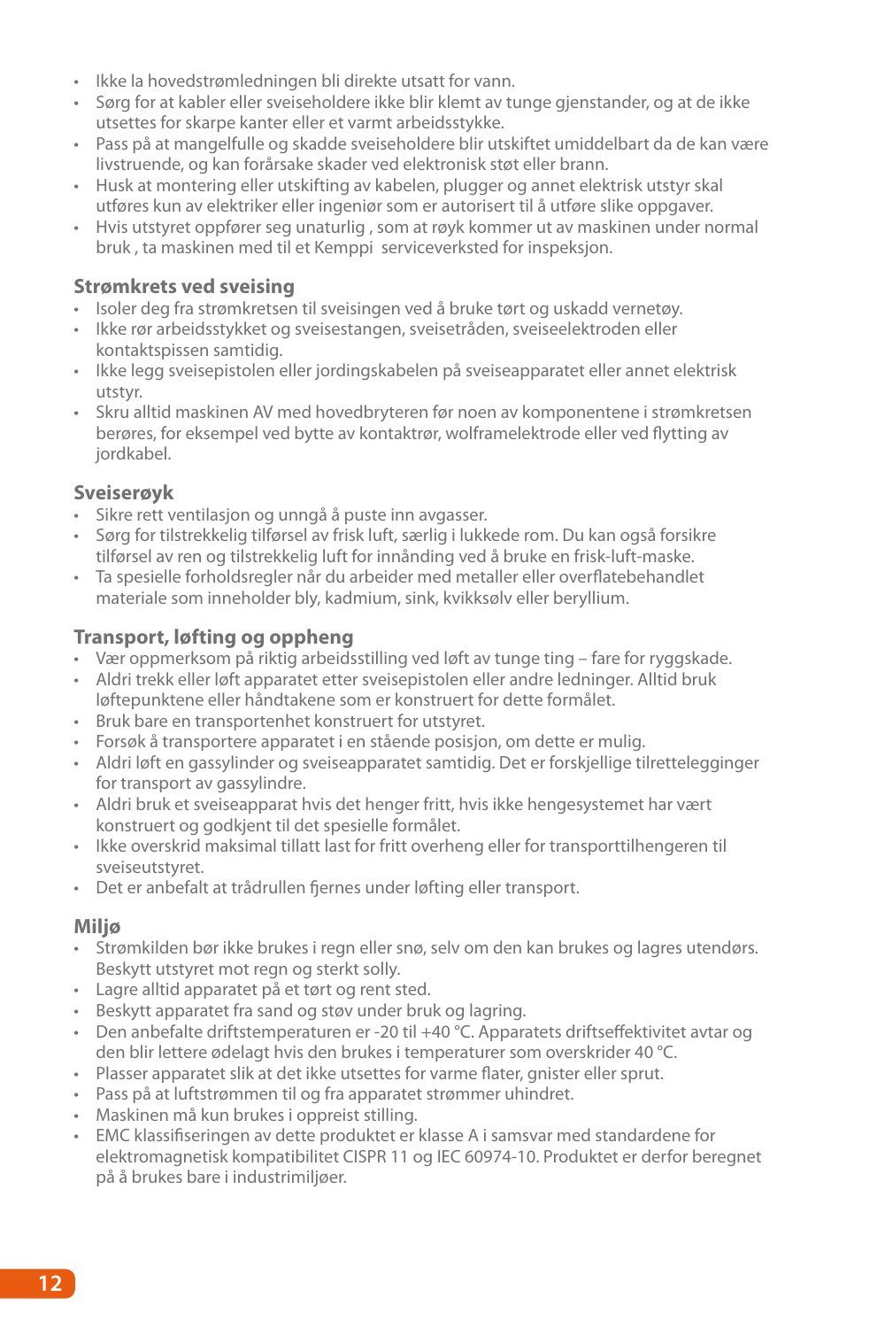- Ikke la hovedstrømledningen bli direkte utsatt for vann.
- Sørg for at kabler eller sveiseholdere ikke blir klemt av tunge gjenstander, og at de ikke utsettes for skarpe kanter eller et varmt arbeidsstykke.
- Pass på at mangelfulle og skadde sveiseholdere blir utskiftet umiddelbart da de kan være livstruende, og kan forårsake skader ved elektronisk støt eller brann.
- Husk at montering eller utskifting av kabelen, plugger og annet elektrisk utstyr skal utføres kun av elektriker eller ingeniør som er autorisert til å utføre slike oppgaver.
- Hvis utstyret oppfører seg unaturlig , som at røyk kommer ut av maskinen under normal bruk , ta maskinen med til et Kemppi serviceverksted for inspeksjon.

### Strømkrets ved sveising

- Isoler deg fra strømkretsen til sveisingen ved å bruke tørt og uskadd vernetøy.
- Ikke rør arbeidsstykket og sveisestangen, sveisetråden, sveiseelektroden eller kontaktspissen samtidig.
- Ikke legg sveisepistolen eller jordingskabelen på sveiseapparatet eller annet elektrisk utstyr.
- Skru alltid maskinen AV med hovedbryteren før noen av komponentene i strømkretsen berøres, for eksempel ved bytte av kontaktrør, wolframelektrode eller ved flytting av jordkabel.

### Sveiserøyk

- Sikre rett ventilasjon og unngå å puste inn avgasser.
- Sørg for tilstrekkelig tilførsel av frisk luft, særlig i lukkede rom. Du kan også forsikre tilførsel av ren og tilstrekkelig luft for innånding ved å bruke en frisk-luft-maske.
- Ta spesielle forholdsregler når du arbeider med metaller eller overflatebehandlet materiale som inneholder bly, kadmium, sink, kvikksølv eller beryllium.

### Transport, løfting og oppheng

- Vær oppmerksom på riktig arbeidsstilling ved løft av tunge ting – fare for ryggskade.
- Aldri trekk eller løft apparatet etter sveisepistolen eller andre ledninger. Alltid bruk løftepunktene eller håndtakene som er konstruert for dette formålet.
- Bruk bare en transportenhet konstruert for utstyret.
- Forsøk å transportere apparatet i en stående posisjon, om dette er mulig.
- Aldri løft en gassylinder og sveiseapparatet samtidig. Det er forskjellige tilrettelegginger for transport av gassylindre.
- Aldri bruk et sveiseapparat hvis det henger fritt, hvis ikke hengesystemet har vært konstruert og godkjent til det spesielle formålet.
- Ikke overskrid maksimal tillatt last for fritt overheng eller for transporttilhengeren til sveiseutstyret.
- Det er anbefalt at trådrullen fjernes under løfting eller transport.

### Miljø

- Strømkilden bør ikke brukes i regn eller snø, selv om den kan brukes og lagres utendørs. Beskytt utstyret mot regn og sterkt solly.
- Lagre alltid apparatet på et tørt og rent sted.
- Beskytt apparatet fra sand og støv under bruk og lagring.
- Den anbefalte driftstemperaturen er -20 til +40 °C. Apparatets driftseffektivitet avtar og den blir lettere ødelagt hvis den brukes i temperaturer som overskrider 40 °C.
- Plasser apparatet slik at det ikke utsettes for varme flater, gnister eller sprut.
- Pass på at luftstrømmen til og fra apparatet strømmer uhindret.
- Maskinen må kun brukes i oppreist stilling.
- EMC klassifiseringen av dette produktet er klasse A i samsvar med standardene for elektromagnetisk kompatibilitet CISPR 11 og IEC 60974-10. Produktet er derfor beregnet på å brukes bare i industrimiljøer.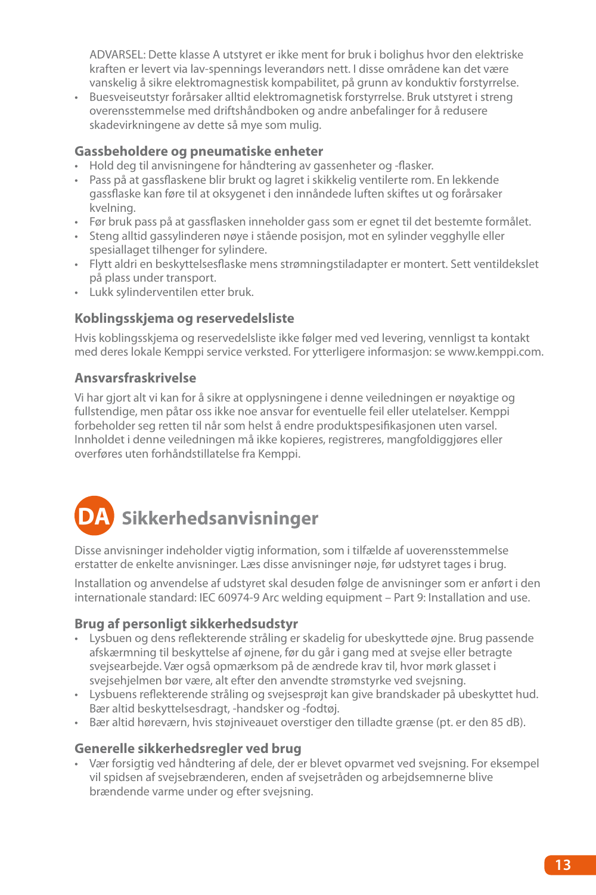ADVARSEL: Dette klasse A utstyret er ikke ment for bruk i bolighus hvor den elektriske kraften er levert via lav-spennings leverandørs nett. I disse områdene kan det være vanskelig å sikre elektromagnestisk kompabilitet, på grunn av konduktiv forstyrrelse.

- Buesveiseutstyr forårsaker alltid elektromagnetisk forstyrrelse. Bruk utstyret i streng overensstemmelse med driftshåndboken og andre anbefalinger for å redusere skadevirkningene av dette så mye som mulig.

### Gassbeholdere og pneumatiske enheter

- Hold deg til anvisningene for håndtering av gassenheter og -flasker.
- Pass på at gassflaskene blir brukt og lagret i skikkelig ventilerte rom. En lekkende gassflaske kan føre til at oksygenet i den innåndede luften skiftes ut og forårsaker kvelning.
- Før bruk pass på at gassflasken inneholder gass som er egnet til det bestemte formålet.
- Steng alltid gassylinderen nøye i stående posisjon, mot en sylinder vegghylle eller spesiallaget tilhenger for sylindere.
- Flytt aldri en beskyttelsesflaske mens strømningstiladapter er montert. Sett ventildekslet på plass under transport.
- Lukk sylinderventilen etter bruk.

### Koblingsskjema og reservedelsliste

Hvis koblingsskjema og reservedelsliste ikke følger med ved levering, vennligst ta kontakt med deres lokale Kemppi service verksted. For ytterligere informasjon: se www.kemppi.com.

### Ansvarsfraskrivelse

Vi har gjort alt vi kan for å sikre at opplysningene i denne veiledningen er nøyaktige og fullstendige, men påtar oss ikke noe ansvar for eventuelle feil eller utelatelser. Kemppi forbeholder seg retten til når som helst å endre produktspesifikasjonen uten varsel. Innholdet i denne veiledningen må ikke kopieres, registreres, mangfoldiggjøres eller overføres uten forhåndstillatelse fra Kemppi.

## DA Sikkerhedsanvisninger

Disse anvisninger indeholder vigtig information, som i tilfælde af uoverensstemmelse erstatter de enkelte anvisninger. Læs disse anvisninger nøje, før udstyret tages i brug.

Installation og anvendelse af udstyret skal desuden følge de anvisninger som er anført i den internationale standard: IEC 60974-9 Arc welding equipment – Part 9: Installation and use.

### Brug af personligt sikkerhedsudstyr

- Lysbuen og dens reflekterende stråling er skadelig for ubeskyttede øjne. Brug passende afskærmning til beskyttelse af øjnene, før du går i gang med at svejse eller betragte svejsearbejde. Vær også opmærksom på de ændrede krav til, hvor mørk glasset i svejsehjelmen bør være, alt efter den anvendte strømstyrke ved svejsning.
- Lysbuens reflekterende stråling og svejsesprøjt kan give brandskader på ubeskyttet hud. Bær altid beskyttelsesdragt, -handsker og -fodtøj.
- Bær altid høreværn, hvis støjniveauet overstiger den tilladte grænse (pt. er den 85 dB).

### Generelle sikkerhedsregler ved brug

- Vær forsigtig ved håndtering af dele, der er blevet opvarmet ved svejsning. For eksempel vil spidsen af svejsebrænderen, enden af svejsetråden og arbejdsemnerne blive brændende varme under og efter svejsning.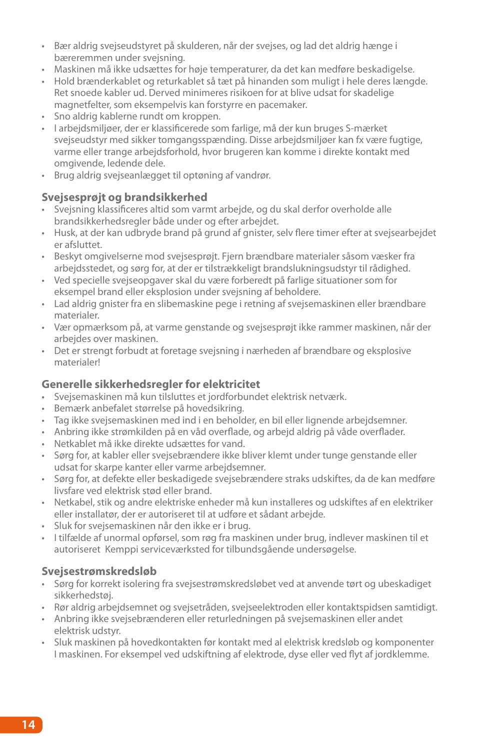- Bær aldrig svejseudstyret på skulderen, når der svejses, og lad det aldrig hænge i bæreremmen under svejsning.
- Maskinen må ikke udsættes for høje temperaturer, da det kan medføre beskadigelse.
- Hold brænderkablet og returkablet så tæt på hinanden som muligt i hele deres længde. Ret snoede kabler ud. Derved minimeres risikoen for at blive udsat for skadelige magnetfelter, som eksempelvis kan forstyrre en pacemaker.
- Sno aldrig kablerne rundt om kroppen.
- I arbejdsmiljøer, der er klassificerede som farlige, må der kun bruges S-mærket svejseudstyr med sikker tomgangsspænding. Disse arbejdsmiljøer kan fx være fugtige, varme eller trange arbejdsforhold, hvor brugeren kan komme i direkte kontakt med omgivende, ledende dele.
- Brug aldrig svejseanlægget til optøning af vandrør.

### Svejsesprøjt og brandsikkerhed

- Svejsning klassificeres altid som varmt arbejde, og du skal derfor overholde alle brandsikkerhedsregler både under og efter arbejdet.
- Husk, at der kan udbryde brand på grund af gnister, selv flere timer efter at svejsearbejdet er afsluttet.
- Beskyt omgivelserne mod svejsesprøjt. Fjern brændbare materialer såsom væsker fra arbejdsstedet, og sørg for, at der er tilstrækkeligt brandslukningsudstyr til rådighed.
- Ved specielle svejseopgaver skal du være forberedt på farlige situationer som for eksempel brand eller eksplosion under svejsning af beholdere.
- Lad aldrig gnister fra en slibemaskine pege i retning af svejsemaskinen eller brændbare materialer.
- Vær opmærksom på, at varme genstande og svejsesprøjt ikke rammer maskinen, når der arbejdes over maskinen.
- Det er strengt forbudt at foretage svejsning i nærheden af brændbare og eksplosive materialer!

### Generelle sikkerhedsregler for elektricitet

- Svejsemaskinen må kun tilsluttes et jordforbundet elektrisk netværk.
- Bemærk anbefalet størrelse på hovedsikring.
- Tag ikke svejsemaskinen med ind i en beholder, en bil eller lignende arbejdsemner.
- Anbring ikke strømkilden på en våd overflade, og arbejd aldrig på våde overflader.
- Netkablet må ikke direkte udsættes for vand.
- Sørg for, at kabler eller svejsebrændere ikke bliver klemt under tunge genstande eller udsat for skarpe kanter eller varme arbejdsemner.
- Sørg for, at defekte eller beskadigede svejsebrændere straks udskiftes, da de kan medføre livsfare ved elektrisk stød eller brand.
- Netkabel, stik og andre elektriske enheder må kun installeres og udskiftes af en elektriker eller installatør, der er autoriseret til at udføre et sådant arbejde.
- Sluk for svejsemaskinen når den ikke er i brug.
- I tilfælde af unormal opførsel, som røg fra maskinen under brug, indlever maskinen til et autoriseret Kemppi serviceværksted for tilbundsgående undersøgelse.

### Svejsestrømskredsløb

- Sørg for korrekt isolering fra svejsestrømskredsløbet ved at anvende tørt og ubeskadiget sikkerhedstøj.
- Rør aldrig arbejdsemnet og svejsetråden, svejseelektroden eller kontaktspidsen samtidigt.
- Anbring ikke svejsebrænderen eller returledningen på svejsemaskinen eller andet elektrisk udstyr.
- Sluk maskinen på hovedkontakten før kontakt med al elektrisk kredsløb og komponenter I maskinen. For eksempel ved udskiftning af elektrode, dyse eller ved flyt af jordklemme.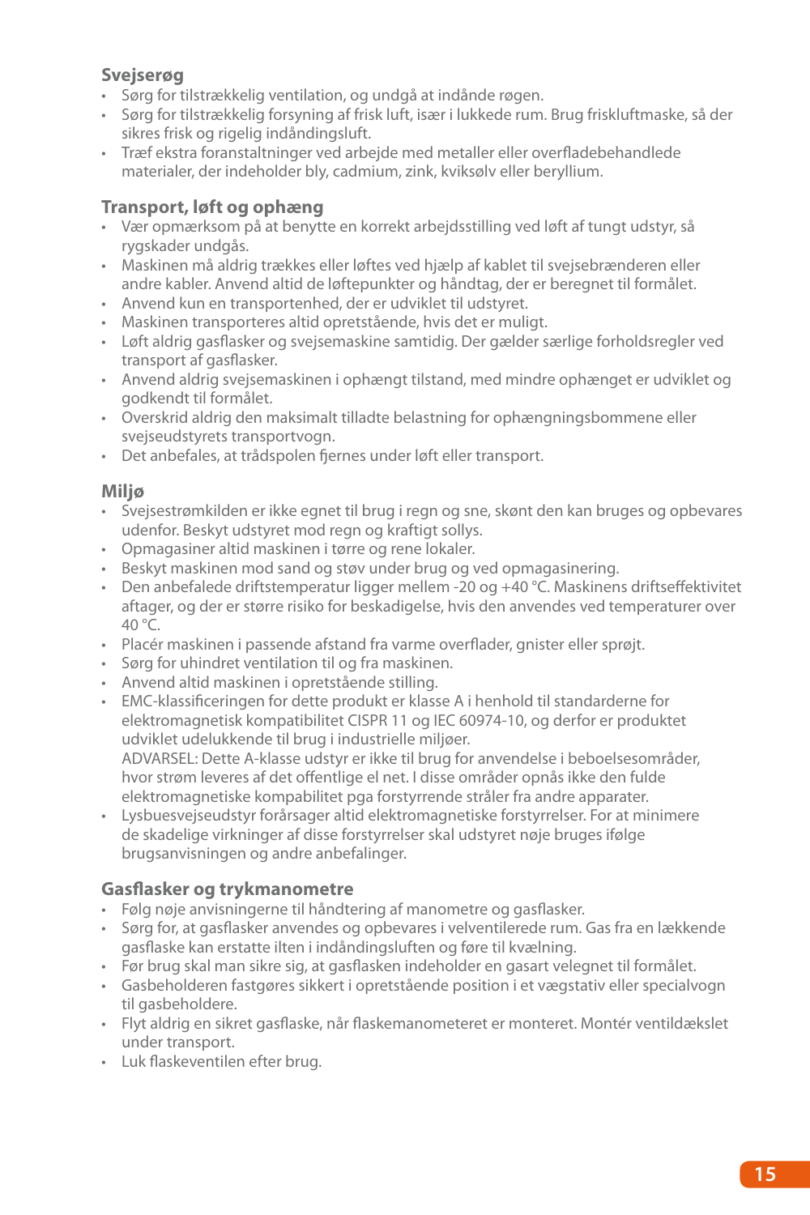### Svejserøg

- Sørg for tilstrækkelig ventilation, og undgå at indånde røgen.
- Sørg for tilstrækkelig forsyning af frisk luft, især i lukkede rum. Brug friskluftmaske, så der sikres frisk og rigelig indåndingsluft.
- Træf ekstra foranstaltninger ved arbejde med metaller eller overfladebehandlede materialer, der indeholder bly, cadmium, zink, kviksølv eller beryllium.

### Transport, løft og ophæng

- Vær opmærksom på at benytte en korrekt arbejdsstilling ved løft af tungt udstyr, så rygskader undgås.
- Maskinen må aldrig trækkes eller løftes ved hjælp af kablet til svejsebrænderen eller andre kabler. Anvend altid de løftepunkter og håndtag, der er beregnet til formålet.
- Anvend kun en transportenhed, der er udviklet til udstyret.
- Maskinen transporteres altid opretstående, hvis det er muligt.
- Løft aldrig gasflasker og svejsemaskine samtidig. Der gælder særlige forholdsregler ved transport af gasflasker.
- Anvend aldrig svejsemaskinen i ophængt tilstand, med mindre ophænget er udviklet og godkendt til formålet.
- Overskrid aldrig den maksimalt tilladte belastning for ophængningsbommene eller svejseudstyrets transportvogn.
- Det anbefales, at trådspolen fjernes under løft eller transport.

### Miljø

- Svejsestrømkilden er ikke egnet til brug i regn og sne, skønt den kan bruges og opbevares udenfor. Beskyt udstyret mod regn og kraftigt sollys.
- Opmagasiner altid maskinen i tørre og rene lokaler.
- Beskyt maskinen mod sand og støv under brug og ved opmagasinering.
- Den anbefalede driftstemperatur ligger mellem -20 og +40 °C. Maskinens driftseffektivitet aftager, og der er større risiko for beskadigelse, hvis den anvendes ved temperaturer over 40 °C.
- Placér maskinen i passende afstand fra varme overflader, gnister eller sprøjt.
- Sørg for uhindret ventilation til og fra maskinen.
- Anvend altid maskinen i opretstående stilling.
- EMC-klassificeringen for dette produkt er klasse A i henhold til standarderne for elektromagnetisk kompatibilitet CISPR 11 og IEC 60974-10, og derfor er produktet udviklet udelukkende til brug i industrielle miljøer.
  ADVARSEL: Dette A-klasse udstyr er ikke til brug for anvendelse i beboelsesområder, hvor strøm leveres af det offentlige el net. I disse områder opnås ikke den fulde elektromagnetiske kompabilitet pga forstyrrende stråler fra andre apparater.
- Lysbuesvejseudstyr forårsager altid elektromagnetiske forstyrrelser. For at minimere de skadelige virkninger af disse forstyrrelser skal udstyret nøje bruges ifølge brugsanvisningen og andre anbefalinger.

### Gasflasker og trykmanometre

- Følg nøje anvisningerne til håndtering af manometre og gasflasker.
- Sørg for, at gasflasker anvendes og opbevares i velventilerede rum. Gas fra en lækkende gasflaske kan erstatte ilten i indåndingsluften og føre til kvælning.
- Før brug skal man sikre sig, at gasflasken indeholder en gasart velegnet til formålet.
- Gasbeholderen fastgøres sikkert i opretstående position i et vægstativ eller specialvogn til gasbeholdere.
- Flyt aldrig en sikret gasflaske, når flaskemanometeret er monteret. Montér ventildækslet under transport.
- Luk flaskeventilen efter brug.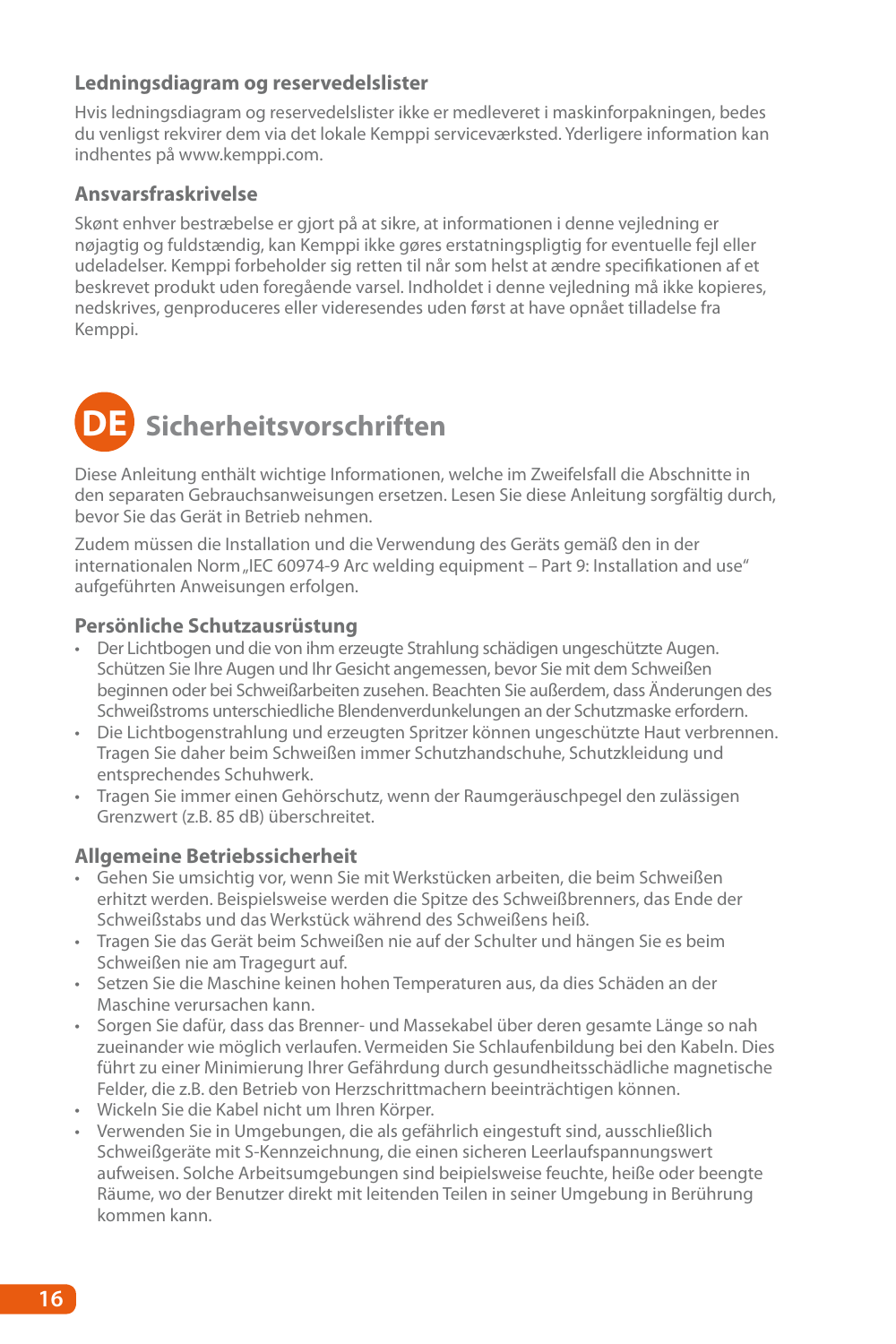### Ledningsdiagram og reservedelslister

Hvis ledningsdiagram og reservedelslister ikke er medleveret i maskinforpakningen, bedes du venligst rekvirer dem via det lokale Kemppi serviceværksted. Yderligere information kan indhentes på www.kemppi.com.

### Ansvarsfraskrivelse

Skønt enhver bestræbelse er gjort på at sikre, at informationen i denne vejledning er nøjagtig og fuldstændig, kan Kemppi ikke gøres erstatningspligtig for eventuelle fejl eller udeladelser. Kemppi forbeholder sig retten til når som helst at ændre specifikationen af et beskrevet produkt uden foregående varsel. Indholdet i denne vejledning må ikke kopieres, nedskrives, genproduceres eller videresendes uden først at have opnået tilladelse fra Kemppi.

## DE Sicherheitsvorschriften

Diese Anleitung enthält wichtige Informationen, welche im Zweifelsfall die Abschnitte in den separaten Gebrauchsanweisungen ersetzen. Lesen Sie diese Anleitung sorgfältig durch, bevor Sie das Gerät in Betrieb nehmen.

Zudem müssen die Installation und die Verwendung des Geräts gemäß den in der internationalen Norm „IEC 60974-9 Arc welding equipment – Part 9: Installation and use" aufgeführten Anweisungen erfolgen.

### Persönliche Schutzausrüstung

- Der Lichtbogen und die von ihm erzeugte Strahlung schädigen ungeschützte Augen. Schützen Sie Ihre Augen und Ihr Gesicht angemessen, bevor Sie mit dem Schweißen beginnen oder bei Schweißarbeiten zusehen. Beachten Sie außerdem, dass Änderungen des Schweißstroms unterschiedliche Blendenverdunkelungen an der Schutzmaske erfordern.
- Die Lichtbogenstrahlung und erzeugten Spritzer können ungeschützte Haut verbrennen. Tragen Sie daher beim Schweißen immer Schutzhandschuhe, Schutzkleidung und entsprechendes Schuhwerk.
- Tragen Sie immer einen Gehörschutz, wenn der Raumgeräuschpegel den zulässigen Grenzwert (z.B. 85 dB) überschreitet.

### Allgemeine Betriebssicherheit

- Gehen Sie umsichtig vor, wenn Sie mit Werkstücken arbeiten, die beim Schweißen erhitzt werden. Beispielsweise werden die Spitze des Schweißbrenners, das Ende der Schweißstabs und das Werkstück während des Schweißens heiß.
- Tragen Sie das Gerät beim Schweißen nie auf der Schulter und hängen Sie es beim Schweißen nie am Tragegurt auf.
- Setzen Sie die Maschine keinen hohen Temperaturen aus, da dies Schäden an der Maschine verursachen kann.
- Sorgen Sie dafür, dass das Brenner- und Massekabel über deren gesamte Länge so nah zueinander wie möglich verlaufen. Vermeiden Sie Schlaufenbildung bei den Kabeln. Dies führt zu einer Minimierung Ihrer Gefährdung durch gesundheitsschädliche magnetische Felder, die z.B. den Betrieb von Herzschrittmachern beeinträchtigen können.
- Wickeln Sie die Kabel nicht um Ihren Körper.
- Verwenden Sie in Umgebungen, die als gefährlich eingestuft sind, ausschließlich Schweißgeräte mit S-Kennzeichnung, die einen sicheren Leerlaufspannungswert aufweisen. Solche Arbeitsumgebungen sind beipielsweise feuchte, heiße oder beengte Räume, wo der Benutzer direkt mit leitenden Teilen in seiner Umgebung in Berührung kommen kann.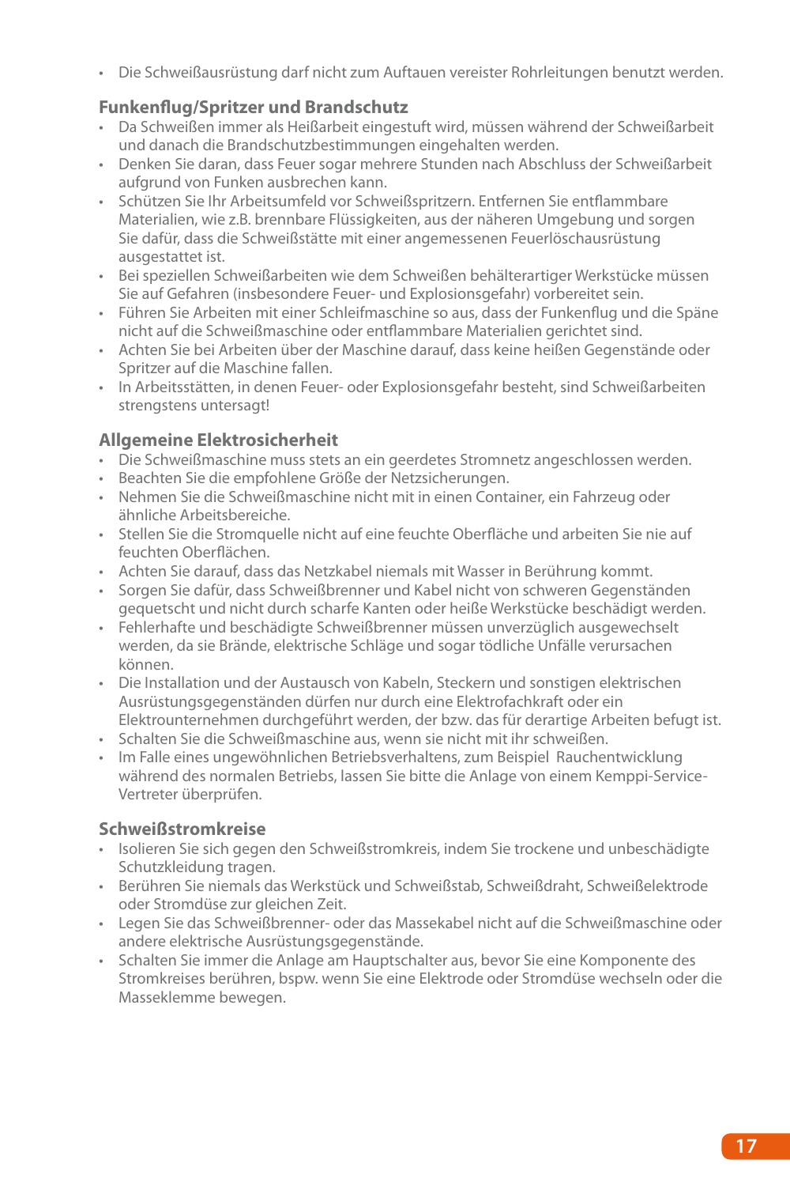- Die Schweißausrüstung darf nicht zum Auftauen vereister Rohrleitungen benutzt werden.

### Funkenflug/Spritzer und Brandschutz

- Da Schweißen immer als Heißarbeit eingestuft wird, müssen während der Schweißarbeit und danach die Brandschutzbestimmungen eingehalten werden.
- Denken Sie daran, dass Feuer sogar mehrere Stunden nach Abschluss der Schweißarbeit aufgrund von Funken ausbrechen kann.
- Schützen Sie Ihr Arbeitsumfeld vor Schweißspritzern. Entfernen Sie entflammbare Materialien, wie z.B. brennbare Flüssigkeiten, aus der näheren Umgebung und sorgen Sie dafür, dass die Schweißstätte mit einer angemessenen Feuerlöschausrüstung ausgestattet ist.
- Bei speziellen Schweißarbeiten wie dem Schweißen behälterartiger Werkstücke müssen Sie auf Gefahren (insbesondere Feuer- und Explosionsgefahr) vorbereitet sein.
- Führen Sie Arbeiten mit einer Schleifmaschine so aus, dass der Funkenflug und die Späne nicht auf die Schweißmaschine oder entflammbare Materialien gerichtet sind.
- Achten Sie bei Arbeiten über der Maschine darauf, dass keine heißen Gegenstände oder Spritzer auf die Maschine fallen.
- In Arbeitsstätten, in denen Feuer- oder Explosionsgefahr besteht, sind Schweißarbeiten strengstens untersagt!

### Allgemeine Elektrosicherheit

- Die Schweißmaschine muss stets an ein geerdetes Stromnetz angeschlossen werden.
- Beachten Sie die empfohlene Größe der Netzsicherungen.
- Nehmen Sie die Schweißmaschine nicht mit in einen Container, ein Fahrzeug oder ähnliche Arbeitsbereiche.
- Stellen Sie die Stromquelle nicht auf eine feuchte Oberfläche und arbeiten Sie nie auf feuchten Oberflächen.
- Achten Sie darauf, dass das Netzkabel niemals mit Wasser in Berührung kommt.
- Sorgen Sie dafür, dass Schweißbrenner und Kabel nicht von schweren Gegenständen gequetscht und nicht durch scharfe Kanten oder heiße Werkstücke beschädigt werden.
- Fehlerhafte und beschädigte Schweißbrenner müssen unverzüglich ausgewechselt werden, da sie Brände, elektrische Schläge und sogar tödliche Unfälle verursachen können.
- Die Installation und der Austausch von Kabeln, Steckern und sonstigen elektrischen Ausrüstungsgegenständen dürfen nur durch eine Elektrofachkraft oder ein Elektrounternehmen durchgeführt werden, der bzw. das für derartige Arbeiten befugt ist.
- Schalten Sie die Schweißmaschine aus, wenn sie nicht mit ihr schweißen.
- Im Falle eines ungewöhnlichen Betriebsverhaltens, zum Beispiel Rauchentwicklung während des normalen Betriebs, lassen Sie bitte die Anlage von einem Kemppi-Service-Vertreter überprüfen.

### Schweißstromkreise

- Isolieren Sie sich gegen den Schweißstromkreis, indem Sie trockene und unbeschädigte Schutzkleidung tragen.
- Berühren Sie niemals das Werkstück und Schweißstab, Schweißdraht, Schweißelektrode oder Stromdüse zur gleichen Zeit.
- Legen Sie das Schweißbrenner- oder das Massekabel nicht auf die Schweißmaschine oder andere elektrische Ausrüstungsgegenstände.
- Schalten Sie immer die Anlage am Hauptschalter aus, bevor Sie eine Komponente des Stromkreises berühren, bspw. wenn Sie eine Elektrode oder Stromdüse wechseln oder die Masseklemme bewegen.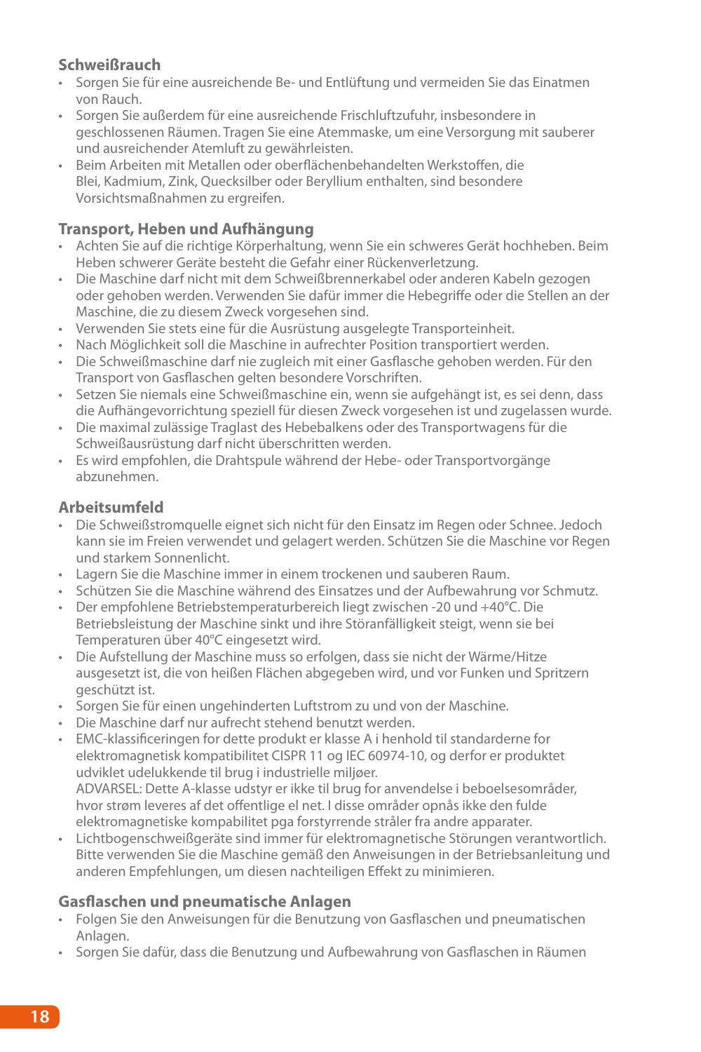### Schweißrauch

- Sorgen Sie für eine ausreichende Be- und Entlüftung und vermeiden Sie das Einatmen von Rauch.
- Sorgen Sie außerdem für eine ausreichende Frischluftzufuhr, insbesondere in geschlossenen Räumen. Tragen Sie eine Atemmaske, um eine Versorgung mit sauberer und ausreichender Atemluft zu gewährleisten.
- Beim Arbeiten mit Metallen oder oberflächenbehandelten Werkstoffen, die Blei, Kadmium, Zink, Quecksilber oder Beryllium enthalten, sind besondere Vorsichtsmaßnahmen zu ergreifen.

### Transport, Heben und Aufhängung

- Achten Sie auf die richtige Körperhaltung, wenn Sie ein schweres Gerät hochheben. Beim Heben schwerer Geräte besteht die Gefahr einer Rückenverletzung.
- Die Maschine darf nicht mit dem Schweißbrennerkabel oder anderen Kabeln gezogen oder gehoben werden. Verwenden Sie dafür immer die Hebegriffe oder die Stellen an der Maschine, die zu diesem Zweck vorgesehen sind.
- Verwenden Sie stets eine für die Ausrüstung ausgelegte Transporteinheit.
- Nach Möglichkeit soll die Maschine in aufrechter Position transportiert werden.
- Die Schweißmaschine darf nie zugleich mit einer Gasflasche gehoben werden. Für den Transport von Gasflaschen gelten besondere Vorschriften.
- Setzen Sie niemals eine Schweißmaschine ein, wenn sie aufgehängt ist, es sei denn, dass die Aufhängevorrichtung speziell für diesen Zweck vorgesehen ist und zugelassen wurde.
- Die maximal zulässige Traglast des Hebebalkens oder des Transportwagens für die Schweißausrüstung darf nicht überschritten werden.
- Es wird empfohlen, die Drahtspule während der Hebe- oder Transportvorgänge abzunehmen.

### Arbeitsumfeld

- Die Schweißstromquelle eignet sich nicht für den Einsatz im Regen oder Schnee. Jedoch kann sie im Freien verwendet und gelagert werden. Schützen Sie die Maschine vor Regen und starkem Sonnenlicht.
- Lagern Sie die Maschine immer in einem trockenen und sauberen Raum.
- Schützen Sie die Maschine während des Einsatzes und der Aufbewahrung vor Schmutz.
- Der empfohlene Betriebstemperaturbereich liegt zwischen -20 und +40°C. Die Betriebsleistung der Maschine sinkt und ihre Störanfälligkeit steigt, wenn sie bei Temperaturen über 40°C eingesetzt wird.
- Die Aufstellung der Maschine muss so erfolgen, dass sie nicht der Wärme/Hitze ausgesetzt ist, die von heißen Flächen abgegeben wird, und vor Funken und Spritzern geschützt ist.
- Sorgen Sie für einen ungehinderten Luftstrom zu und von der Maschine.
- Die Maschine darf nur aufrecht stehend benutzt werden.
- EMC-klassificeringen for dette produkt er klasse A i henhold til standarderne for elektromagnetisk kompatibilitet CISPR 11 og IEC 60974-10, og derfor er produktet udviklet udelukkende til brug i industrielle miljøer.
  ADVARSEL: Dette A-klasse udstyr er ikke til brug for anvendelse i beboelsesområder, hvor strøm leveres af det offentlige el net. I disse områder opnås ikke den fulde elektromagnetiske kompabilitet pga forstyrrende stråler fra andre apparater.
- Lichtbogenschweißgeräte sind immer für elektromagnetische Störungen verantwortlich. Bitte verwenden Sie die Maschine gemäß den Anweisungen in der Betriebsanleitung und anderen Empfehlungen, um diesen nachteiligen Effekt zu minimieren.

### Gasflaschen und pneumatische Anlagen

- Folgen Sie den Anweisungen für die Benutzung von Gasflaschen und pneumatischen Anlagen.
- Sorgen Sie dafür, dass die Benutzung und Aufbewahrung von Gasflaschen in Räumen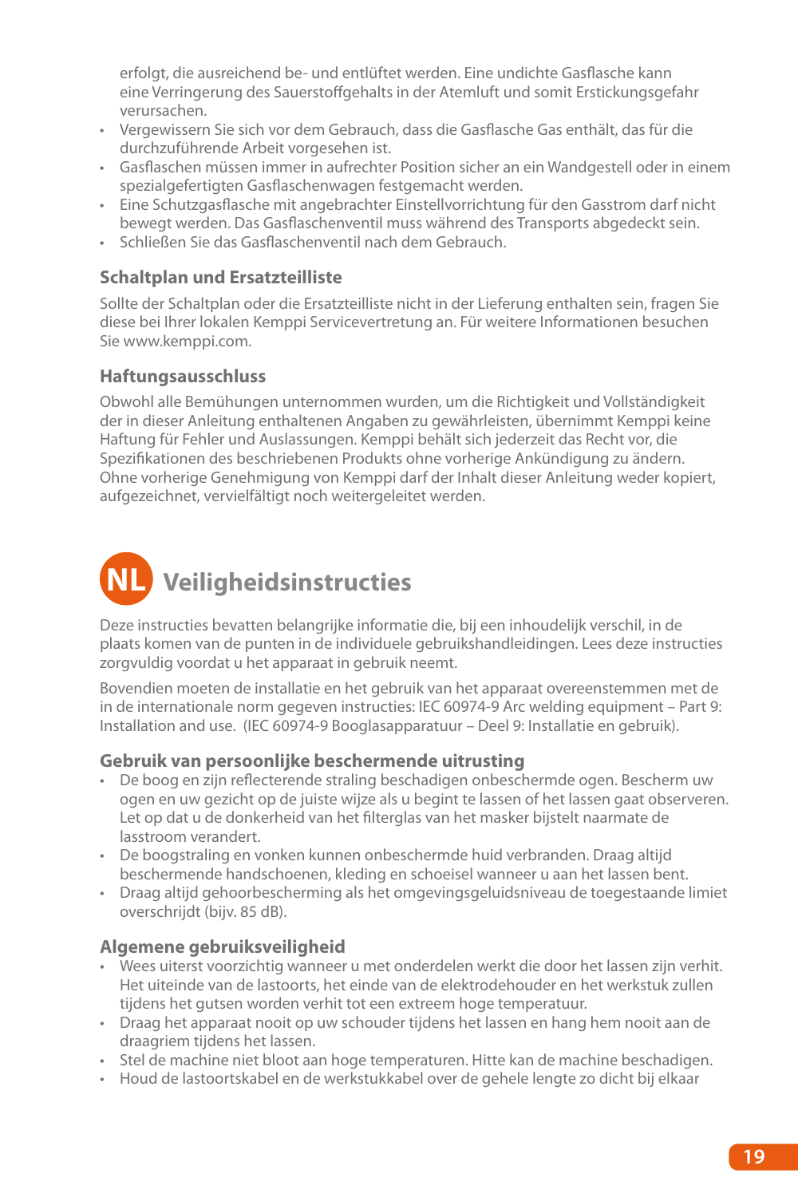erfolgt, die ausreichend be- und entlüftet werden. Eine undichte Gasflasche kann eine Verringerung des Sauerstoffgehalts in der Atemluft und somit Erstickungsgefahr verursachen.

- Vergewissern Sie sich vor dem Gebrauch, dass die Gasflasche Gas enthält, das für die durchzuführende Arbeit vorgesehen ist.
- Gasflaschen müssen immer in aufrechter Position sicher an ein Wandgestell oder in einem spezialgefertigten Gasflaschenwagen festgemacht werden.
- Eine Schutzgasflasche mit angebrachter Einstellvorrichtung für den Gasstrom darf nicht bewegt werden. Das Gasflaschenventil muss während des Transports abgedeckt sein.
- Schließen Sie das Gasflaschenventil nach dem Gebrauch.

### Schaltplan und Ersatzteilliste

Sollte der Schaltplan oder die Ersatzteilliste nicht in der Lieferung enthalten sein, fragen Sie diese bei Ihrer lokalen Kemppi Servicevertretung an. Für weitere Informationen besuchen Sie www.kemppi.com.

### Haftungsausschluss

Obwohl alle Bemühungen unternommen wurden, um die Richtigkeit und Vollständigkeit der in dieser Anleitung enthaltenen Angaben zu gewährleisten, übernimmt Kemppi keine Haftung für Fehler und Auslassungen. Kemppi behält sich jederzeit das Recht vor, die Spezifikationen des beschriebenen Produkts ohne vorherige Ankündigung zu ändern. Ohne vorherige Genehmigung von Kemppi darf der Inhalt dieser Anleitung weder kopiert, aufgezeichnet, vervielfältigt noch weitergeleitet werden.

## NL Veiligheidsinstructies

Deze instructies bevatten belangrijke informatie die, bij een inhoudelijk verschil, in de plaats komen van de punten in de individuele gebruikshandleidingen. Lees deze instructies zorgvuldig voordat u het apparaat in gebruik neemt.

Bovendien moeten de installatie en het gebruik van het apparaat overeenstemmen met de in de internationale norm gegeven instructies: IEC 60974-9 Arc welding equipment – Part 9: Installation and use. (IEC 60974-9 Booglasapparatuur – Deel 9: Installatie en gebruik).

### Gebruik van persoonlijke beschermende uitrusting

- De boog en zijn reflecterende straling beschadigen onbeschermde ogen. Bescherm uw ogen en uw gezicht op de juiste wijze als u begint te lassen of het lassen gaat observeren. Let op dat u de donkerheid van het filterglas van het masker bijstelt naarmate de lasstroom verandert.
- De boogstraling en vonken kunnen onbeschermde huid verbranden. Draag altijd beschermende handschoenen, kleding en schoeisel wanneer u aan het lassen bent.
- Draag altijd gehoorbescherming als het omgevingsgeluidsniveau de toegestaande limiet overschrijdt (bijv. 85 dB).

### Algemene gebruiksveiligheid

- Wees uiterst voorzichtig wanneer u met onderdelen werkt die door het lassen zijn verhit. Het uiteinde van de lastoorts, het einde van de elektrodehouder en het werkstuk zullen tijdens het gutsen worden verhit tot een extreem hoge temperatuur.
- Draag het apparaat nooit op uw schouder tijdens het lassen en hang hem nooit aan de draagriem tijdens het lassen.
- Stel de machine niet bloot aan hoge temperaturen. Hitte kan de machine beschadigen.
- Houd de lastoortskabel en de werkstukkabel over de gehele lengte zo dicht bij elkaar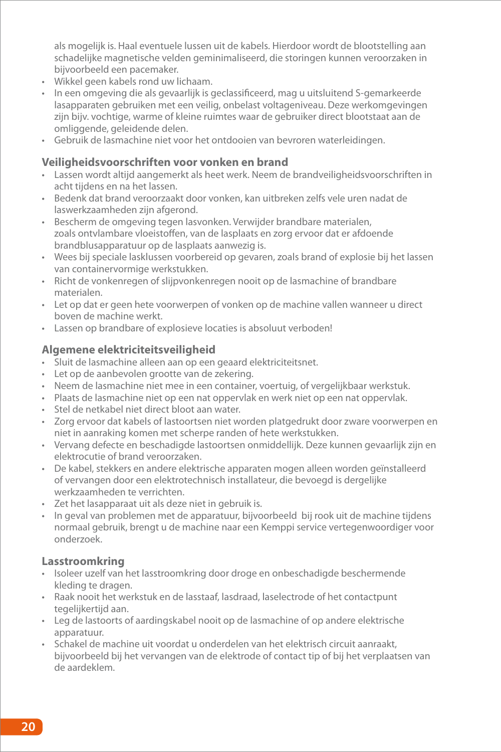als mogelijk is. Haal eventuele lussen uit de kabels. Hierdoor wordt de blootstelling aan schadelijke magnetische velden geminimaliseerd, die storingen kunnen veroorzaken in bijvoorbeeld een pacemaker.

- Wikkel geen kabels rond uw lichaam.
- In een omgeving die als gevaarlijk is geclassificeerd, mag u uitsluitend S-gemarkeerde lasapparaten gebruiken met een veilig, onbelast voltageniveau. Deze werkomgevingen zijn bijv. vochtige, warme of kleine ruimtes waar de gebruiker direct blootstaat aan de omliggende, geleidende delen.
- Gebruik de lasmachine niet voor het ontdooien van bevroren waterleidingen.

## Veiligheidsvoorschriften voor vonken en brand

- Lassen wordt altijd aangemerkt als heet werk. Neem de brandveiligheidsvoorschriften in acht tijdens en na het lassen.
- Bedenk dat brand veroorzaakt door vonken, kan uitbreken zelfs vele uren nadat de laswerkzaamheden zijn afgerond.
- Bescherm de omgeving tegen lasvonken. Verwijder brandbare materialen, zoals ontvlambare vloeistoffen, van de lasplaats en zorg ervoor dat er afdoende brandblusapparatuur op de lasplaats aanwezig is.
- Wees bij speciale lasklussen voorbereid op gevaren, zoals brand of explosie bij het lassen van containervormige werkstukken.
- Richt de vonkenregen of slijpvonkenregen nooit op de lasmachine of brandbare materialen.
- Let op dat er geen hete voorwerpen of vonken op de machine vallen wanneer u direct boven de machine werkt.
- Lassen op brandbare of explosieve locaties is absoluut verboden!

## Algemene elektriciteitsveiligheid

- Sluit de lasmachine alleen aan op een geaard elektriciteitsnet.
- Let op de aanbevolen grootte van de zekering.
- Neem de lasmachine niet mee in een container, voertuig, of vergelijkbaar werkstuk.
- Plaats de lasmachine niet op een nat oppervlak en werk niet op een nat oppervlak.
- Stel de netkabel niet direct bloot aan water.
- Zorg ervoor dat kabels of lastoortsen niet worden platgedrukt door zware voorwerpen en niet in aanraking komen met scherpe randen of hete werkstukken.
- Vervang defecte en beschadigde lastoortsen onmiddellijk. Deze kunnen gevaarlijk zijn en elektrocutie of brand veroorzaken.
- De kabel, stekkers en andere elektrische apparaten mogen alleen worden geïnstalleerd of vervangen door een elektrotechnisch installateur, die bevoegd is dergelijke werkzaamheden te verrichten.
- Zet het lasapparaat uit als deze niet in gebruik is.
- In geval van problemen met de apparatuur, bijvoorbeeld bij rook uit de machine tijdens normaal gebruik, brengt u de machine naar een Kemppi service vertegenwoordiger voor onderzoek.

## Lasstroomkring

- Isoleer uzelf van het lasstroomkring door droge en onbeschadigde beschermende kleding te dragen.
- Raak nooit het werkstuk en de lasstaaf, lasdraad, laselectrode of het contactpunt tegelijkertijd aan.
- Leg de lastoorts of aardingskabel nooit op de lasmachine of op andere elektrische apparatuur.
- Schakel de machine uit voordat u onderdelen van het elektrisch circuit aanraakt, bijvoorbeeld bij het vervangen van de elektrode of contact tip of bij het verplaatsen van de aardeklem.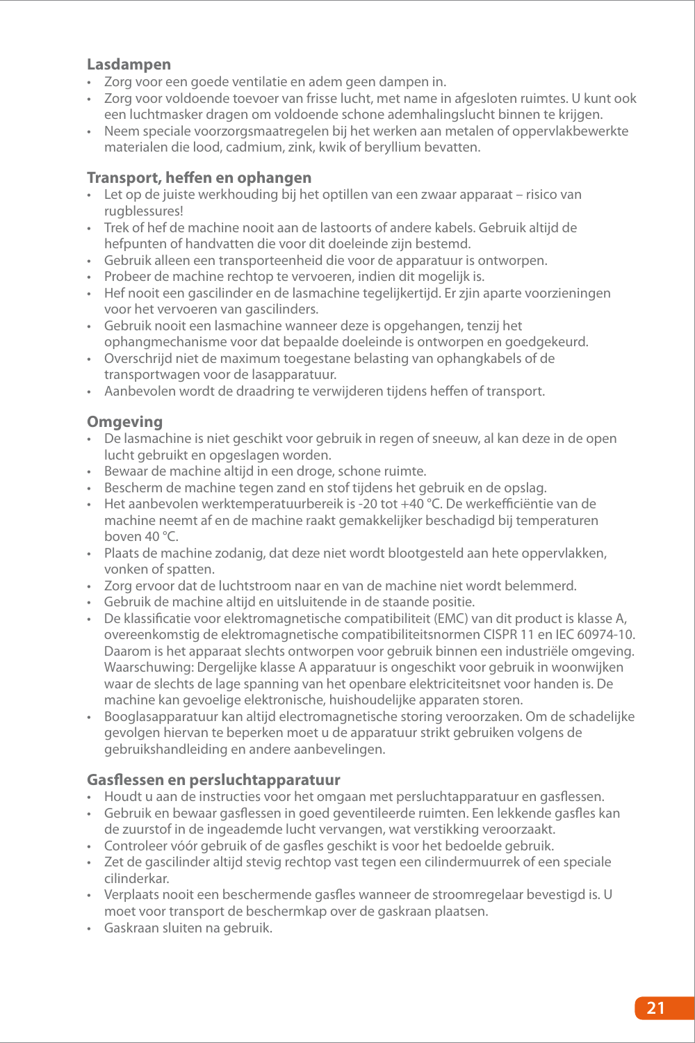### Lasdampen

- Zorg voor een goede ventilatie en adem geen dampen in.
- Zorg voor voldoende toevoer van frisse lucht, met name in afgesloten ruimtes. U kunt ook een luchtmasker dragen om voldoende schone ademhalingslucht binnen te krijgen.
- Neem speciale voorzorgsmaatregelen bij het werken aan metalen of oppervlakbewerkte materialen die lood, cadmium, zink, kwik of beryllium bevatten.

### Transport, heffen en ophangen

- Let op de juiste werkhouding bij het optillen van een zwaar apparaat – risico van rugblessures!
- Trek of hef de machine nooit aan de lastoorts of andere kabels. Gebruik altijd de hefpunten of handvatten die voor dit doeleinde zijn bestemd.
- Gebruik alleen een transporteenheid die voor de apparatuur is ontworpen.
- Probeer de machine rechtop te vervoeren, indien dit mogelijk is.
- Hef nooit een gascilinder en de lasmachine tegelijkertijd. Er zjin aparte voorzieningen voor het vervoeren van gascilinders.
- Gebruik nooit een lasmachine wanneer deze is opgehangen, tenzij het ophangmechanisme voor dat bepaalde doeleinde is ontworpen en goedgekeurd.
- Overschrijd niet de maximum toegestane belasting van ophangkabels of de transportwagen voor de lasapparatuur.
- Aanbevolen wordt de draadring te verwijderen tijdens heffen of transport.

### Omgeving

- De lasmachine is niet geschikt voor gebruik in regen of sneeuw, al kan deze in de open lucht gebruikt en opgeslagen worden.
- Bewaar de machine altijd in een droge, schone ruimte.
- Bescherm de machine tegen zand en stof tijdens het gebruik en de opslag.
- Het aanbevolen werktemperatuurbereik is -20 tot +40 °C. De werkefficiëntie van de machine neemt af en de machine raakt gemakkelijker beschadigd bij temperaturen boven 40 °C.
- Plaats de machine zodanig, dat deze niet wordt blootgesteld aan hete oppervlakken, vonken of spatten.
- Zorg ervoor dat de luchtstroom naar en van de machine niet wordt belemmerd.
- Gebruik de machine altijd en uitsluitende in de staande positie.
- De klassificatie voor elektromagnetische compatibiliteit (EMC) van dit product is klasse A, overeenkomstig de elektromagnetische compatibiliteitsnormen CISPR 11 en IEC 60974-10. Daarom is het apparaat slechts ontworpen voor gebruik binnen een industriële omgeving. Waarschuwing: Dergelijke klasse A apparatuur is ongeschikt voor gebruik in woonwijken waar de slechts de lage spanning van het openbare elektriciteitsnet voor handen is. De machine kan gevoelige elektronische, huishoudelijke apparaten storen.
- Booglasapparatuur kan altijd electromagnetische storing veroorzaken. Om de schadelijke gevolgen hiervan te beperken moet u de apparatuur strikt gebruiken volgens de gebruikshandleiding en andere aanbevelingen.

### Gasflessen en persluchtapparatuur

- Houdt u aan de instructies voor het omgaan met persluchtapparatuur en gasflessen.
- Gebruik en bewaar gasflessen in goed geventileerde ruimten. Een lekkende gasfles kan de zuurstof in de ingeademde lucht vervangen, wat verstikking veroorzaakt.
- Controleer vóór gebruik of de gasfles geschikt is voor het bedoelde gebruik.
- Zet de gascilinder altijd stevig rechtop vast tegen een cilindermuurrek of een speciale cilinderkar.
- Verplaats nooit een beschermende gasfles wanneer de stroomregelaar bevestigd is. U moet voor transport de beschermkap over de gaskraan plaatsen.
- Gaskraan sluiten na gebruik.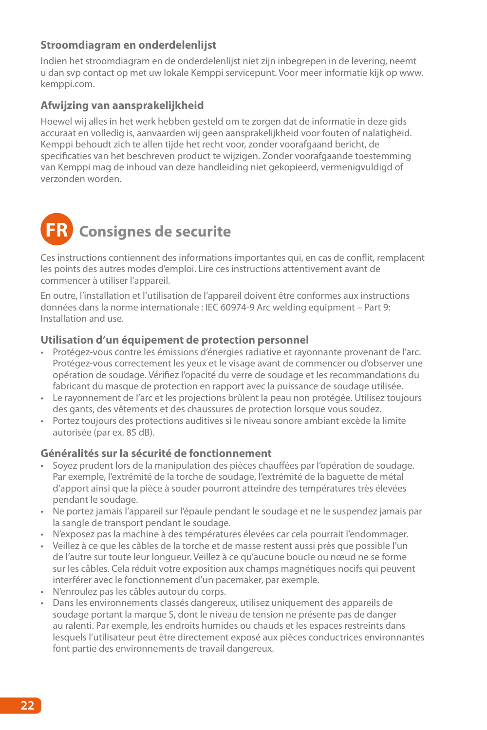### Stroomdiagram en onderdelenlijst

Indien het stroomdiagram en de onderdelenlijst niet zijn inbegrepen in de levering, neemt u dan svp contact op met uw lokale Kemppi servicepunt. Voor meer informatie kijk op www.kemppi.com.

### Afwijzing van aansprakelijkheid

Hoewel wij alles in het werk hebben gesteld om te zorgen dat de informatie in deze gids accuraat en volledig is, aanvaarden wij geen aansprakelijkheid voor fouten of nalatigheid. Kemppi behoudt zich te allen tijde het recht voor, zonder voorafgaand bericht, de specificaties van het beschreven product te wijzigen. Zonder voorafgaande toestemming van Kemppi mag de inhoud van deze handleiding niet gekopieerd, vermenigvuldigd of verzonden worden.

# FR Consignes de securite

Ces instructions contiennent des informations importantes qui, en cas de conflit, remplacent les points des autres modes d'emploi. Lire ces instructions attentivement avant de commencer à utiliser l'appareil.

En outre, l'installation et l'utilisation de l'appareil doivent être conformes aux instructions données dans la norme internationale : IEC 60974-9 Arc welding equipment – Part 9: Installation and use.

### Utilisation d'un équipement de protection personnel

- Protégez-vous contre les émissions d'énergies radiative et rayonnante provenant de l'arc. Protégez-vous correctement les yeux et le visage avant de commencer ou d'observer une opération de soudage. Vérifiez l'opacité du verre de soudage et les recommandations du fabricant du masque de protection en rapport avec la puissance de soudage utilisée.
- Le rayonnement de l'arc et les projections brûlent la peau non protégée. Utilisez toujours des gants, des vêtements et des chaussures de protection lorsque vous soudez.
- Portez toujours des protections auditives si le niveau sonore ambiant excède la limite autorisée (par ex. 85 dB).

### Généralités sur la sécurité de fonctionnement

- Soyez prudent lors de la manipulation des pièces chauffées par l'opération de soudage. Par exemple, l'extrémité de la torche de soudage, l'extrémité de la baguette de métal d'apport ainsi que la pièce à souder pourront atteindre des températures très élevées pendant le soudage.
- Ne portez jamais l'appareil sur l'épaule pendant le soudage et ne le suspendez jamais par la sangle de transport pendant le soudage.
- N'exposez pas la machine à des températures élevées car cela pourrait l'endommager.
- Veillez à ce que les câbles de la torche et de masse restent aussi près que possible l'un de l'autre sur toute leur longueur. Veillez à ce qu'aucune boucle ou nœud ne se forme sur les câbles. Cela réduit votre exposition aux champs magnétiques nocifs qui peuvent interférer avec le fonctionnement d'un pacemaker, par exemple.
- N'enroulez pas les câbles autour du corps.
- Dans les environnements classés dangereux, utilisez uniquement des appareils de soudage portant la marque S, dont le niveau de tension ne présente pas de danger au ralenti. Par exemple, les endroits humides ou chauds et les espaces restreints dans lesquels l'utilisateur peut être directement exposé aux pièces conductrices environnantes font partie des environnements de travail dangereux.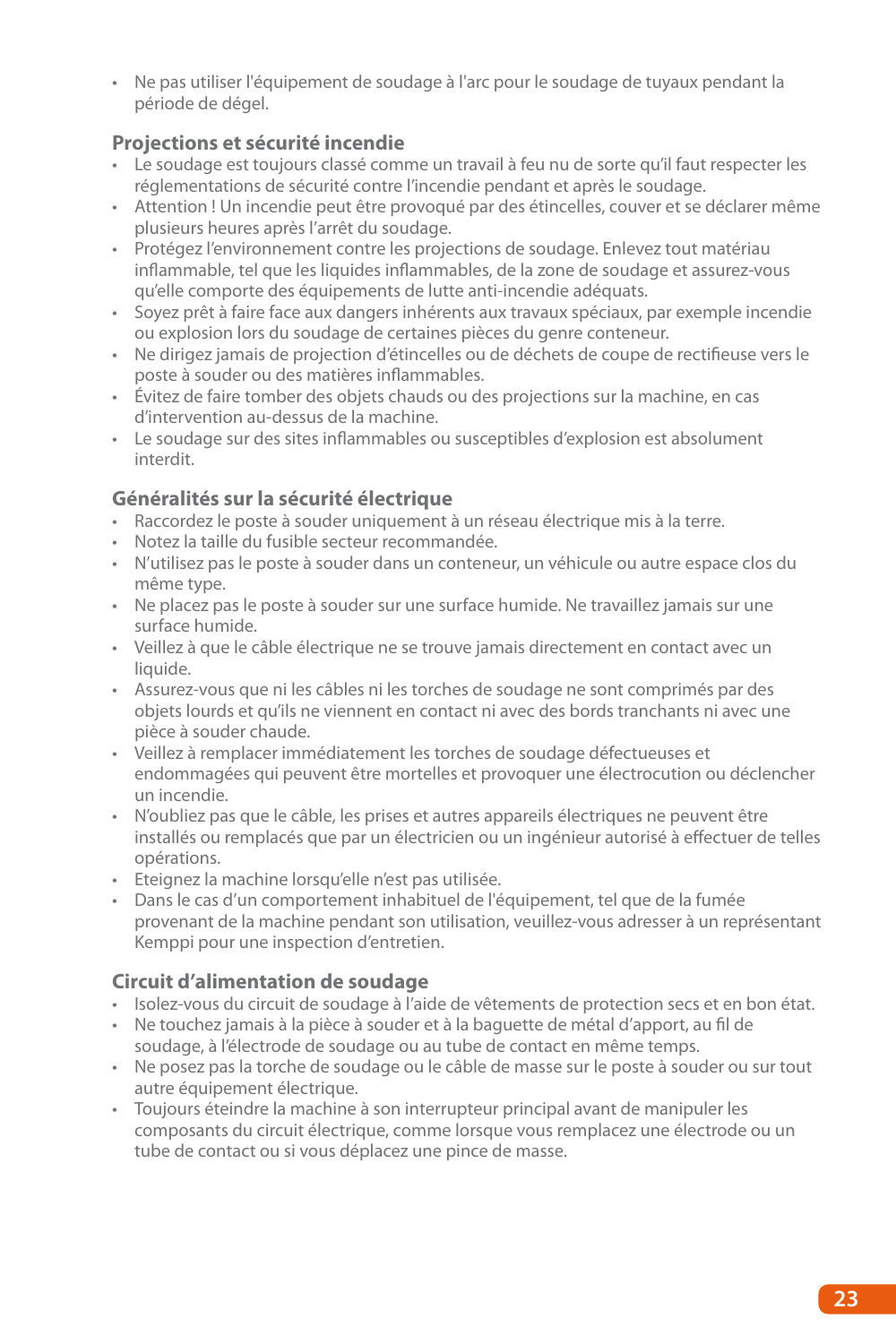- Ne pas utiliser l'équipement de soudage à l'arc pour le soudage de tuyaux pendant la période de dégel.

## Projections et sécurité incendie

- Le soudage est toujours classé comme un travail à feu nu de sorte qu'il faut respecter les réglementations de sécurité contre l'incendie pendant et après le soudage.
- Attention ! Un incendie peut être provoqué par des étincelles, couver et se déclarer même plusieurs heures après l'arrêt du soudage.
- Protégez l'environnement contre les projections de soudage. Enlevez tout matériau inflammable, tel que les liquides inflammables, de la zone de soudage et assurez-vous qu'elle comporte des équipements de lutte anti-incendie adéquats.
- Soyez prêt à faire face aux dangers inhérents aux travaux spéciaux, par exemple incendie ou explosion lors du soudage de certaines pièces du genre conteneur.
- Ne dirigez jamais de projection d'étincelles ou de déchets de coupe de rectifieuse vers le poste à souder ou des matières inflammables.
- Évitez de faire tomber des objets chauds ou des projections sur la machine, en cas d'intervention au-dessus de la machine.
- Le soudage sur des sites inflammables ou susceptibles d'explosion est absolument interdit.

## Généralités sur la sécurité électrique

- Raccordez le poste à souder uniquement à un réseau électrique mis à la terre.
- Notez la taille du fusible secteur recommandée.
- N'utilisez pas le poste à souder dans un conteneur, un véhicule ou autre espace clos du même type.
- Ne placez pas le poste à souder sur une surface humide. Ne travaillez jamais sur une surface humide.
- Veillez à que le câble électrique ne se trouve jamais directement en contact avec un liquide.
- Assurez-vous que ni les câbles ni les torches de soudage ne sont comprimés par des objets lourds et qu'ils ne viennent en contact ni avec des bords tranchants ni avec une pièce à souder chaude.
- Veillez à remplacer immédiatement les torches de soudage défectueuses et endommagées qui peuvent être mortelles et provoquer une électrocution ou déclencher un incendie.
- N'oubliez pas que le câble, les prises et autres appareils électriques ne peuvent être installés ou remplacés que par un électricien ou un ingénieur autorisé à effectuer de telles opérations.
- Eteignez la machine lorsqu'elle n'est pas utilisée.
- Dans le cas d'un comportement inhabituel de l'équipement, tel que de la fumée provenant de la machine pendant son utilisation, veuillez-vous adresser à un représentant Kemppi pour une inspection d'entretien.

## Circuit d'alimentation de soudage

- Isolez-vous du circuit de soudage à l'aide de vêtements de protection secs et en bon état.
- Ne touchez jamais à la pièce à souder et à la baguette de métal d'apport, au fil de soudage, à l'électrode de soudage ou au tube de contact en même temps.
- Ne posez pas la torche de soudage ou le câble de masse sur le poste à souder ou sur tout autre équipement électrique.
- Toujours éteindre la machine à son interrupteur principal avant de manipuler les composants du circuit électrique, comme lorsque vous remplacez une électrode ou un tube de contact ou si vous déplacez une pince de masse.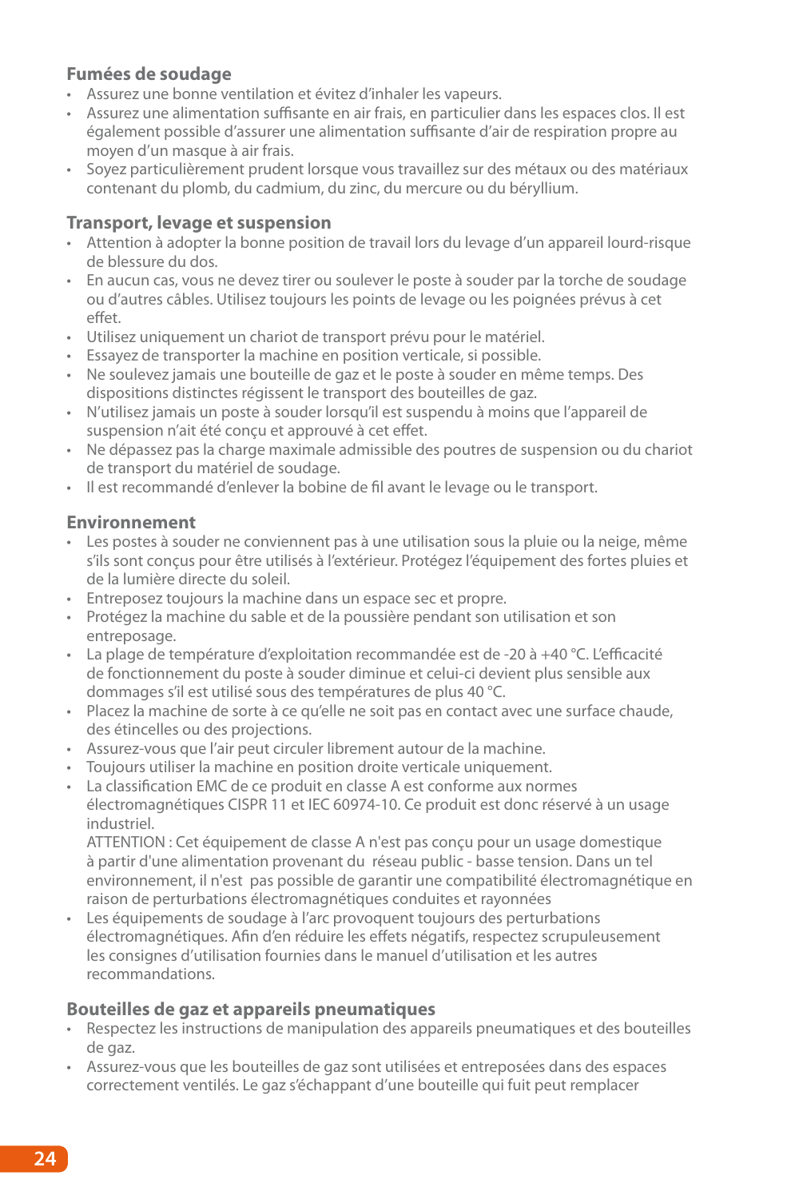### Fumées de soudage

- Assurez une bonne ventilation et évitez d'inhaler les vapeurs.
- Assurez une alimentation suffisante en air frais, en particulier dans les espaces clos. Il est également possible d'assurer une alimentation suffisante d'air de respiration propre au moyen d'un masque à air frais.
- Soyez particulièrement prudent lorsque vous travaillez sur des métaux ou des matériaux contenant du plomb, du cadmium, du zinc, du mercure ou du béryllium.

### Transport, levage et suspension

- Attention à adopter la bonne position de travail lors du levage d'un appareil lourd-risque de blessure du dos.
- En aucun cas, vous ne devez tirer ou soulever le poste à souder par la torche de soudage ou d'autres câbles. Utilisez toujours les points de levage ou les poignées prévus à cet effet.
- Utilisez uniquement un chariot de transport prévu pour le matériel.
- Essayez de transporter la machine en position verticale, si possible.
- Ne soulevez jamais une bouteille de gaz et le poste à souder en même temps. Des dispositions distinctes régissent le transport des bouteilles de gaz.
- N'utilisez jamais un poste à souder lorsqu'il est suspendu à moins que l'appareil de suspension n'ait été conçu et approuvé à cet effet.
- Ne dépassez pas la charge maximale admissible des poutres de suspension ou du chariot de transport du matériel de soudage.
- Il est recommandé d'enlever la bobine de fil avant le levage ou le transport.

### Environnement

- Les postes à souder ne conviennent pas à une utilisation sous la pluie ou la neige, même s'ils sont conçus pour être utilisés à l'extérieur. Protégez l'équipement des fortes pluies et de la lumière directe du soleil.
- Entreposez toujours la machine dans un espace sec et propre.
- Protégez la machine du sable et de la poussière pendant son utilisation et son entreposage.
- La plage de température d'exploitation recommandée est de -20 à +40 °C. L'efficacité de fonctionnement du poste à souder diminue et celui-ci devient plus sensible aux dommages s'il est utilisé sous des températures de plus 40 °C.
- Placez la machine de sorte à ce qu'elle ne soit pas en contact avec une surface chaude, des étincelles ou des projections.
- Assurez-vous que l'air peut circuler librement autour de la machine.
- Toujours utiliser la machine en position droite verticale uniquement.
- La classification EMC de ce produit en classe A est conforme aux normes électromagnétiques CISPR 11 et IEC 60974-10. Ce produit est donc réservé à un usage industriel.
  ATTENTION : Cet équipement de classe A n'est pas conçu pour un usage domestique à partir d'une alimentation provenant du réseau public - basse tension. Dans un tel environnement, il n'est pas possible de garantir une compatibilité électromagnétique en raison de perturbations électromagnétiques conduites et rayonnées
- Les équipements de soudage à l'arc provoquent toujours des perturbations électromagnétiques. Afin d'en réduire les effets négatifs, respectez scrupuleusement les consignes d'utilisation fournies dans le manuel d'utilisation et les autres recommandations.

### Bouteilles de gaz et appareils pneumatiques

- Respectez les instructions de manipulation des appareils pneumatiques et des bouteilles de gaz.
- Assurez-vous que les bouteilles de gaz sont utilisées et entreposées dans des espaces correctement ventilés. Le gaz s'échappant d'une bouteille qui fuit peut remplacer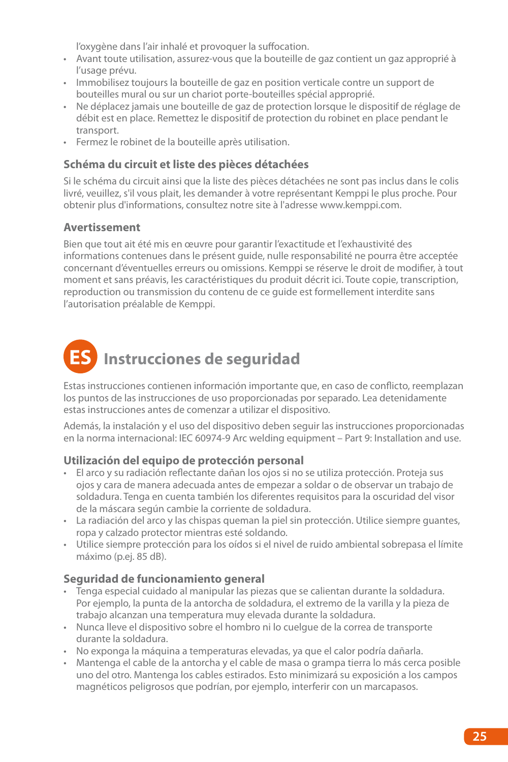l'oxygène dans l'air inhalé et provoquer la suffocation.

- Avant toute utilisation, assurez-vous que la bouteille de gaz contient un gaz approprié à l'usage prévu.
- Immobilisez toujours la bouteille de gaz en position verticale contre un support de bouteilles mural ou sur un chariot porte-bouteilles spécial approprié.
- Ne déplacez jamais une bouteille de gaz de protection lorsque le dispositif de réglage de débit est en place. Remettez le dispositif de protection du robinet en place pendant le transport.
- Fermez le robinet de la bouteille après utilisation.

### Schéma du circuit et liste des pièces détachées

Si le schéma du circuit ainsi que la liste des pièces détachées ne sont pas inclus dans le colis livré, veuillez, s'il vous plait, les demander à votre représentant Kemppi le plus proche. Pour obtenir plus d'informations, consultez notre site à l'adresse www.kemppi.com.

### Avertissement

Bien que tout ait été mis en œuvre pour garantir l'exactitude et l'exhaustivité des informations contenues dans le présent guide, nulle responsabilité ne pourra être acceptée concernant d'éventuelles erreurs ou omissions. Kemppi se réserve le droit de modifier, à tout moment et sans préavis, les caractéristiques du produit décrit ici. Toute copie, transcription, reproduction ou transmission du contenu de ce guide est formellement interdite sans l'autorisation préalable de Kemppi.

## ES Instrucciones de seguridad

Estas instrucciones contienen información importante que, en caso de conflicto, reemplazan los puntos de las instrucciones de uso proporcionadas por separado. Lea detenidamente estas instrucciones antes de comenzar a utilizar el dispositivo.

Además, la instalación y el uso del dispositivo deben seguir las instrucciones proporcionadas en la norma internacional: IEC 60974-9 Arc welding equipment – Part 9: Installation and use.

### Utilización del equipo de protección personal

- El arco y su radiación reflectante dañan los ojos si no se utiliza protección. Proteja sus ojos y cara de manera adecuada antes de empezar a soldar o de observar un trabajo de soldadura. Tenga en cuenta también los diferentes requisitos para la oscuridad del visor de la máscara según cambie la corriente de soldadura.
- La radiación del arco y las chispas queman la piel sin protección. Utilice siempre guantes, ropa y calzado protector mientras esté soldando.
- Utilice siempre protección para los oídos si el nivel de ruido ambiental sobrepasa el límite máximo (p.ej. 85 dB).

### Seguridad de funcionamiento general

- Tenga especial cuidado al manipular las piezas que se calientan durante la soldadura. Por ejemplo, la punta de la antorcha de soldadura, el extremo de la varilla y la pieza de trabajo alcanzan una temperatura muy elevada durante la soldadura.
- Nunca lleve el dispositivo sobre el hombro ni lo cuelgue de la correa de transporte durante la soldadura.
- No exponga la máquina a temperaturas elevadas, ya que el calor podría dañarla.
- Mantenga el cable de la antorcha y el cable de masa o grampa tierra lo más cerca posible uno del otro. Mantenga los cables estirados. Esto minimizará su exposición a los campos magnéticos peligrosos que podrían, por ejemplo, interferir con un marcapasos.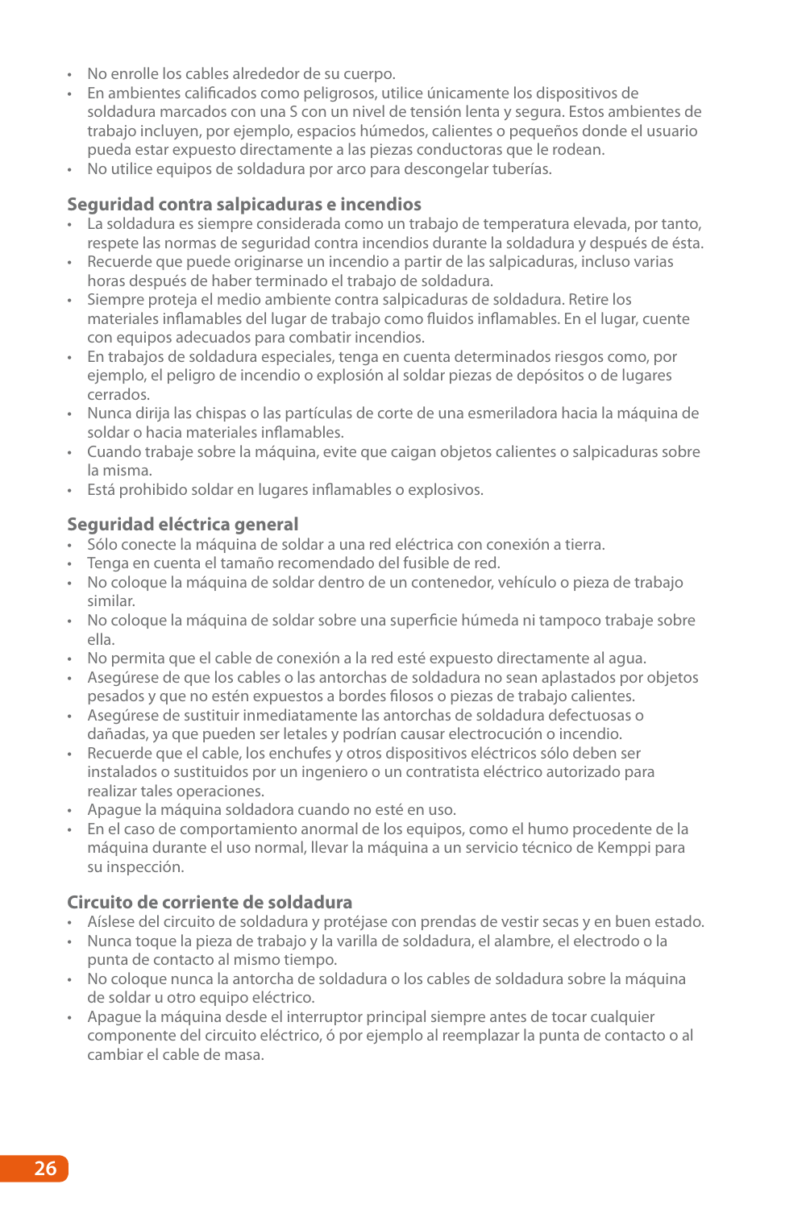- No enrolle los cables alrededor de su cuerpo.
- En ambientes calificados como peligrosos, utilice únicamente los dispositivos de soldadura marcados con una S con un nivel de tensión lenta y segura. Estos ambientes de trabajo incluyen, por ejemplo, espacios húmedos, calientes o pequeños donde el usuario pueda estar expuesto directamente a las piezas conductoras que le rodean.
- No utilice equipos de soldadura por arco para descongelar tuberías.

### Seguridad contra salpicaduras e incendios

- La soldadura es siempre considerada como un trabajo de temperatura elevada, por tanto, respete las normas de seguridad contra incendios durante la soldadura y después de ésta.
- Recuerde que puede originarse un incendio a partir de las salpicaduras, incluso varias horas después de haber terminado el trabajo de soldadura.
- Siempre proteja el medio ambiente contra salpicaduras de soldadura. Retire los materiales inflamables del lugar de trabajo como fluidos inflamables. En el lugar, cuente con equipos adecuados para combatir incendios.
- En trabajos de soldadura especiales, tenga en cuenta determinados riesgos como, por ejemplo, el peligro de incendio o explosión al soldar piezas de depósitos o de lugares cerrados.
- Nunca dirija las chispas o las partículas de corte de una esmeriladora hacia la máquina de soldar o hacia materiales inflamables.
- Cuando trabaje sobre la máquina, evite que caigan objetos calientes o salpicaduras sobre la misma.
- Está prohibido soldar en lugares inflamables o explosivos.

### Seguridad eléctrica general

- Sólo conecte la máquina de soldar a una red eléctrica con conexión a tierra.
- Tenga en cuenta el tamaño recomendado del fusible de red.
- No coloque la máquina de soldar dentro de un contenedor, vehículo o pieza de trabajo similar.
- No coloque la máquina de soldar sobre una superficie húmeda ni tampoco trabaje sobre ella.
- No permita que el cable de conexión a la red esté expuesto directamente al agua.
- Asegúrese de que los cables o las antorchas de soldadura no sean aplastados por objetos pesados y que no estén expuestos a bordes filosos o piezas de trabajo calientes.
- Asegúrese de sustituir inmediatamente las antorchas de soldadura defectuosas o dañadas, ya que pueden ser letales y podrían causar electrocución o incendio.
- Recuerde que el cable, los enchufes y otros dispositivos eléctricos sólo deben ser instalados o sustituidos por un ingeniero o un contratista eléctrico autorizado para realizar tales operaciones.
- Apague la máquina soldadora cuando no esté en uso.
- En el caso de comportamiento anormal de los equipos, como el humo procedente de la máquina durante el uso normal, llevar la máquina a un servicio técnico de Kemppi para su inspección.

### Circuito de corriente de soldadura

- Aíslese del circuito de soldadura y protéjase con prendas de vestir secas y en buen estado.
- Nunca toque la pieza de trabajo y la varilla de soldadura, el alambre, el electrodo o la punta de contacto al mismo tiempo.
- No coloque nunca la antorcha de soldadura o los cables de soldadura sobre la máquina de soldar u otro equipo eléctrico.
- Apague la máquina desde el interruptor principal siempre antes de tocar cualquier componente del circuito eléctrico, ó por ejemplo al reemplazar la punta de contacto o al cambiar el cable de masa.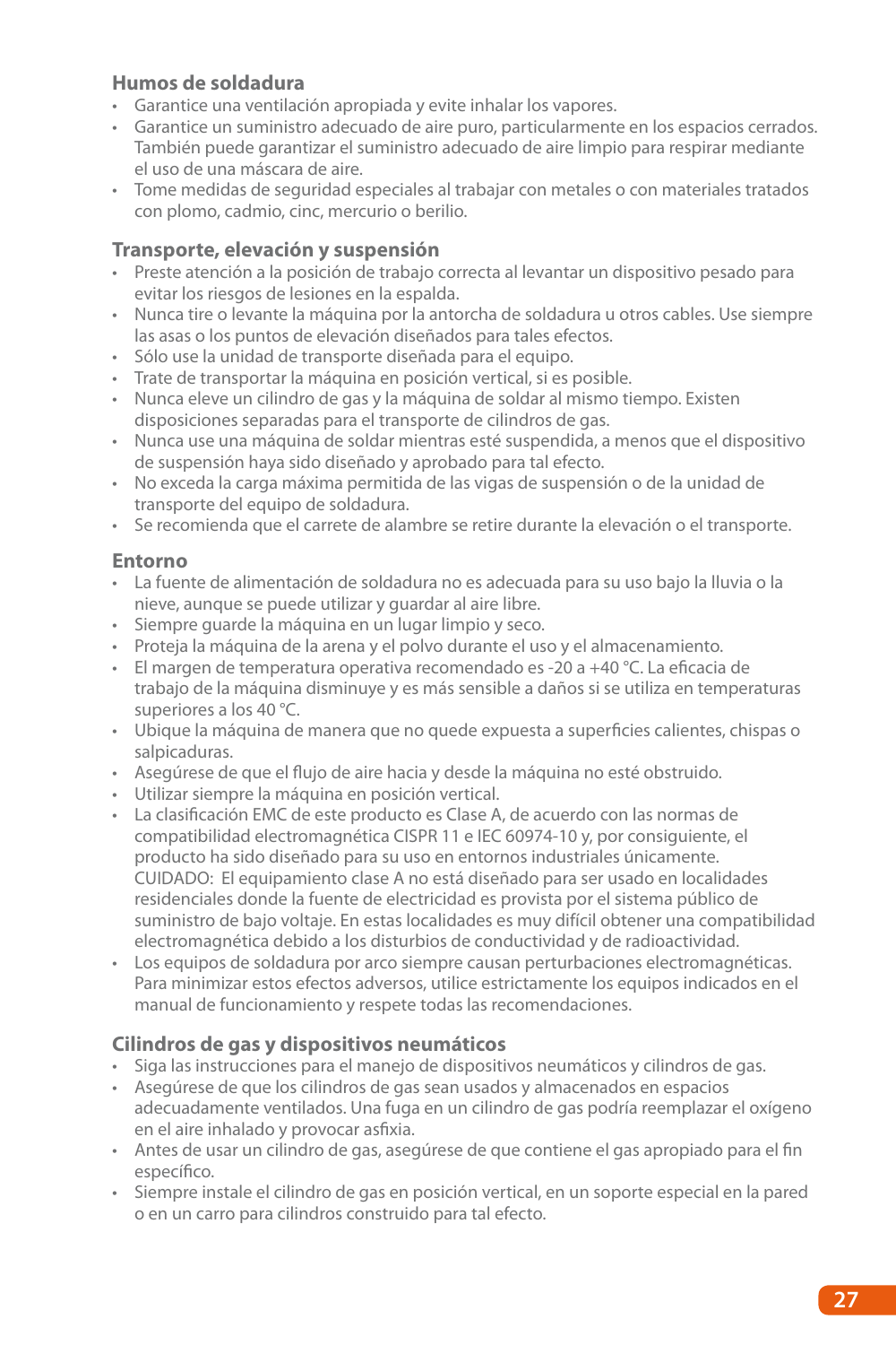### Humos de soldadura

- Garantice una ventilación apropiada y evite inhalar los vapores.
- Garantice un suministro adecuado de aire puro, particularmente en los espacios cerrados. También puede garantizar el suministro adecuado de aire limpio para respirar mediante el uso de una máscara de aire.
- Tome medidas de seguridad especiales al trabajar con metales o con materiales tratados con plomo, cadmio, cinc, mercurio o berilio.

### Transporte, elevación y suspensión

- Preste atención a la posición de trabajo correcta al levantar un dispositivo pesado para evitar los riesgos de lesiones en la espalda.
- Nunca tire o levante la máquina por la antorcha de soldadura u otros cables. Use siempre las asas o los puntos de elevación diseñados para tales efectos.
- Sólo use la unidad de transporte diseñada para el equipo.
- Trate de transportar la máquina en posición vertical, si es posible.
- Nunca eleve un cilindro de gas y la máquina de soldar al mismo tiempo. Existen disposiciones separadas para el transporte de cilindros de gas.
- Nunca use una máquina de soldar mientras esté suspendida, a menos que el dispositivo de suspensión haya sido diseñado y aprobado para tal efecto.
- No exceda la carga máxima permitida de las vigas de suspensión o de la unidad de transporte del equipo de soldadura.
- Se recomienda que el carrete de alambre se retire durante la elevación o el transporte.

### Entorno

- La fuente de alimentación de soldadura no es adecuada para su uso bajo la lluvia o la nieve, aunque se puede utilizar y guardar al aire libre.
- Siempre guarde la máquina en un lugar limpio y seco.
- Proteja la máquina de la arena y el polvo durante el uso y el almacenamiento.
- El margen de temperatura operativa recomendado es -20 a +40 °C. La eficacia de trabajo de la máquina disminuye y es más sensible a daños si se utiliza en temperaturas superiores a los 40 °C.
- Ubique la máquina de manera que no quede expuesta a superficies calientes, chispas o salpicaduras.
- Asegúrese de que el flujo de aire hacia y desde la máquina no esté obstruido.
- Utilizar siempre la máquina en posición vertical.
- La clasificación EMC de este producto es Clase A, de acuerdo con las normas de compatibilidad electromagnética CISPR 11 e IEC 60974-10 y, por consiguiente, el producto ha sido diseñado para su uso en entornos industriales únicamente.
  CUIDADO: El equipamiento clase A no está diseñado para ser usado en localidades residenciales donde la fuente de electricidad es provista por el sistema público de suministro de bajo voltaje. En estas localidades es muy difícil obtener una compatibilidad electromagnética debido a los disturbios de conductividad y de radioactividad.
- Los equipos de soldadura por arco siempre causan perturbaciones electromagnéticas. Para minimizar estos efectos adversos, utilice estrictamente los equipos indicados en el manual de funcionamiento y respete todas las recomendaciones.

### Cilindros de gas y dispositivos neumáticos

- Siga las instrucciones para el manejo de dispositivos neumáticos y cilindros de gas.
- Asegúrese de que los cilindros de gas sean usados y almacenados en espacios adecuadamente ventilados. Una fuga en un cilindro de gas podría reemplazar el oxígeno en el aire inhalado y provocar asfixia.
- Antes de usar un cilindro de gas, asegúrese de que contiene el gas apropiado para el fin específico.
- Siempre instale el cilindro de gas en posición vertical, en un soporte especial en la pared o en un carro para cilindros construido para tal efecto.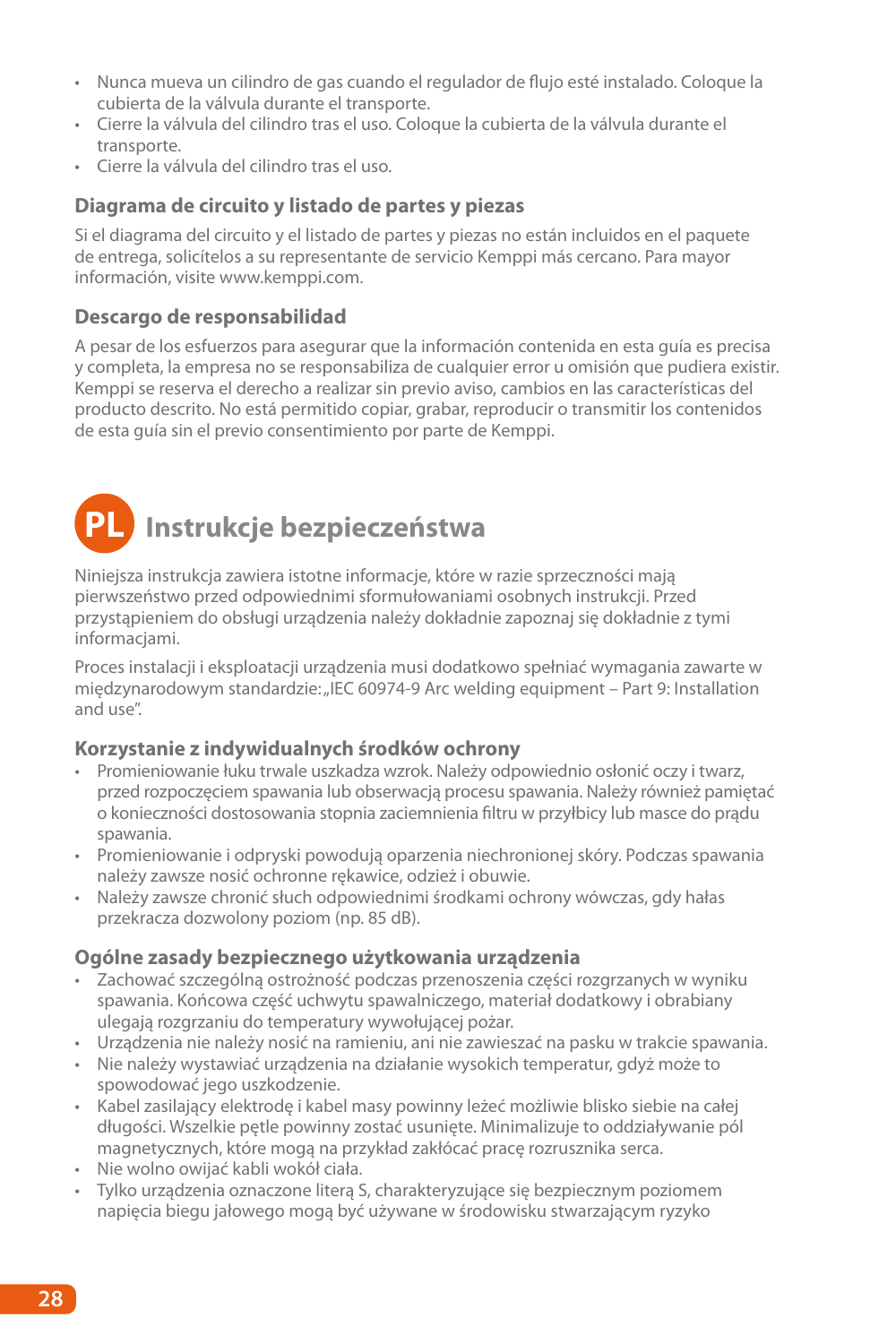- Nunca mueva un cilindro de gas cuando el regulador de flujo esté instalado. Coloque la cubierta de la válvula durante el transporte.
- Cierre la válvula del cilindro tras el uso. Coloque la cubierta de la válvula durante el transporte.
- Cierre la válvula del cilindro tras el uso.

### Diagrama de circuito y listado de partes y piezas

Si el diagrama del circuito y el listado de partes y piezas no están incluidos en el paquete de entrega, solicítelos a su representante de servicio Kemppi más cercano. Para mayor información, visite www.kemppi.com.

### Descargo de responsabilidad

A pesar de los esfuerzos para asegurar que la información contenida en esta guía es precisa y completa, la empresa no se responsabiliza de cualquier error u omisión que pudiera existir. Kemppi se reserva el derecho a realizar sin previo aviso, cambios en las características del producto descrito. No está permitido copiar, grabar, reproducir o transmitir los contenidos de esta guía sin el previo consentimiento por parte de Kemppi.

## PL Instrukcje bezpieczeństwa

Niniejsza instrukcja zawiera istotne informacje, które w razie sprzeczności mają pierwszeństwo przed odpowiednimi sformułowaniami osobnych instrukcji. Przed przystąpieniem do obsługi urządzenia należy dokładnie zapoznaj się dokładnie z tymi informacjami.

Proces instalacji i eksploatacji urządzenia musi dodatkowo spełniać wymagania zawarte w międzynarodowym standardzie: „IEC 60974-9 Arc welding equipment – Part 9: Installation and use".

### Korzystanie z indywidualnych środków ochrony

- Promieniowanie łuku trwale uszkadza wzrok. Należy odpowiednio osłonić oczy i twarz, przed rozpoczęciem spawania lub obserwacją procesu spawania. Należy również pamiętać o konieczności dostosowania stopnia zaciemnienia filtru w przyłbicy lub masce do prądu spawania.
- Promieniowanie i odpryski powodują oparzenia niechronionej skóry. Podczas spawania należy zawsze nosić ochronne rękawice, odzież i obuwie.
- Należy zawsze chronić słuch odpowiednimi środkami ochrony wówczas, gdy hałas przekracza dozwolony poziom (np. 85 dB).

### Ogólne zasady bezpiecznego użytkowania urządzenia

- Zachować szczególną ostrożność podczas przenoszenia części rozgrzanych w wyniku spawania. Końcowa część uchwytu spawalniczego, materiał dodatkowy i obrabiany ulegają rozgrzaniu do temperatury wywołującej pożar.
- Urządzenia nie należy nosić na ramieniu, ani nie zawieszać na pasku w trakcie spawania.
- Nie należy wystawiać urządzenia na działanie wysokich temperatur, gdyż może to spowodować jego uszkodzenie.
- Kabel zasilający elektrodę i kabel masy powinny leżeć możliwie blisko siebie na całej długości. Wszelkie pętle powinny zostać usunięte. Minimalizuje to oddziaływanie pól magnetycznych, które mogą na przykład zakłócać pracę rozrusznika serca.
- Nie wolno owijać kabli wokół ciała.
- Tylko urządzenia oznaczone literą S, charakteryzujące się bezpiecznym poziomem napięcia biegu jałowego mogą być używane w środowisku stwarzającym ryzyko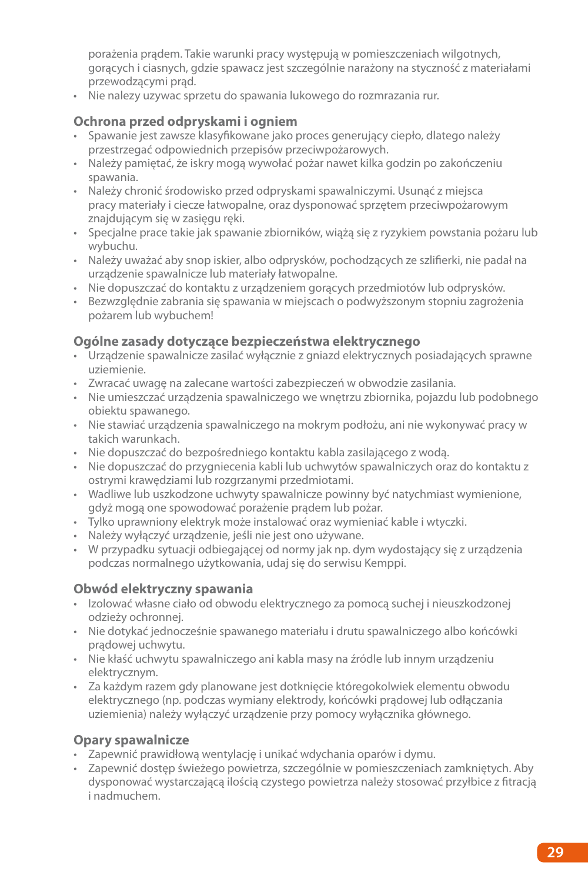porażenia prądem. Takie warunki pracy występują w pomieszczeniach wilgotnych, gorących i ciasnych, gdzie spawacz jest szczególnie narażony na styczność z materiałami przewodzącymi prąd.

- Nie nalezy uzywac sprzetu do spawania lukowego do rozmrazania rur.

## Ochrona przed odpryskami i ogniem

- Spawanie jest zawsze klasyfikowane jako proces generujący ciepło, dlatego należy przestrzegać odpowiednich przepisów przeciwpożarowych.
- Należy pamiętać, że iskry mogą wywołać pożar nawet kilka godzin po zakończeniu spawania.
- Należy chronić środowisko przed odpryskami spawalniczymi. Usunąć z miejsca pracy materiały i ciecze łatwopalne, oraz dysponować sprzętem przeciwpożarowym znajdującym się w zasięgu ręki.
- Specjalne prace takie jak spawanie zbiorników, wiążą się z ryzykiem powstania pożaru lub wybuchu.
- Należy uważać aby snop iskier, albo odprysków, pochodzących ze szlifierki, nie padał na urządzenie spawalnicze lub materiały łatwopalne.
- Nie dopuszczać do kontaktu z urządzeniem gorących przedmiotów lub odprysków.
- Bezwzględnie zabrania się spawania w miejscach o podwyższonym stopniu zagrożenia pożarem lub wybuchem!

## Ogólne zasady dotyczące bezpieczeństwa elektrycznego

- Urządzenie spawalnicze zasilać wyłącznie z gniazd elektrycznych posiadających sprawne uziemienie.
- Zwracać uwagę na zalecane wartości zabezpieczeń w obwodzie zasilania.
- Nie umieszczać urządzenia spawalniczego we wnętrzu zbiornika, pojazdu lub podobnego obiektu spawanego.
- Nie stawiać urządzenia spawalniczego na mokrym podłożu, ani nie wykonywać pracy w takich warunkach.
- Nie dopuszczać do bezpośredniego kontaktu kabla zasilającego z wodą.
- Nie dopuszczać do przygniecenia kabli lub uchwytów spawalniczych oraz do kontaktu z ostrymi krawędziami lub rozgrzanymi przedmiotami.
- Wadliwe lub uszkodzone uchwyty spawalnicze powinny być natychmiast wymienione, gdyż mogą one spowodować porażenie prądem lub pożar.
- Tylko uprawniony elektryk może instalować oraz wymieniać kable i wtyczki.
- Należy wyłączyć urządzenie, jeśli nie jest ono używane.
- W przypadku sytuacji odbiegającej od normy jak np. dym wydostający się z urządzenia podczas normalnego użytkowania, udaj się do serwisu Kemppi.

## Obwód elektryczny spawania

- Izolować własne ciało od obwodu elektrycznego za pomocą suchej i nieuszkodzonej odzieży ochronnej.
- Nie dotykać jednocześnie spawanego materiału i drutu spawalniczego albo końcówki prądowej uchwytu.
- Nie kłaść uchwytu spawalniczego ani kabla masy na źródle lub innym urządzeniu elektrycznym.
- Za każdym razem gdy planowane jest dotknięcie któregokolwiek elementu obwodu elektrycznego (np. podczas wymiany elektrody, końcówki prądowej lub odłączania uziemienia) należy wyłączyć urządzenie przy pomocy wyłącznika głównego.

## Opary spawalnicze

- Zapewnić prawidłową wentylację i unikać wdychania oparów i dymu.
- Zapewnić dostęp świeżego powietrza, szczególnie w pomieszczeniach zamkniętych. Aby dysponować wystarczającą ilością czystego powietrza należy stosować przyłbice z filtracją i nadmuchem.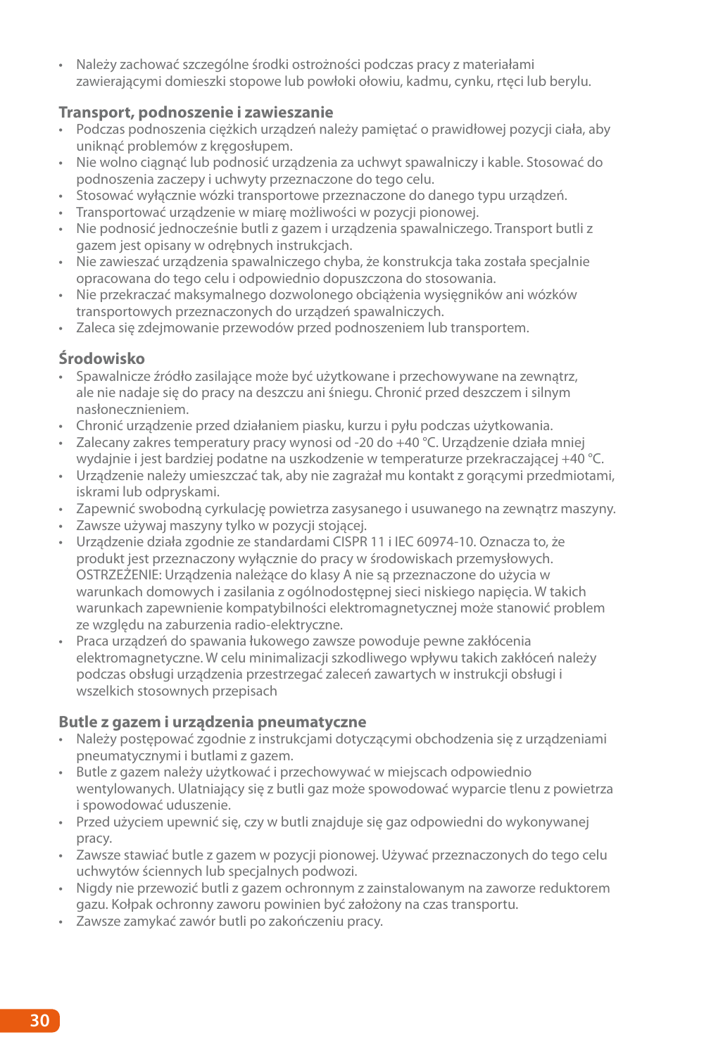- Należy zachować szczególne środki ostrożności podczas pracy z materiałami zawierającymi domieszki stopowe lub powłoki ołowiu, kadmu, cynku, rtęci lub berylu.

## Transport, podnoszenie i zawieszanie

- Podczas podnoszenia ciężkich urządzeń należy pamiętać o prawidłowej pozycji ciała, aby uniknąć problemów z kręgosłupem.
- Nie wolno ciągnąć lub podnosić urządzenia za uchwyt spawalniczy i kable. Stosować do podnoszenia zaczepy i uchwyty przeznaczone do tego celu.
- Stosować wyłącznie wózki transportowe przeznaczone do danego typu urządzeń.
- Transportować urządzenie w miarę możliwości w pozycji pionowej.
- Nie podnosić jednocześnie butli z gazem i urządzenia spawalniczego. Transport butli z gazem jest opisany w odrębnych instrukcjach.
- Nie zawieszać urządzenia spawalniczego chyba, że konstrukcja taka została specjalnie opracowana do tego celu i odpowiednio dopuszczona do stosowania.
- Nie przekraczać maksymalnego dozwolonego obciążenia wysięgników ani wózków transportowych przeznaczonych do urządzeń spawalniczych.
- Zaleca się zdejmowanie przewodów przed podnoszeniem lub transportem.

## Środowisko

- Spawalnicze źródło zasilające może być użytkowane i przechowywane na zewnątrz, ale nie nadaje się do pracy na deszczu ani śniegu. Chronić przed deszczem i silnym nasłonecznieniem.
- Chronić urządzenie przed działaniem piasku, kurzu i pyłu podczas użytkowania.
- Zalecany zakres temperatury pracy wynosi od -20 do +40 °C. Urządzenie działa mniej wydajnie i jest bardziej podatne na uszkodzenie w temperaturze przekraczającej +40 °C.
- Urządzenie należy umieszczać tak, aby nie zagrażał mu kontakt z gorącymi przedmiotami, iskrami lub odpryskami.
- Zapewnić swobodną cyrkulację powietrza zasysanego i usuwanego na zewnątrz maszyny.
- Zawsze używaj maszyny tylko w pozycji stojącej.
- Urządzenie działa zgodnie ze standardami CISPR 11 i IEC 60974-10. Oznacza to, że produkt jest przeznaczony wyłącznie do pracy w środowiskach przemysłowych. OSTRZEŻENIE: Urządzenia należące do klasy A nie są przeznaczone do użycia w warunkach domowych i zasilania z ogólnodostępnej sieci niskiego napięcia. W takich warunkach zapewnienie kompatybilności elektromagnetycznej może stanowić problem ze względu na zaburzenia radio-elektryczne.
- Praca urządzeń do spawania łukowego zawsze powoduje pewne zakłócenia elektromagnetyczne. W celu minimalizacji szkodliwego wpływu takich zakłóceń należy podczas obsługi urządzenia przestrzegać zaleceń zawartych w instrukcji obsługi i wszelkich stosownych przepisach

## Butle z gazem i urządzenia pneumatyczne

- Należy postępować zgodnie z instrukcjami dotyczącymi obchodzenia się z urządzeniami pneumatycznymi i butlami z gazem.
- Butle z gazem należy użytkować i przechowywać w miejscach odpowiednio wentylowanych. Ulatniający się z butli gaz może spowodować wyparcie tlenu z powietrza i spowodować uduszenie.
- Przed użyciem upewnić się, czy w butli znajduje się gaz odpowiedni do wykonywanej pracy.
- Zawsze stawiać butle z gazem w pozycji pionowej. Używać przeznaczonych do tego celu uchwytów ściennych lub specjalnych podwozi.
- Nigdy nie przewozić butli z gazem ochronnym z zainstalowanym na zaworze reduktorem gazu. Kołpak ochronny zaworu powinien być założony na czas transportu.
- Zawsze zamykać zawór butli po zakończeniu pracy.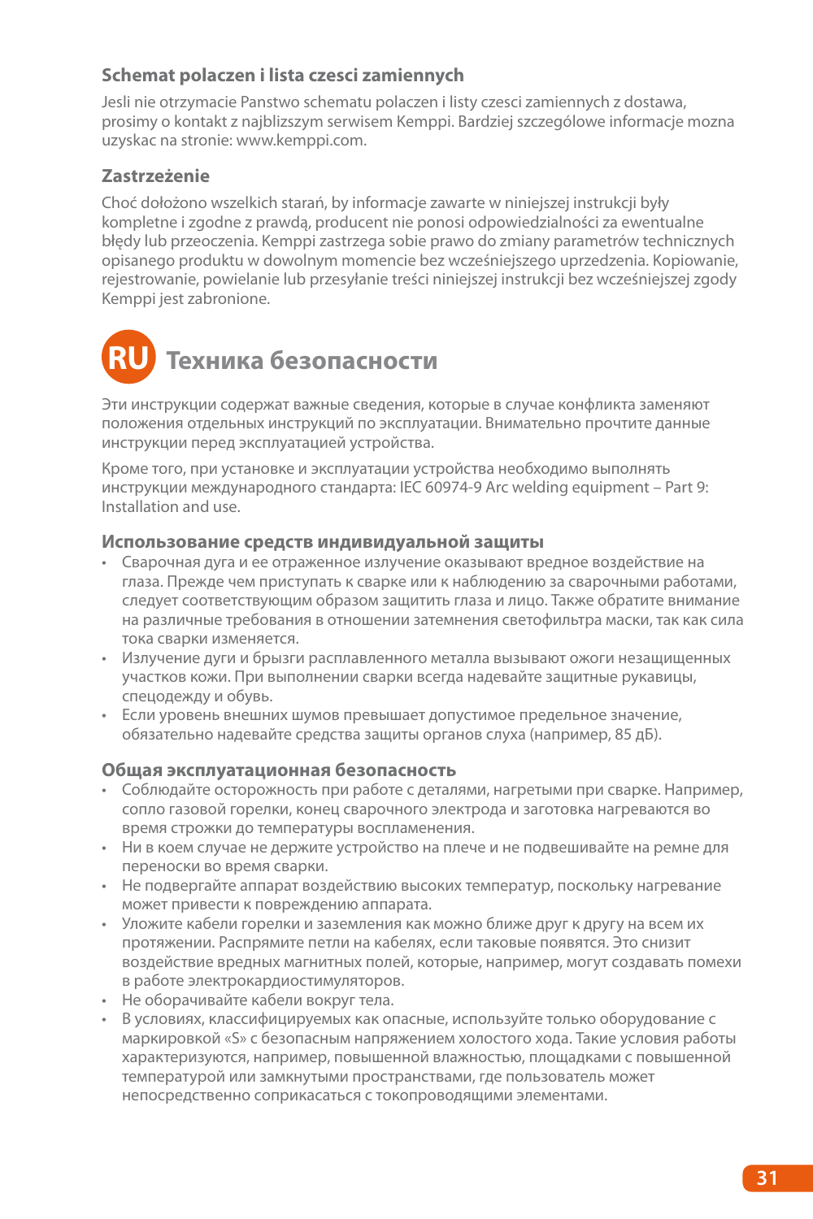### Schemat polaczen i lista czesci zamiennych

Jesli nie otrzymacie Panstwo schematu polaczen i listy czesci zamiennych z dostawa, prosimy o kontakt z najblizszym serwisem Kemppi. Bardziej szczególowe informacje mozna uzyskac na stronie: www.kemppi.com.

### Zastrzeżenie

Choć dołożono wszelkich starań, by informacje zawarte w niniejszej instrukcji były kompletne i zgodne z prawdą, producent nie ponosi odpowiedzialności za ewentualne błędy lub przeoczenia. Kemppi zastrzega sobie prawo do zmiany parametrów technicznych opisanego produktu w dowolnym momencie bez wcześniejszego uprzedzenia. Kopiowanie, rejestrowanie, powielanie lub przesyłanie treści niniejszej instrukcji bez wcześniejszej zgody Kemppi jest zabronione.

## RU Техника безопасности

Эти инструкции содержат важные сведения, которые в случае конфликта заменяют положения отдельных инструкций по эксплуатации. Внимательно прочтите данные инструкции перед эксплуатацией устройства.

Кроме того, при установке и эксплуатации устройства необходимо выполнять инструкции международного стандарта: IEC 60974-9 Arc welding equipment – Part 9: Installation and use.

### Использование средств индивидуальной защиты

- Сварочная дуга и ее отраженное излучение оказывают вредное воздействие на глаза. Прежде чем приступать к сварке или к наблюдению за сварочными работами, следует соответствующим образом защитить глаза и лицо. Также обратите внимание на различные требования в отношении затемнения светофильтра маски, так как сила тока сварки изменяется.
- Излучение дуги и брызги расплавленного металла вызывают ожоги незащищенных участков кожи. При выполнении сварки всегда надевайте защитные рукавицы, спецодежду и обувь.
- Если уровень внешних шумов превышает допустимое предельное значение, обязательно надевайте средства защиты органов слуха (например, 85 дБ).

### Общая эксплуатационная безопасность

- Соблюдайте осторожность при работе с деталями, нагретыми при сварке. Например, сопло газовой горелки, конец сварочного электрода и заготовка нагреваются во время строжки до температуры воспламенения.
- Ни в коем случае не держите устройство на плече и не подвешивайте на ремне для переноски во время сварки.
- Не подвергайте аппарат воздействию высоких температур, поскольку нагревание может привести к повреждению аппарата.
- Уложите кабели горелки и заземления как можно ближе друг к другу на всем их протяжении. Распрямите петли на кабелях, если таковые появятся. Это снизит воздействие вредных магнитных полей, которые, например, могут создавать помехи в работе электрокардиостимуляторов.
- Не оборачивайте кабели вокруг тела.
- В условиях, классифицируемых как опасные, используйте только оборудование с маркировкой «S» с безопасным напряжением холостого хода. Такие условия работы характеризуются, например, повышенной влажностью, площадками с повышенной температурой или замкнутыми пространствами, где пользователь может непосредственно соприкасаться с токопроводящими элементами.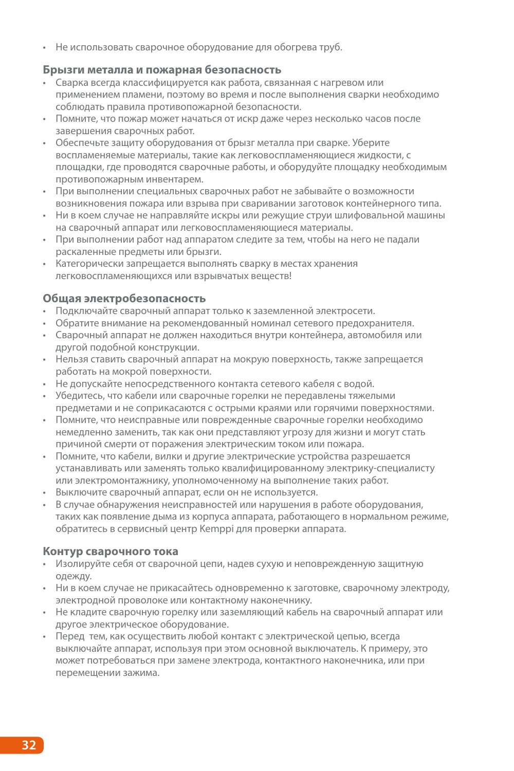- Не использовать сварочное оборудование для обогрева труб.

### Брызги металла и пожарная безопасность

- Сварка всегда классифицируется как работа, связанная с нагревом или применением пламени, поэтому во время и после выполнения сварки необходимо соблюдать правила противопожарной безопасности.
- Помните, что пожар может начаться от искр даже через несколько часов после завершения сварочных работ.
- Обеспечьте защиту оборудования от брызг металла при сварке. Уберите воспламеняемые материалы, такие как легковоспламеняющиеся жидкости, с площадки, где проводятся сварочные работы, и оборудуйте площадку необходимым противопожарным инвентарем.
- При выполнении специальных сварочных работ не забывайте о возможности возникновения пожара или взрыва при сваривании заготовок контейнерного типа.
- Ни в коем случае не направляйте искры или режущие струи шлифовальной машины на сварочный аппарат или легковоспламеняющиеся материалы.
- При выполнении работ над аппаратом следите за тем, чтобы на него не падали раскаленные предметы или брызги.
- Категорически запрещается выполнять сварку в местах хранения легковоспламеняющихся или взрывчатых веществ!

### Общая электробезопасность

- Подключайте сварочный аппарат только к заземленной электросети.
- Обратите внимание на рекомендованный номинал сетевого предохранителя.
- Сварочный аппарат не должен находиться внутри контейнера, автомобиля или другой подобной конструкции.
- Нельзя ставить сварочный аппарат на мокрую поверхность, также запрещается работать на мокрой поверхности.
- Не допускайте непосредственного контакта сетевого кабеля с водой.
- Убедитесь, что кабели или сварочные горелки не передавлены тяжелыми предметами и не соприкасаются с острыми краями или горячими поверхностями.
- Помните, что неисправные или поврежденные сварочные горелки необходимо немедленно заменить, так как они представляют угрозу для жизни и могут стать причиной смерти от поражения электрическим током или пожара.
- Помните, что кабели, вилки и другие электрические устройства разрешается устанавливать или заменять только квалифицированному электрику-специалисту или электромонтажнику, уполномоченному на выполнение таких работ.
- Выключите сварочный аппарат, если он не используется.
- В случае обнаружения неисправностей или нарушения в работе оборудования, таких как появление дыма из корпуса аппарата, работающего в нормальном режиме, обратитесь в сервисный центр Kemppi для проверки аппарата.

### Контур сварочного тока

- Изолируйте себя от сварочной цепи, надев сухую и неповрежденную защитную одежду.
- Ни в коем случае не прикасайтесь одновременно к заготовке, сварочному электроду, электродной проволоке или контактному наконечнику.
- Не кладите сварочную горелку или заземляющий кабель на сварочный аппарат или другое электрическое оборудование.
- Перед тем, как осуществить любой контакт с электрической цепью, всегда выключайте аппарат, используя при этом основной выключатель. К примеру, это может потребоваться при замене электрода, контактного наконечника, или при перемещении зажима.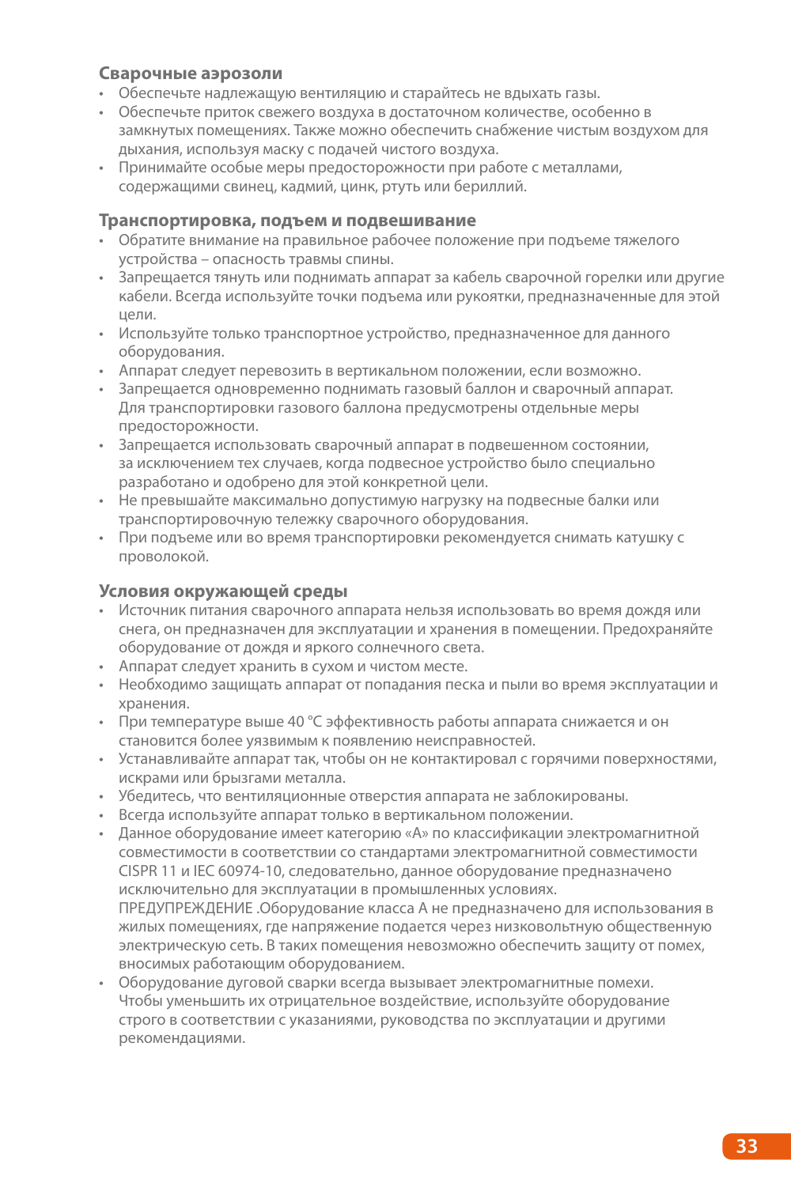### Сварочные аэрозоли

- Обеспечьте надлежащую вентиляцию и старайтесь не вдыхать газы.
- Обеспечьте приток свежего воздуха в достаточном количестве, особенно в замкнутых помещениях. Также можно обеспечить снабжение чистым воздухом для дыхания, используя маску с подачей чистого воздуха.
- Принимайте особые меры предосторожности при работе с металлами, содержащими свинец, кадмий, цинк, ртуть или бериллий.

### Транспортировка, подъем и подвешивание

- Обратите внимание на правильное рабочее положение при подъеме тяжелого устройства – опасность травмы спины.
- Запрещается тянуть или поднимать аппарат за кабель сварочной горелки или другие кабели. Всегда используйте точки подъема или рукоятки, предназначенные для этой цели.
- Используйте только транспортное устройство, предназначенное для данного оборудования.
- Аппарат следует перевозить в вертикальном положении, если возможно.
- Запрещается одновременно поднимать газовый баллон и сварочный аппарат. Для транспортировки газового баллона предусмотрены отдельные меры предосторожности.
- Запрещается использовать сварочный аппарат в подвешенном состоянии, за исключением тех случаев, когда подвесное устройство было специально разработано и одобрено для этой конкретной цели.
- Не превышайте максимально допустимую нагрузку на подвесные балки или транспортировочную тележку сварочного оборудования.
- При подъеме или во время транспортировки рекомендуется снимать катушку с проволокой.

### Условия окружающей среды

- Источник питания сварочного аппарата нельзя использовать во время дождя или снега, он предназначен для эксплуатации и хранения в помещении. Предохраняйте оборудование от дождя и яркого солнечного света.
- Аппарат следует хранить в сухом и чистом месте.
- Необходимо защищать аппарат от попадания песка и пыли во время эксплуатации и хранения.
- При температуре выше 40 °C эффективность работы аппарата снижается и он становится более уязвимым к появлению неисправностей.
- Устанавливайте аппарат так, чтобы он не контактировал с горячими поверхностями, искрами или брызгами металла.
- Убедитесь, что вентиляционные отверстия аппарата не заблокированы.
- Всегда используйте аппарат только в вертикальном положении.
- Данное оборудование имеет категорию «A» по классификации электромагнитной совместимости в соответствии со стандартами электромагнитной совместимости CISPR 11 и IEC 60974-10, следовательно, данное оборудование предназначено исключительно для эксплуатации в промышленных условиях.
  ПРЕДУПРЕЖДЕНИЕ .Оборудование класса A не предназначено для использования в жилых помещениях, где напряжение подается через низковольтную общественную электрическую сеть. В таких помещения невозможно обеспечить защиту от помех, вносимых работающим оборудованием.
- Оборудование дуговой сварки всегда вызывает электромагнитные помехи. Чтобы уменьшить их отрицательное воздействие, используйте оборудование строго в соответствии с указаниями, руководства по эксплуатации и другими рекомендациями.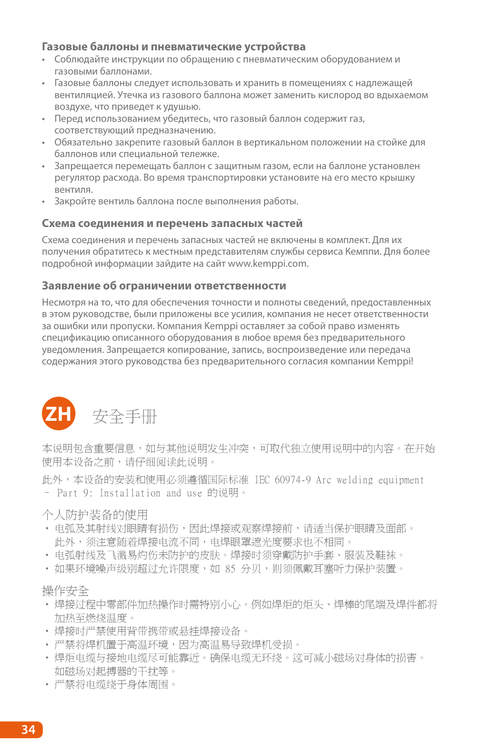### Газовые баллоны и пневматические устройства

- Соблюдайте инструкции по обращению с пневматическим оборудованием и газовыми баллонами.
- Газовые баллоны следует использовать и хранить в помещениях с надлежащей вентиляцией. Утечка из газового баллона может заменить кислород во вдыхаемом воздухе, что приведет к удушью.
- Перед использованием убедитесь, что газовый баллон содержит газ, соответствующий предназначению.
- Обязательно закрепите газовый баллон в вертикальном положении на стойке для баллонов или специальной тележке.
- Запрещается перемещать баллон с защитным газом, если на баллоне установлен регулятор расхода. Во время транспортировки установите на его место крышку вентиля.
- Закройте вентиль баллона после выполнения работы.

### Схема соединения и перечень запасных частей

Схема соединения и перечень запасных частей не включены в комплект. Для их получения обратитесь к местным представителям службы сервиса Кемппи. Для более подробной информации зайдите на сайт www.kemppi.com.

### Заявление об ограничении ответственности

Несмотря на то, что для обеспечения точности и полноты сведений, предоставленных в этом руководстве, были приложены все усилия, компания не несет ответственности за ошибки или пропуски. Компания Kemppi оставляет за собой право изменять спецификацию описанного оборудования в любое время без предварительного уведомления. Запрещается копирование, запись, воспроизведение или передача содержания этого руководства без предварительного согласия компании Kemppi!

# ZH 安全手册

本说明包含重要信息，如与其他说明发生冲突，可取代独立使用说明中的内容。在开始使用本设备之前，请仔细阅读此说明。

此外，本设备的安装和使用必须遵循国际标准 IEC 60974-9 Arc welding equipment – Part 9: Installation and use 的说明。

### 个人防护装备的使用

- 电弧及其射线对眼睛有损伤，因此焊接或观察焊接前，请适当保护眼睛及面部。此外，须注意随着焊接电流不同，电焊眼罩遮光度要求也不相同。
- 电弧射线及飞溅易灼伤未防护的皮肤。焊接时须穿戴防护手套、服装及鞋袜。
- 如果环境噪声级别超过允许限度，如 85 分贝，则须佩戴耳塞听力保护装置。

### 操作安全

- 焊接过程中零部件加热操作时需特别小心。例如焊炬的炬头、焊棒的尾端及焊件都将加热至燃烧温度。
- 焊接时严禁使用背带携带或悬挂焊接设备。
- 严禁将焊机置于高温环境，因为高温易导致焊机受损。
- 焊炬电缆与接地电缆尽可能靠近。确保电缆无环绕。这可减小磁场对身体的损害。如磁场对起搏器的干扰等。
- 严禁将电缆绕于身体周围。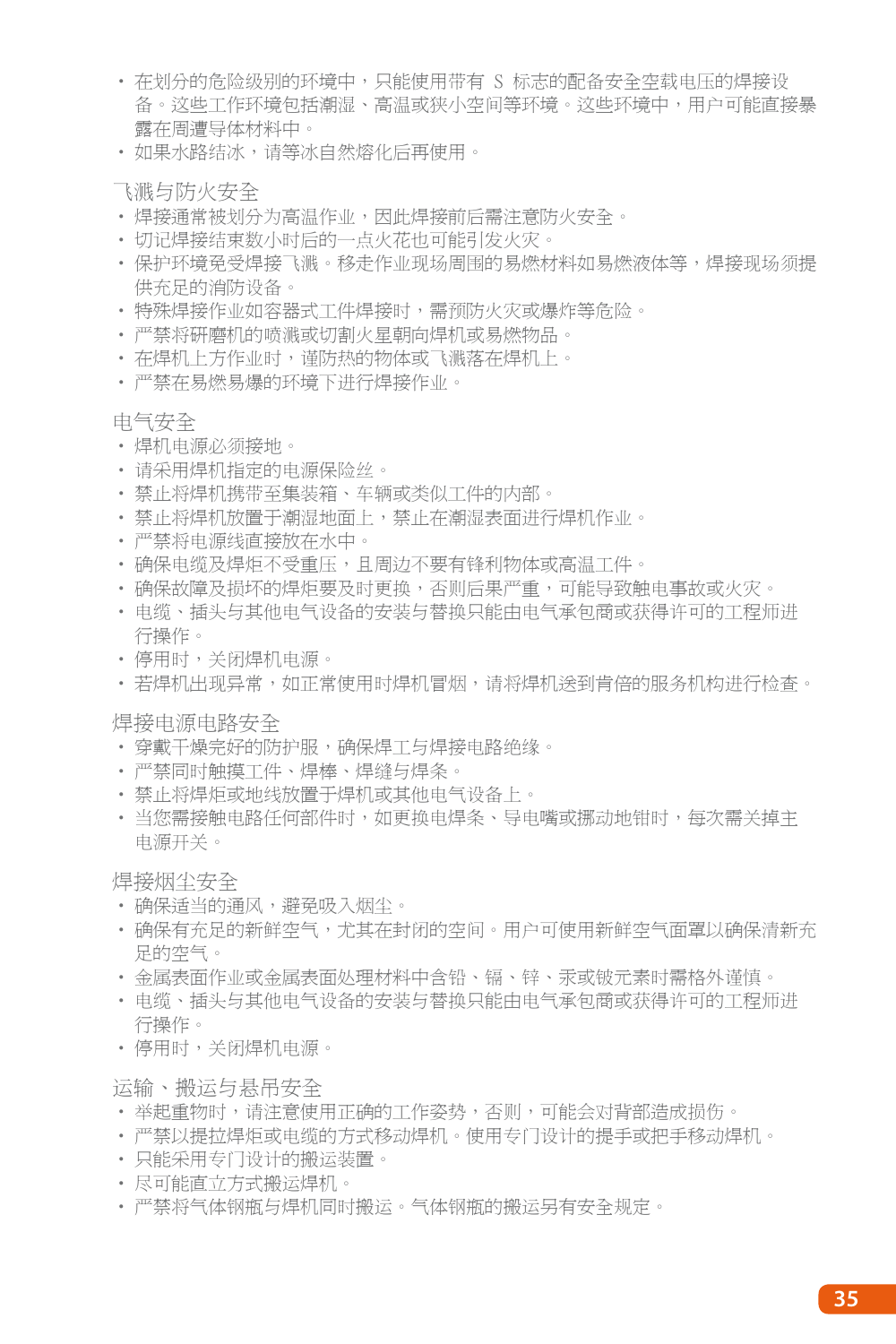- 在划分的危险级别的环境中，只能使用带有 S 标志的配备安全空载电压的焊接设备。这些工作环境包括潮湿、高温或狭小空间等环境。这些环境中，用户可能直接暴露在周遭导体材料中。
- 如果水路结冰，请等冰自然熔化后再使用。

## 飞溅与防火安全

- 焊接通常被划分为高温作业，因此焊接前后需注意防火安全。
- 切记焊接结束数小时后的一点火花也可能引发火灾。
- 保护环境免受焊接飞溅。移走作业现场周围的易燃材料如易燃液体等，焊接现场须提供充足的消防设备。
- 特殊焊接作业如容器式工件焊接时，需预防火灾或爆炸等危险。
- 严禁将研磨机的喷溅或切割火星朝向焊机或易燃物品。
- 在焊机上方作业时，谨防热的物体或飞溅落在焊机上。
- 严禁在易燃易爆的环境下进行焊接作业。

## 电气安全

- 焊机电源必须接地。
- 请采用焊机指定的电源保险丝。
- 禁止将焊机携带至集装箱、车辆或类似工件的内部。
- 禁止将焊机放置于潮湿地面上，禁止在潮湿表面进行焊机作业。
- 严禁将电源线直接放在水中。
- 确保电缆及焊炬不受重压，且周边不要有锋利物体或高温工件。
- 确保故障及损坏的焊炬要及时更换，否则后果严重，可能导致触电事故或火灾。
- 电缆、插头与其他电气设备的安装与替换只能由电气承包商或获得许可的工程师进行操作。
- 停用时，关闭焊机电源。
- 若焊机出现异常，如正常使用时焊机冒烟，请将焊机送到肯倍的服务机构进行检查。

## 焊接电源电路安全

- 穿戴干燥完好的防护服，确保焊工与焊接电路绝缘。
- 严禁同时触摸工件、焊棒、焊缝与焊条。
- 禁止将焊炬或地线放置于焊机或其他电气设备上。
- 当您需接触电路任何部件时，如更换电焊条、导电嘴或挪动地钳时，每次需关掉主电源开关。

## 焊接烟尘安全

- 确保适当的通风，避免吸入烟尘。
- 确保有充足的新鲜空气，尤其在封闭的空间。用户可使用新鲜空气面罩以确保清新充足的空气。
- 金属表面作业或金属表面处理材料中含铅、镉、锌、汞或铍元素时需格外谨慎。
- 电缆、插头与其他电气设备的安装与替换只能由电气承包商或获得许可的工程师进行操作。
- 停用时，关闭焊机电源。

## 运输、搬运与悬吊安全

- 举起重物时，请注意使用正确的工作姿势，否则，可能会对背部造成损伤。
- 严禁以提拉焊炬或电缆的方式移动焊机。使用专门设计的提手或把手移动焊机。
- 只能采用专门设计的搬运装置。
- 尽可能直立方式搬运焊机。
- 严禁将气体钢瓶与焊机同时搬运。气体钢瓶的搬运另有安全规定。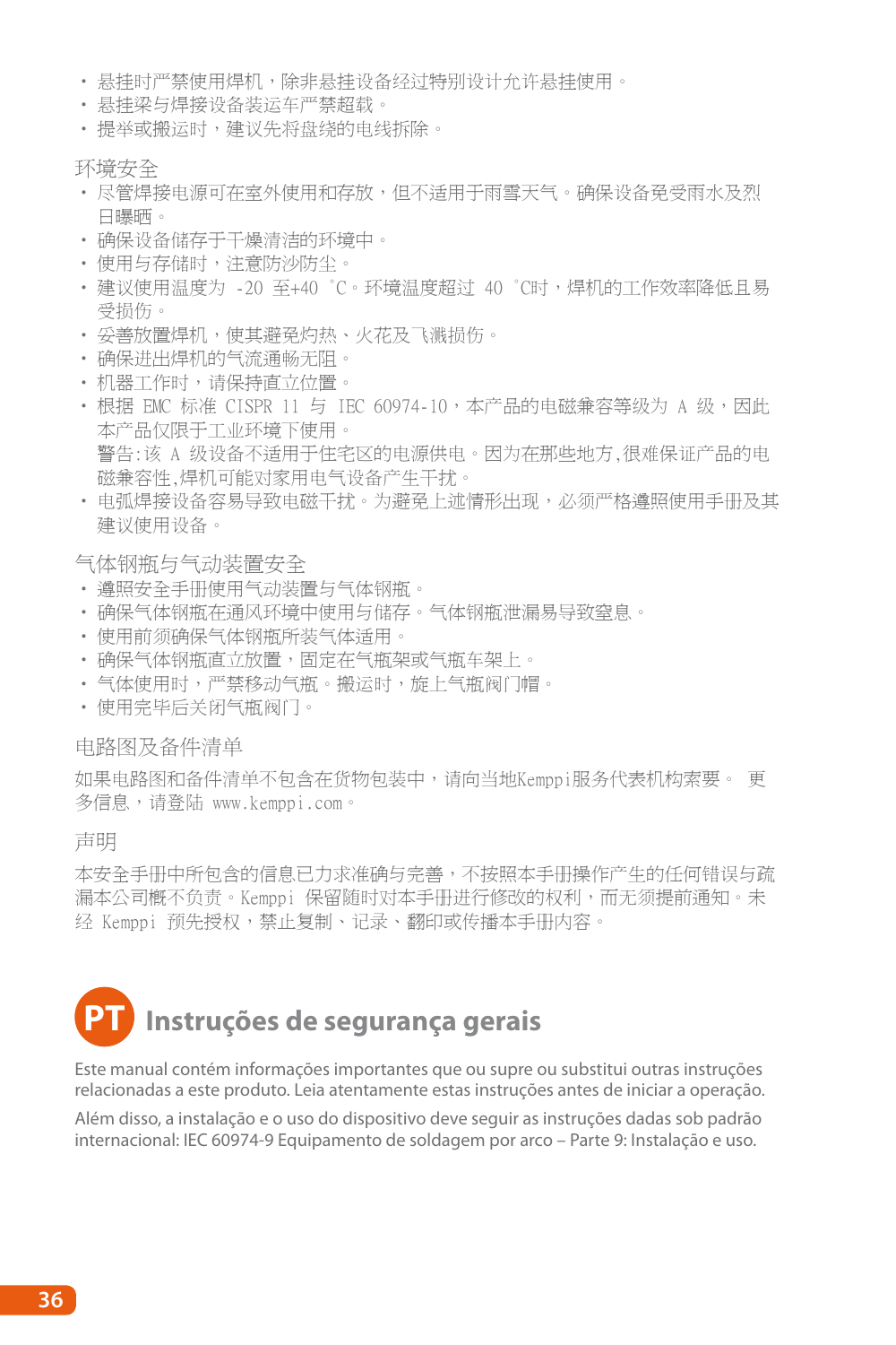- 悬挂时严禁使用焊机，除非悬挂设备经过特别设计允许悬挂使用。
- 悬挂梁与焊接设备装运车严禁超载。
- 提举或搬运时，建议先将盘绕的电线拆除。

## 环境安全

- 尽管焊接电源可在室外使用和存放，但不适用于雨雪天气。确保设备免受雨水及烈日曝晒。
- 确保设备储存于干燥清洁的环境中。
- 使用与存储时，注意防沙防尘。
- 建议使用温度为 -20 至+40 °C。环境温度超过 40 °C时，焊机的工作效率降低且易受损伤。
- 妥善放置焊机，使其避免灼热、火花及飞溅损伤。
- 确保进出焊机的气流通畅无阻。
- 机器工作时，请保持直立位置。
- 根据 EMC 标准 CISPR 11 与 IEC 60974-10，本产品的电磁兼容等级为 A 级，因此本产品仅限于工业环境下使用。
  警告:该 A 级设备不适用于住宅区的电源供电。因为在那些地方,很难保证产品的电磁兼容性,焊机可能对家用电气设备产生干扰。
- 电弧焊接设备容易导致电磁干扰。为避免上述情形出现，必须严格遵照使用手册及其建议使用设备。

## 气体钢瓶与气动装置安全

- 遵照安全手册使用气动装置与气体钢瓶。
- 确保气体钢瓶在通风环境中使用与储存。气体钢瓶泄漏易导致窒息。
- 使用前须确保气体钢瓶所装气体适用。
- 确保气体钢瓶直立放置，固定在气瓶架或气瓶车架上。
- 气体使用时，严禁移动气瓶。搬运时，旋上气瓶阀门帽。
- 使用完毕后关闭气瓶阀门。

## 电路图及备件清单

如果电路图和备件清单不包含在货物包装中，请向当地Kemppi服务代表机构索要。 更多信息，请登陆 www.kemppi.com。

## 声明

本安全手册中所包含的信息已力求准确与完善，不按照本手册操作产生的任何错误与疏漏本公司概不负责。Kemppi 保留随时对本手册进行修改的权利，而无须提前通知。未经 Kemppi 预先授权，禁止复制、记录、翻印或传播本手册内容。

# PT Instruções de segurança gerais

Este manual contém informações importantes que ou supre ou substitui outras instruções relacionadas a este produto. Leia atentamente estas instruções antes de iniciar a operação.

Além disso, a instalação e o uso do dispositivo deve seguir as instruções dadas sob padrão internacional: IEC 60974-9 Equipamento de soldagem por arco – Parte 9: Instalação e uso.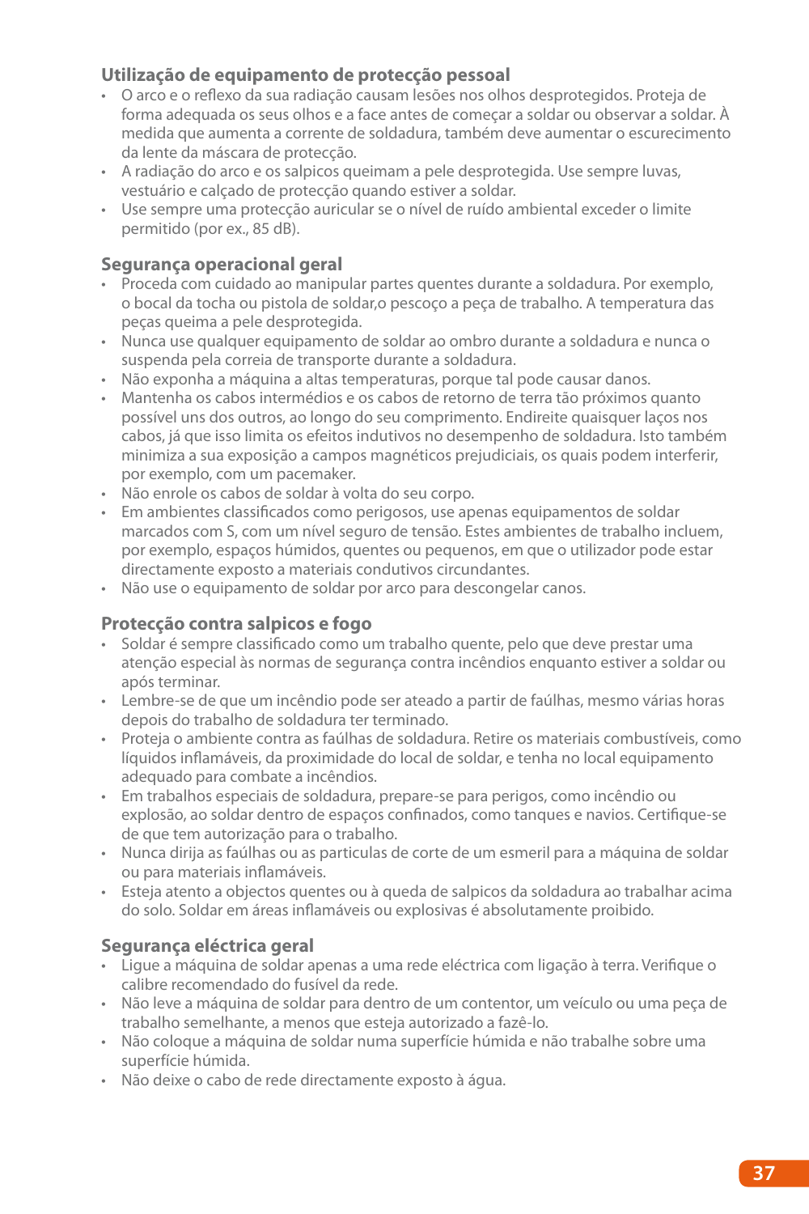### Utilização de equipamento de protecção pessoal

- O arco e o reflexo da sua radiação causam lesões nos olhos desprotegidos. Proteja de forma adequada os seus olhos e a face antes de começar a soldar ou observar a soldar. À medida que aumenta a corrente de soldadura, também deve aumentar o escurecimento da lente da máscara de protecção.
- A radiação do arco e os salpicos queimam a pele desprotegida. Use sempre luvas, vestuário e calçado de protecção quando estiver a soldar.
- Use sempre uma protecção auricular se o nível de ruído ambiental exceder o limite permitido (por ex., 85 dB).

### Segurança operacional geral

- Proceda com cuidado ao manipular partes quentes durante a soldadura. Por exemplo, o bocal da tocha ou pistola de soldar,o pescoço a peça de trabalho. A temperatura das peças queima a pele desprotegida.
- Nunca use qualquer equipamento de soldar ao ombro durante a soldadura e nunca o suspenda pela correia de transporte durante a soldadura.
- Não exponha a máquina a altas temperaturas, porque tal pode causar danos.
- Mantenha os cabos intermédios e os cabos de retorno de terra tão próximos quanto possível uns dos outros, ao longo do seu comprimento. Endireite quaisquer laços nos cabos, já que isso limita os efeitos indutivos no desempenho de soldadura. Isto também minimiza a sua exposição a campos magnéticos prejudiciais, os quais podem interferir, por exemplo, com um pacemaker.
- Não enrole os cabos de soldar à volta do seu corpo.
- Em ambientes classificados como perigosos, use apenas equipamentos de soldar marcados com S, com um nível seguro de tensão. Estes ambientes de trabalho incluem, por exemplo, espaços húmidos, quentes ou pequenos, em que o utilizador pode estar directamente exposto a materiais condutivos circundantes.
- Não use o equipamento de soldar por arco para descongelar canos.

### Protecção contra salpicos e fogo

- Soldar é sempre classificado como um trabalho quente, pelo que deve prestar uma atenção especial às normas de segurança contra incêndios enquanto estiver a soldar ou após terminar.
- Lembre-se de que um incêndio pode ser ateado a partir de faúlhas, mesmo várias horas depois do trabalho de soldadura ter terminado.
- Proteja o ambiente contra as faúlhas de soldadura. Retire os materiais combustíveis, como líquidos inflamáveis, da proximidade do local de soldar, e tenha no local equipamento adequado para combate a incêndios.
- Em trabalhos especiais de soldadura, prepare-se para perigos, como incêndio ou explosão, ao soldar dentro de espaços confinados, como tanques e navios. Certifique-se de que tem autorização para o trabalho.
- Nunca dirija as faúlhas ou as particulas de corte de um esmeril para a máquina de soldar ou para materiais inflamáveis.
- Esteja atento a objectos quentes ou à queda de salpicos da soldadura ao trabalhar acima do solo. Soldar em áreas inflamáveis ou explosivas é absolutamente proibido.

### Segurança eléctrica geral

- Ligue a máquina de soldar apenas a uma rede eléctrica com ligação à terra. Verifique o calibre recomendado do fusível da rede.
- Não leve a máquina de soldar para dentro de um contentor, um veículo ou uma peça de trabalho semelhante, a menos que esteja autorizado a fazê-lo.
- Não coloque a máquina de soldar numa superfície húmida e não trabalhe sobre uma superfície húmida.
- Não deixe o cabo de rede directamente exposto à água.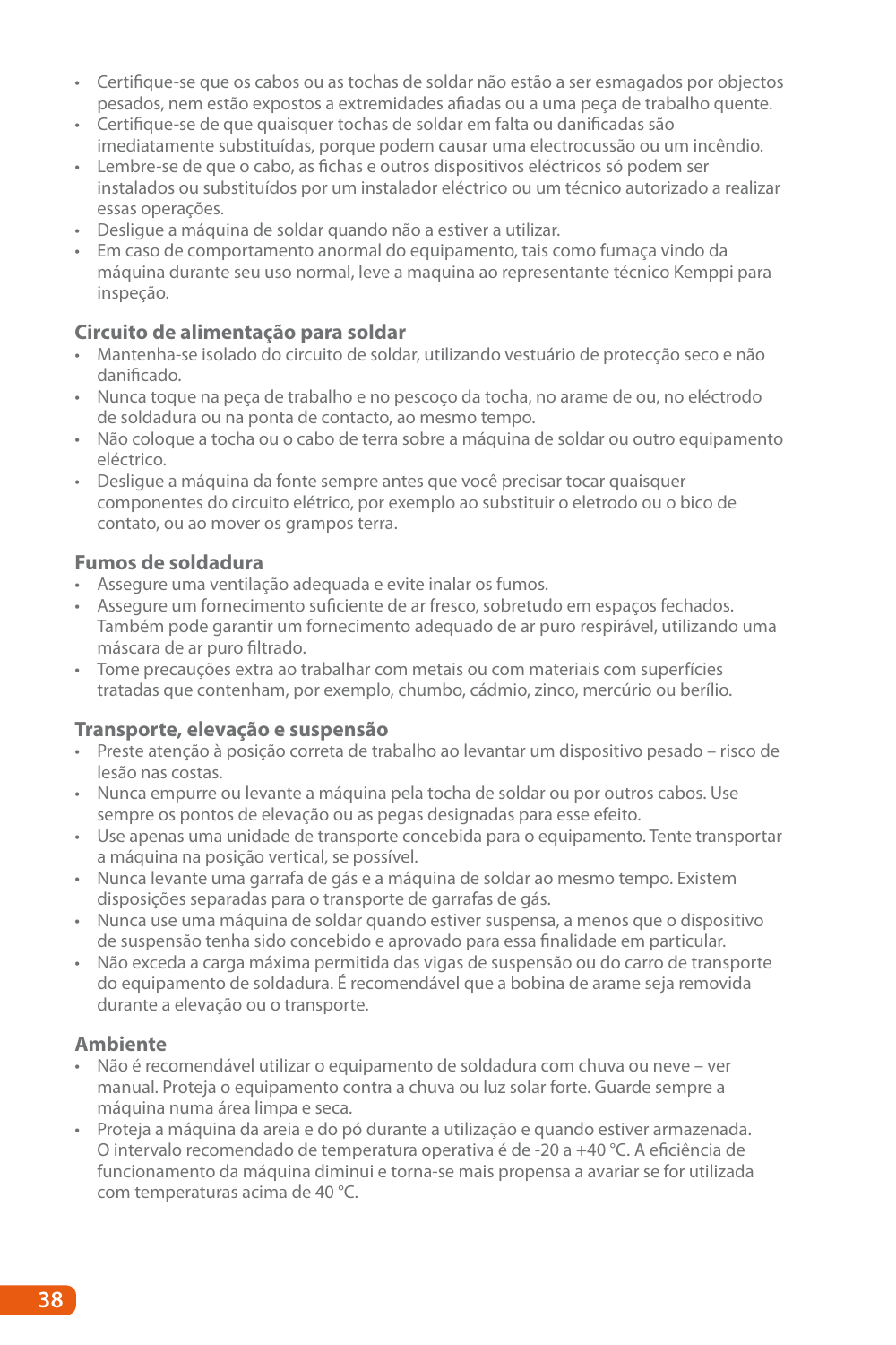- Certifique-se que os cabos ou as tochas de soldar não estão a ser esmagados por objectos pesados, nem estão expostos a extremidades afiadas ou a uma peça de trabalho quente.
- Certifique-se de que quaisquer tochas de soldar em falta ou danificadas são imediatamente substituídas, porque podem causar uma electrocussão ou um incêndio.
- Lembre-se de que o cabo, as fichas e outros dispositivos eléctricos só podem ser instalados ou substituídos por um instalador eléctrico ou um técnico autorizado a realizar essas operações.
- Desligue a máquina de soldar quando não a estiver a utilizar.
- Em caso de comportamento anormal do equipamento, tais como fumaça vindo da máquina durante seu uso normal, leve a maquina ao representante técnico Kemppi para inspeção.

### Circuito de alimentação para soldar

- Mantenha-se isolado do circuito de soldar, utilizando vestuário de protecção seco e não danificado.
- Nunca toque na peça de trabalho e no pescoço da tocha, no arame de ou, no eléctrodo de soldadura ou na ponta de contacto, ao mesmo tempo.
- Não coloque a tocha ou o cabo de terra sobre a máquina de soldar ou outro equipamento eléctrico.
- Desligue a máquina da fonte sempre antes que você precisar tocar quaisquer componentes do circuito elétrico, por exemplo ao substituir o eletrodo ou o bico de contato, ou ao mover os grampos terra.

### Fumos de soldadura

- Assegure uma ventilação adequada e evite inalar os fumos.
- Assegure um fornecimento suficiente de ar fresco, sobretudo em espaços fechados. Também pode garantir um fornecimento adequado de ar puro respirável, utilizando uma máscara de ar puro filtrado.
- Tome precauções extra ao trabalhar com metais ou com materiais com superfícies tratadas que contenham, por exemplo, chumbo, cádmio, zinco, mercúrio ou berílio.

### Transporte, elevação e suspensão

- Preste atenção à posição correta de trabalho ao levantar um dispositivo pesado – risco de lesão nas costas.
- Nunca empurre ou levante a máquina pela tocha de soldar ou por outros cabos. Use sempre os pontos de elevação ou as pegas designadas para esse efeito.
- Use apenas uma unidade de transporte concebida para o equipamento. Tente transportar a máquina na posição vertical, se possível.
- Nunca levante uma garrafa de gás e a máquina de soldar ao mesmo tempo. Existem disposições separadas para o transporte de garrafas de gás.
- Nunca use uma máquina de soldar quando estiver suspensa, a menos que o dispositivo de suspensão tenha sido concebido e aprovado para essa finalidade em particular.
- Não exceda a carga máxima permitida das vigas de suspensão ou do carro de transporte do equipamento de soldadura. É recomendável que a bobina de arame seja removida durante a elevação ou o transporte.

### Ambiente

- Não é recomendável utilizar o equipamento de soldadura com chuva ou neve – ver manual. Proteja o equipamento contra a chuva ou luz solar forte. Guarde sempre a máquina numa área limpa e seca.
- Proteja a máquina da areia e do pó durante a utilização e quando estiver armazenada. O intervalo recomendado de temperatura operativa é de -20 a +40 °C. A eficiência de funcionamento da máquina diminui e torna-se mais propensa a avariar se for utilizada com temperaturas acima de 40 °C.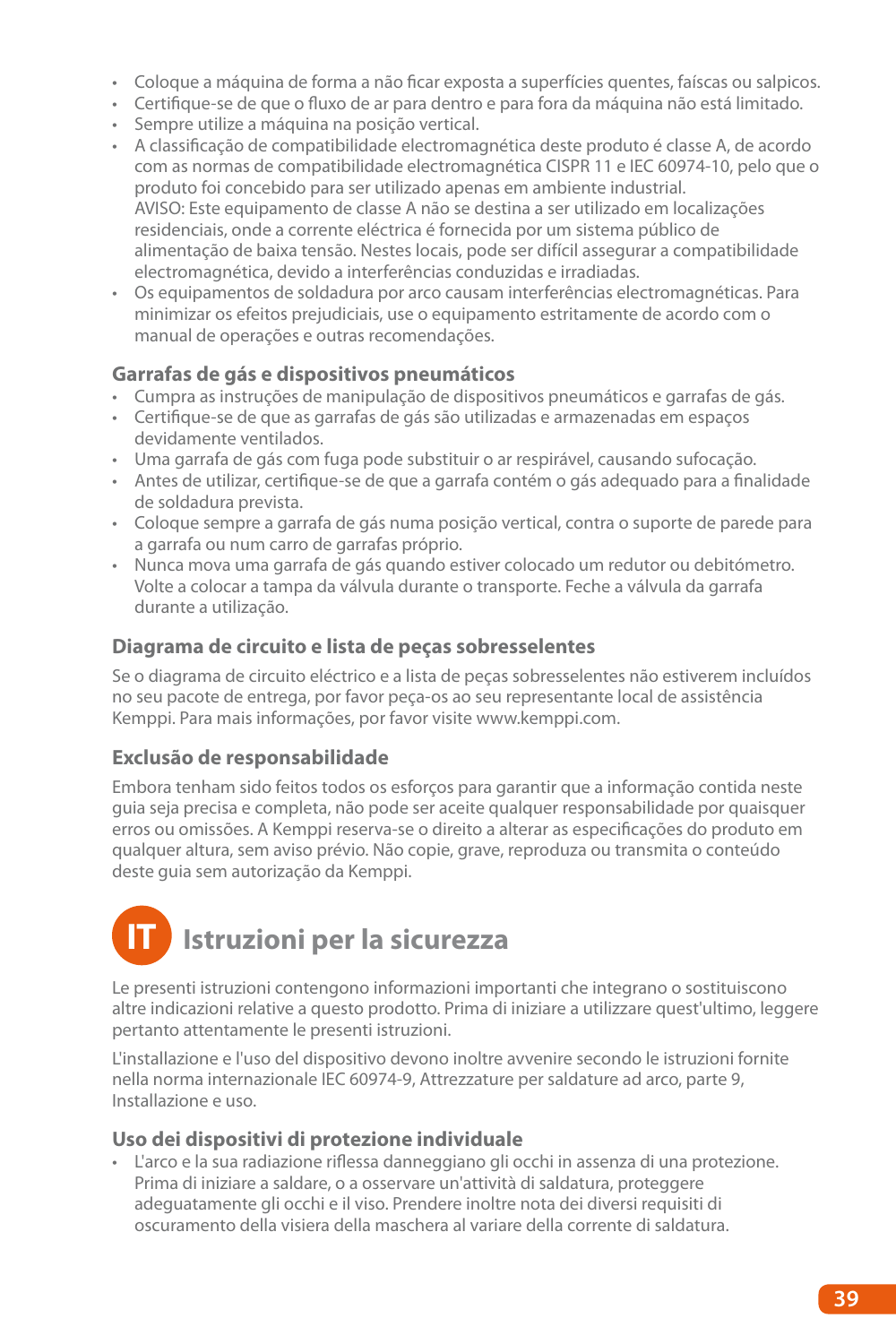- Coloque a máquina de forma a não ficar exposta a superfícies quentes, faíscas ou salpicos.
- Certifique-se de que o fluxo de ar para dentro e para fora da máquina não está limitado.
- Sempre utilize a máquina na posição vertical.
- A classificação de compatibilidade electromagnética deste produto é classe A, de acordo com as normas de compatibilidade electromagnética CISPR 11 e IEC 60974-10, pelo que o produto foi concebido para ser utilizado apenas em ambiente industrial.
  AVISO: Este equipamento de classe A não se destina a ser utilizado em localizações residenciais, onde a corrente eléctrica é fornecida por um sistema público de alimentação de baixa tensão. Nestes locais, pode ser difícil assegurar a compatibilidade electromagnética, devido a interferências conduzidas e irradiadas.
- Os equipamentos de soldadura por arco causam interferências electromagnéticas. Para minimizar os efeitos prejudiciais, use o equipamento estritamente de acordo com o manual de operações e outras recomendações.

### Garrafas de gás e dispositivos pneumáticos

- Cumpra as instruções de manipulação de dispositivos pneumáticos e garrafas de gás.
- Certifique-se de que as garrafas de gás são utilizadas e armazenadas em espaços devidamente ventilados.
- Uma garrafa de gás com fuga pode substituir o ar respirável, causando sufocação.
- Antes de utilizar, certifique-se de que a garrafa contém o gás adequado para a finalidade de soldadura prevista.
- Coloque sempre a garrafa de gás numa posição vertical, contra o suporte de parede para a garrafa ou num carro de garrafas próprio.
- Nunca mova uma garrafa de gás quando estiver colocado um redutor ou debitómetro. Volte a colocar a tampa da válvula durante o transporte. Feche a válvula da garrafa durante a utilização.

### Diagrama de circuito e lista de peças sobresselentes

Se o diagrama de circuito eléctrico e a lista de peças sobresselentes não estiverem incluídos no seu pacote de entrega, por favor peça-os ao seu representante local de assistência Kemppi. Para mais informações, por favor visite www.kemppi.com.

### Exclusão de responsabilidade

Embora tenham sido feitos todos os esforços para garantir que a informação contida neste guia seja precisa e completa, não pode ser aceite qualquer responsabilidade por quaisquer erros ou omissões. A Kemppi reserva-se o direito a alterar as especificações do produto em qualquer altura, sem aviso prévio. Não copie, grave, reproduza ou transmita o conteúdo deste guia sem autorização da Kemppi.

## IT Istruzioni per la sicurezza

Le presenti istruzioni contengono informazioni importanti che integrano o sostituiscono altre indicazioni relative a questo prodotto. Prima di iniziare a utilizzare quest'ultimo, leggere pertanto attentamente le presenti istruzioni.

L'installazione e l'uso del dispositivo devono inoltre avvenire secondo le istruzioni fornite nella norma internazionale IEC 60974-9, Attrezzature per saldature ad arco, parte 9, Installazione e uso.

### Uso dei dispositivi di protezione individuale

- L'arco e la sua radiazione riflessa danneggiano gli occhi in assenza di una protezione. Prima di iniziare a saldare, o a osservare un'attività di saldatura, proteggere adeguatamente gli occhi e il viso. Prendere inoltre nota dei diversi requisiti di oscuramento della visiera della maschera al variare della corrente di saldatura.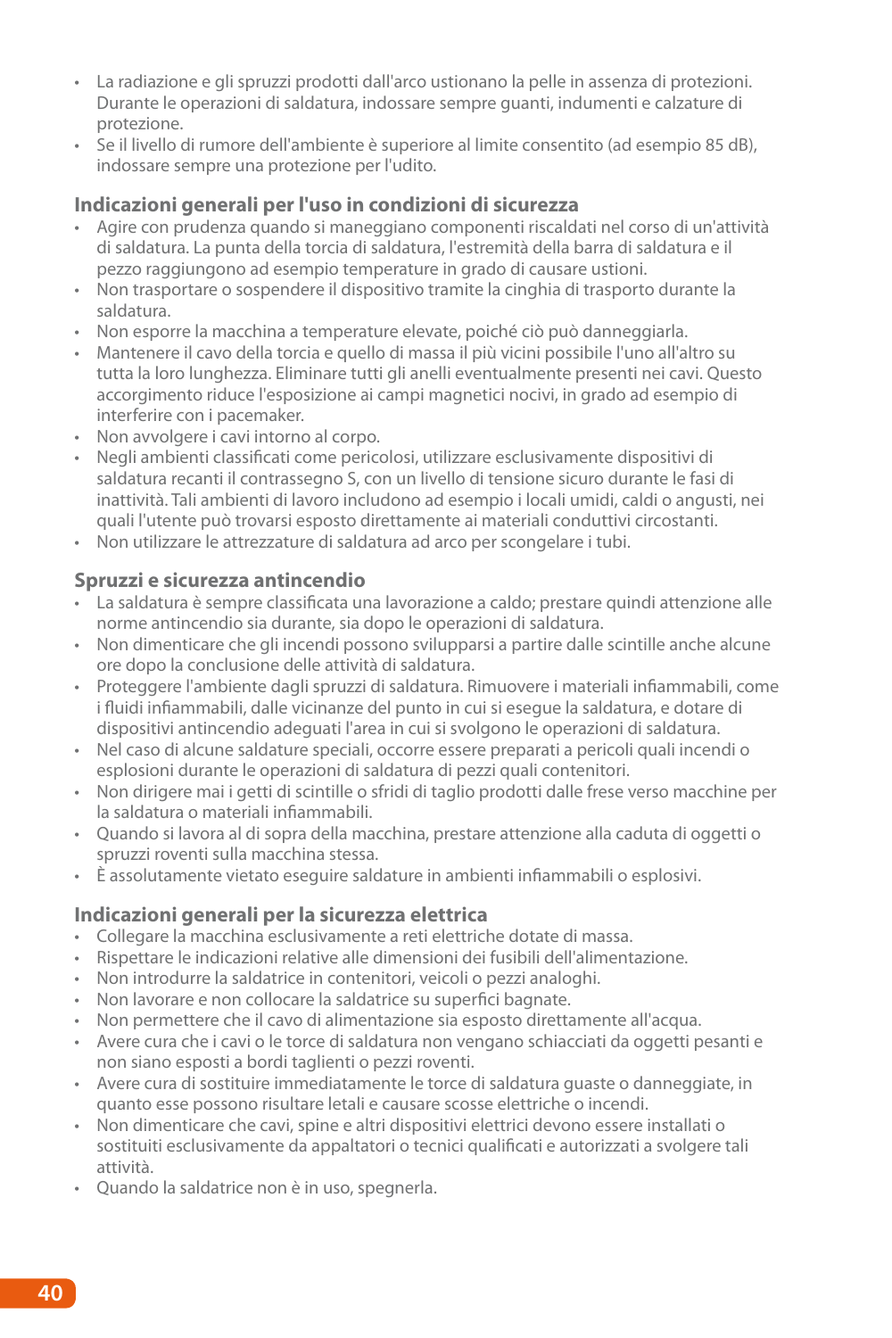- La radiazione e gli spruzzi prodotti dall'arco ustionano la pelle in assenza di protezioni. Durante le operazioni di saldatura, indossare sempre guanti, indumenti e calzature di protezione.
- Se il livello di rumore dell'ambiente è superiore al limite consentito (ad esempio 85 dB), indossare sempre una protezione per l'udito.

## Indicazioni generali per l'uso in condizioni di sicurezza

- Agire con prudenza quando si maneggiano componenti riscaldati nel corso di un'attività di saldatura. La punta della torcia di saldatura, l'estremità della barra di saldatura e il pezzo raggiungono ad esempio temperature in grado di causare ustioni.
- Non trasportare o sospendere il dispositivo tramite la cinghia di trasporto durante la saldatura.
- Non esporre la macchina a temperature elevate, poiché ciò può danneggiarla.
- Mantenere il cavo della torcia e quello di massa il più vicini possibile l'uno all'altro su tutta la loro lunghezza. Eliminare tutti gli anelli eventualmente presenti nei cavi. Questo accorgimento riduce l'esposizione ai campi magnetici nocivi, in grado ad esempio di interferire con i pacemaker.
- Non avvolgere i cavi intorno al corpo.
- Negli ambienti classificati come pericolosi, utilizzare esclusivamente dispositivi di saldatura recanti il contrassegno S, con un livello di tensione sicuro durante le fasi di inattività. Tali ambienti di lavoro includono ad esempio i locali umidi, caldi o angusti, nei quali l'utente può trovarsi esposto direttamente ai materiali conduttivi circostanti.
- Non utilizzare le attrezzature di saldatura ad arco per scongelare i tubi.

## Spruzzi e sicurezza antincendio

- La saldatura è sempre classificata una lavorazione a caldo; prestare quindi attenzione alle norme antincendio sia durante, sia dopo le operazioni di saldatura.
- Non dimenticare che gli incendi possono svilupparsi a partire dalle scintille anche alcune ore dopo la conclusione delle attività di saldatura.
- Proteggere l'ambiente dagli spruzzi di saldatura. Rimuovere i materiali infiammabili, come i fluidi infiammabili, dalle vicinanze del punto in cui si esegue la saldatura, e dotare di dispositivi antincendio adeguati l'area in cui si svolgono le operazioni di saldatura.
- Nel caso di alcune saldature speciali, occorre essere preparati a pericoli quali incendi o esplosioni durante le operazioni di saldatura di pezzi quali contenitori.
- Non dirigere mai i getti di scintille o sfridi di taglio prodotti dalle frese verso macchine per la saldatura o materiali infiammabili.
- Quando si lavora al di sopra della macchina, prestare attenzione alla caduta di oggetti o spruzzi roventi sulla macchina stessa.
- È assolutamente vietato eseguire saldature in ambienti infiammabili o esplosivi.

## Indicazioni generali per la sicurezza elettrica

- Collegare la macchina esclusivamente a reti elettriche dotate di massa.
- Rispettare le indicazioni relative alle dimensioni dei fusibili dell'alimentazione.
- Non introdurre la saldatrice in contenitori, veicoli o pezzi analoghi.
- Non lavorare e non collocare la saldatrice su superfici bagnate.
- Non permettere che il cavo di alimentazione sia esposto direttamente all'acqua.
- Avere cura che i cavi o le torce di saldatura non vengano schiacciati da oggetti pesanti e non siano esposti a bordi taglienti o pezzi roventi.
- Avere cura di sostituire immediatamente le torce di saldatura guaste o danneggiate, in quanto esse possono risultare letali e causare scosse elettriche o incendi.
- Non dimenticare che cavi, spine e altri dispositivi elettrici devono essere installati o sostituiti esclusivamente da appaltatori o tecnici qualificati e autorizzati a svolgere tali attività.
- Quando la saldatrice non è in uso, spegnerla.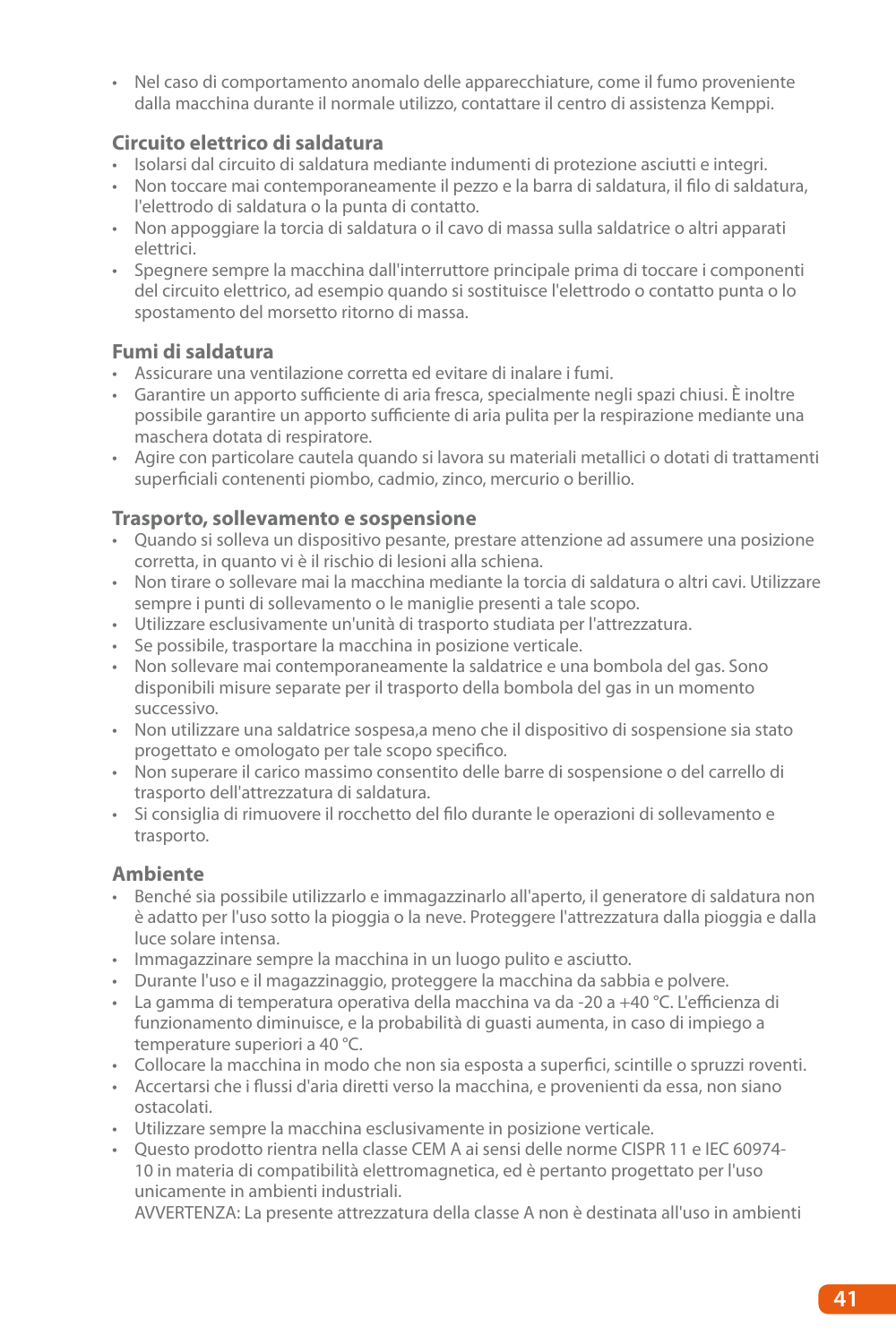- Nel caso di comportamento anomalo delle apparecchiature, come il fumo proveniente dalla macchina durante il normale utilizzo, contattare il centro di assistenza Kemppi.

### Circuito elettrico di saldatura

- Isolarsi dal circuito di saldatura mediante indumenti di protezione asciutti e integri.
- Non toccare mai contemporaneamente il pezzo e la barra di saldatura, il filo di saldatura, l'elettrodo di saldatura o la punta di contatto.
- Non appoggiare la torcia di saldatura o il cavo di massa sulla saldatrice o altri apparati elettrici.
- Spegnere sempre la macchina dall'interruttore principale prima di toccare i componenti del circuito elettrico, ad esempio quando si sostituisce l'elettrodo o contatto punta o lo spostamento del morsetto ritorno di massa.

### Fumi di saldatura

- Assicurare una ventilazione corretta ed evitare di inalare i fumi.
- Garantire un apporto sufficiente di aria fresca, specialmente negli spazi chiusi. È inoltre possibile garantire un apporto sufficiente di aria pulita per la respirazione mediante una maschera dotata di respiratore.
- Agire con particolare cautela quando si lavora su materiali metallici o dotati di trattamenti superficiali contenenti piombo, cadmio, zinco, mercurio o berillio.

### Trasporto, sollevamento e sospensione

- Quando si solleva un dispositivo pesante, prestare attenzione ad assumere una posizione corretta, in quanto vi è il rischio di lesioni alla schiena.
- Non tirare o sollevare mai la macchina mediante la torcia di saldatura o altri cavi. Utilizzare sempre i punti di sollevamento o le maniglie presenti a tale scopo.
- Utilizzare esclusivamente un'unità di trasporto studiata per l'attrezzatura.
- Se possibile, trasportare la macchina in posizione verticale.
- Non sollevare mai contemporaneamente la saldatrice e una bombola del gas. Sono disponibili misure separate per il trasporto della bombola del gas in un momento successivo.
- Non utilizzare una saldatrice sospesa,a meno che il dispositivo di sospensione sia stato progettato e omologato per tale scopo specifico.
- Non superare il carico massimo consentito delle barre di sospensione o del carrello di trasporto dell'attrezzatura di saldatura.
- Si consiglia di rimuovere il rocchetto del filo durante le operazioni di sollevamento e trasporto.

### Ambiente

- Benché sia possibile utilizzarlo e immagazzinarlo all'aperto, il generatore di saldatura non è adatto per l'uso sotto la pioggia o la neve. Proteggere l'attrezzatura dalla pioggia e dalla luce solare intensa.
- Immagazzinare sempre la macchina in un luogo pulito e asciutto.
- Durante l'uso e il magazzinaggio, proteggere la macchina da sabbia e polvere.
- La gamma di temperatura operativa della macchina va da -20 a +40 °C. L'efficienza di funzionamento diminuisce, e la probabilità di guasti aumenta, in caso di impiego a temperature superiori a 40 °C.
- Collocare la macchina in modo che non sia esposta a superfici, scintille o spruzzi roventi.
- Accertarsi che i flussi d'aria diretti verso la macchina, e provenienti da essa, non siano ostacolati.
- Utilizzare sempre la macchina esclusivamente in posizione verticale.
- Questo prodotto rientra nella classe CEM A ai sensi delle norme CISPR 11 e IEC 60974-10 in materia di compatibilità elettromagnetica, ed è pertanto progettato per l'uso unicamente in ambienti industriali.
  AVVERTENZA: La presente attrezzatura della classe A non è destinata all'uso in ambienti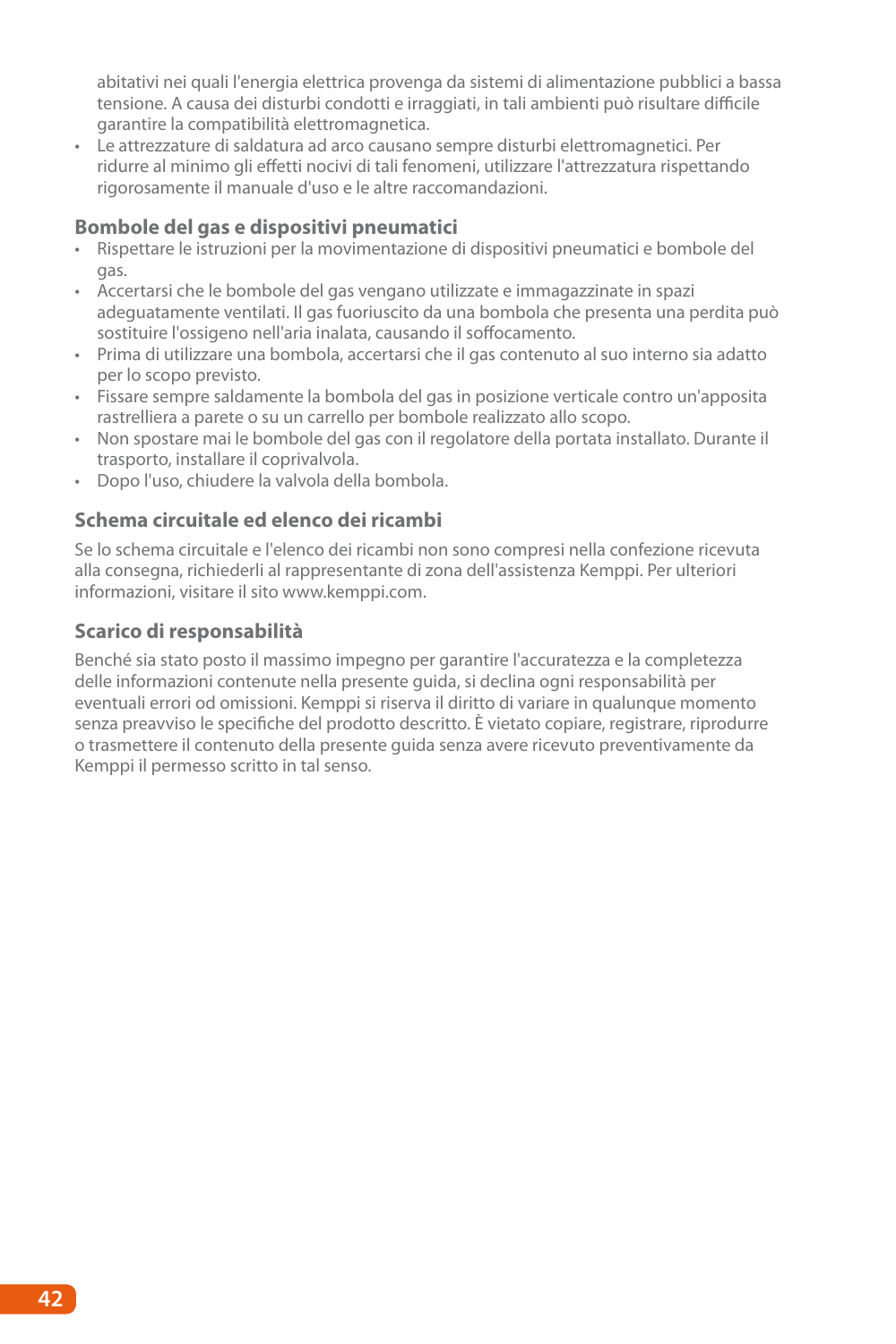abitativi nei quali l'energia elettrica provenga da sistemi di alimentazione pubblici a bassa tensione. A causa dei disturbi condotti e irraggiati, in tali ambienti può risultare difficile garantire la compatibilità elettromagnetica.

- Le attrezzature di saldatura ad arco causano sempre disturbi elettromagnetici. Per ridurre al minimo gli effetti nocivi di tali fenomeni, utilizzare l'attrezzatura rispettando rigorosamente il manuale d'uso e le altre raccomandazioni.

### Bombole del gas e dispositivi pneumatici

- Rispettare le istruzioni per la movimentazione di dispositivi pneumatici e bombole del gas.
- Accertarsi che le bombole del gas vengano utilizzate e immagazzinate in spazi adeguatamente ventilati. Il gas fuoriuscito da una bombola che presenta una perdita può sostituire l'ossigeno nell'aria inalata, causando il soffocamento.
- Prima di utilizzare una bombola, accertarsi che il gas contenuto al suo interno sia adatto per lo scopo previsto.
- Fissare sempre saldamente la bombola del gas in posizione verticale contro un'apposita rastrelliera a parete o su un carrello per bombole realizzato allo scopo.
- Non spostare mai le bombole del gas con il regolatore della portata installato. Durante il trasporto, installare il coprivalvola.
- Dopo l'uso, chiudere la valvola della bombola.

### Schema circuitale ed elenco dei ricambi

Se lo schema circuitale e l'elenco dei ricambi non sono compresi nella confezione ricevuta alla consegna, richiederli al rappresentante di zona dell'assistenza Kemppi. Per ulteriori informazioni, visitare il sito www.kemppi.com.

### Scarico di responsabilità

Benché sia stato posto il massimo impegno per garantire l'accuratezza e la completezza delle informazioni contenute nella presente guida, si declina ogni responsabilità per eventuali errori od omissioni. Kemppi si riserva il diritto di variare in qualunque momento senza preavviso le specifiche del prodotto descritto. È vietato copiare, registrare, riprodurre o trasmettere il contenuto della presente guida senza avere ricevuto preventivamente da Kemppi il permesso scritto in tal senso.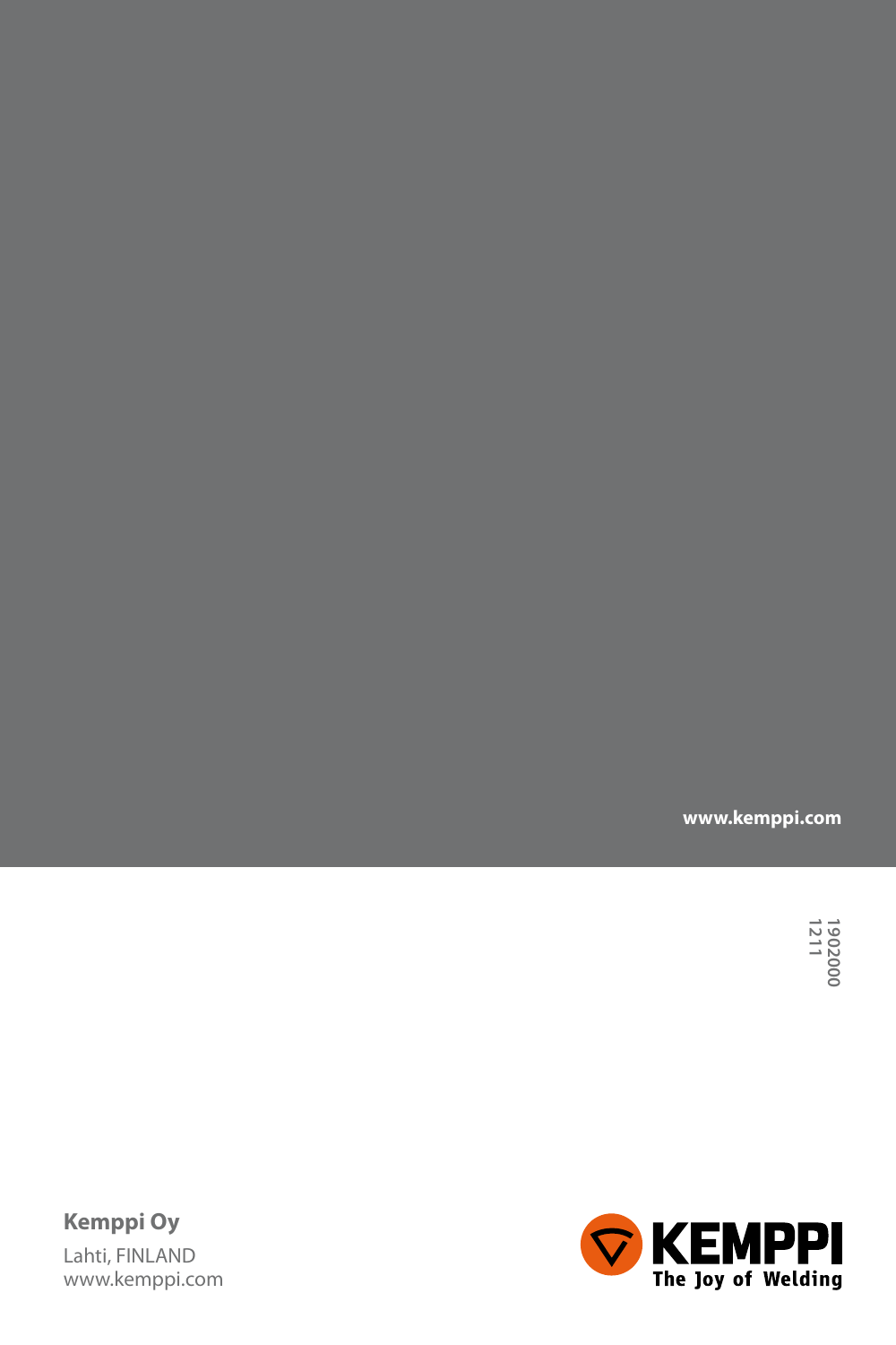www.kemppi.com

1902000
1211

**Kemppi Oy**
Lahti, FINLAND
www.kemppi.com

KEMPPI
The Joy of Welding